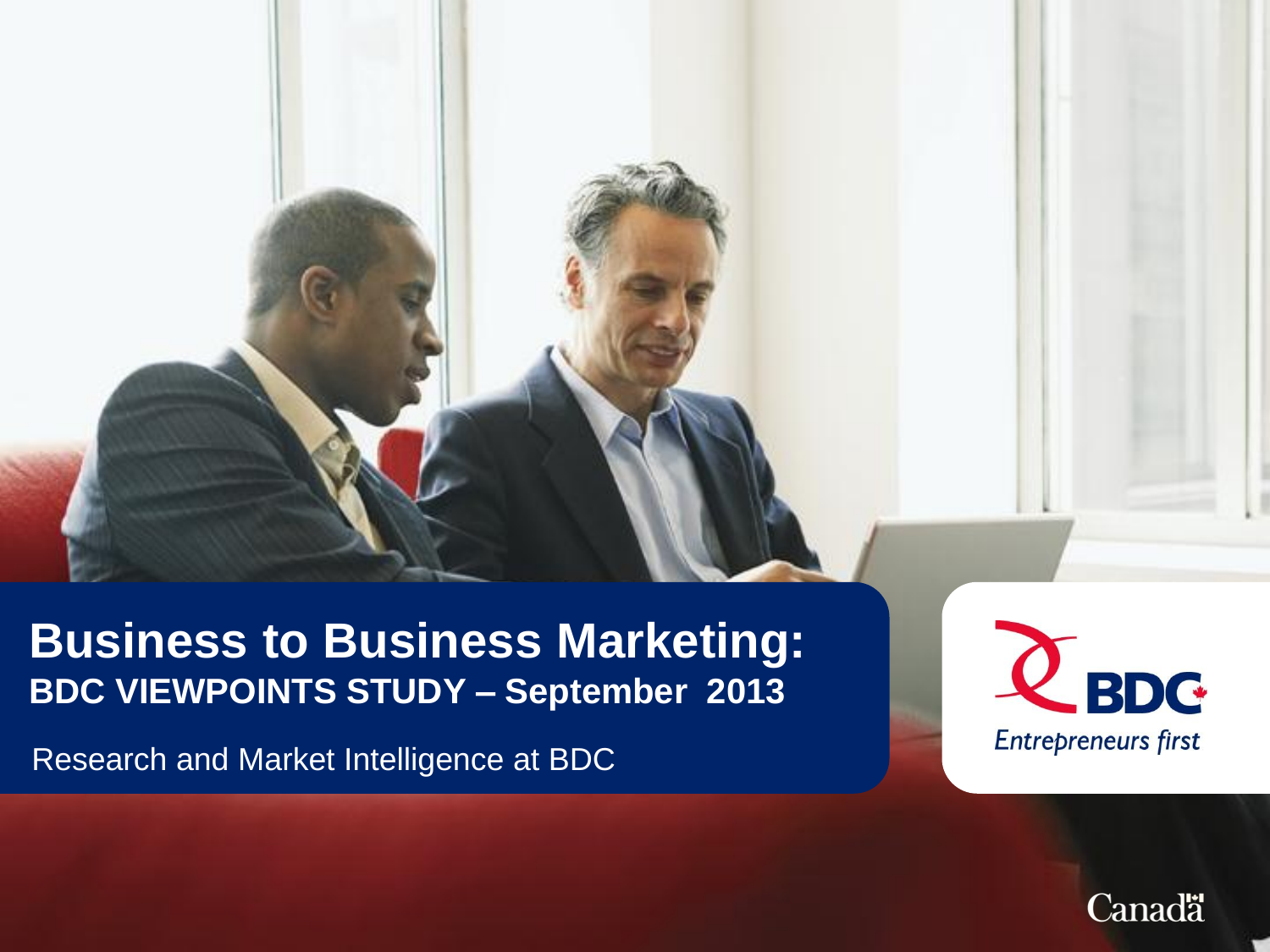# Business to Business Marketing:

**BDC VIEWPOINTS STUDY – September 2013**

Research and Market Intelligence at BDC

BDC

*Entrepreneurs first*

Canada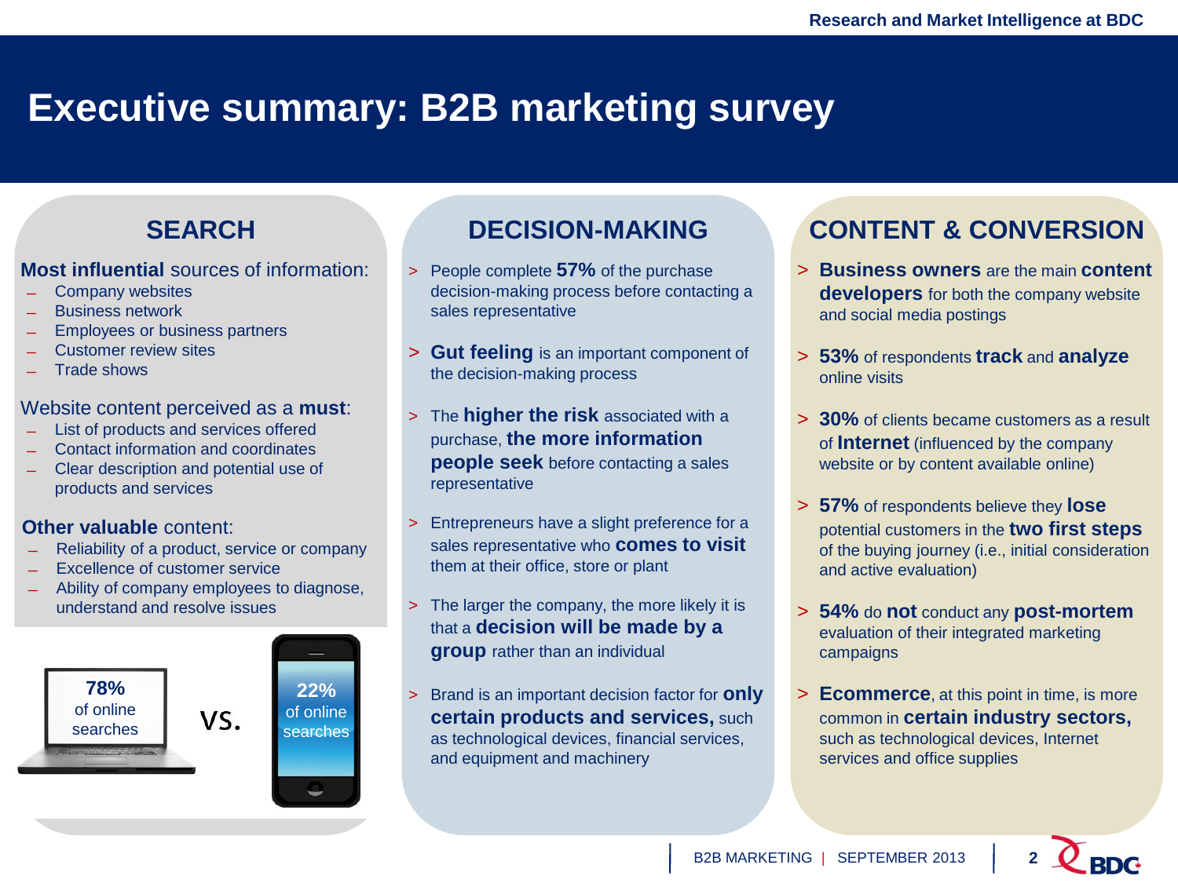# Executive summary: B2B marketing survey

## SEARCH

**Most influential** sources of information:

- Company websites
- Business network
- Employees or business partners
- Customer review sites
- Trade shows

Website content perceived as a **must**:

- List of products and services offered
- Contact information and coordinates
- Clear description and potential use of products and services

**Other valuable** content:

- Reliability of a product, service or company
- Excellence of customer service
- Ability of company employees to diagnose, understand and resolve issues

**78%** of online searches vs. **22%** of online searches

## DECISION-MAKING

- People complete **57%** of the purchase decision-making process before contacting a sales representative
- **Gut feeling** is an important component of the decision-making process
- The **higher the risk** associated with a purchase, **the more information people seek** before contacting a sales representative
- Entrepreneurs have a slight preference for a sales representative who **comes to visit** them at their office, store or plant
- The larger the company, the more likely it is that a **decision will be made by a group** rather than an individual
- Brand is an important decision factor for **only certain products and services,** such as technological devices, financial services, and equipment and machinery

## CONTENT & CONVERSION

- **Business owners** are the main **content developers** for both the company website and social media postings
- **53%** of respondents **track** and **analyze** online visits
- **30%** of clients became customers as a result of **Internet** (influenced by the company website or by content available online)
- **57%** of respondents believe they **lose** potential customers in the **two first steps** of the buying journey (i.e., initial consideration and active evaluation)
- **54%** do **not** conduct any **post-mortem** evaluation of their integrated marketing campaigns
- **Ecommerce**, at this point in time, is more common in **certain industry sectors,** such as technological devices, Internet services and office supplies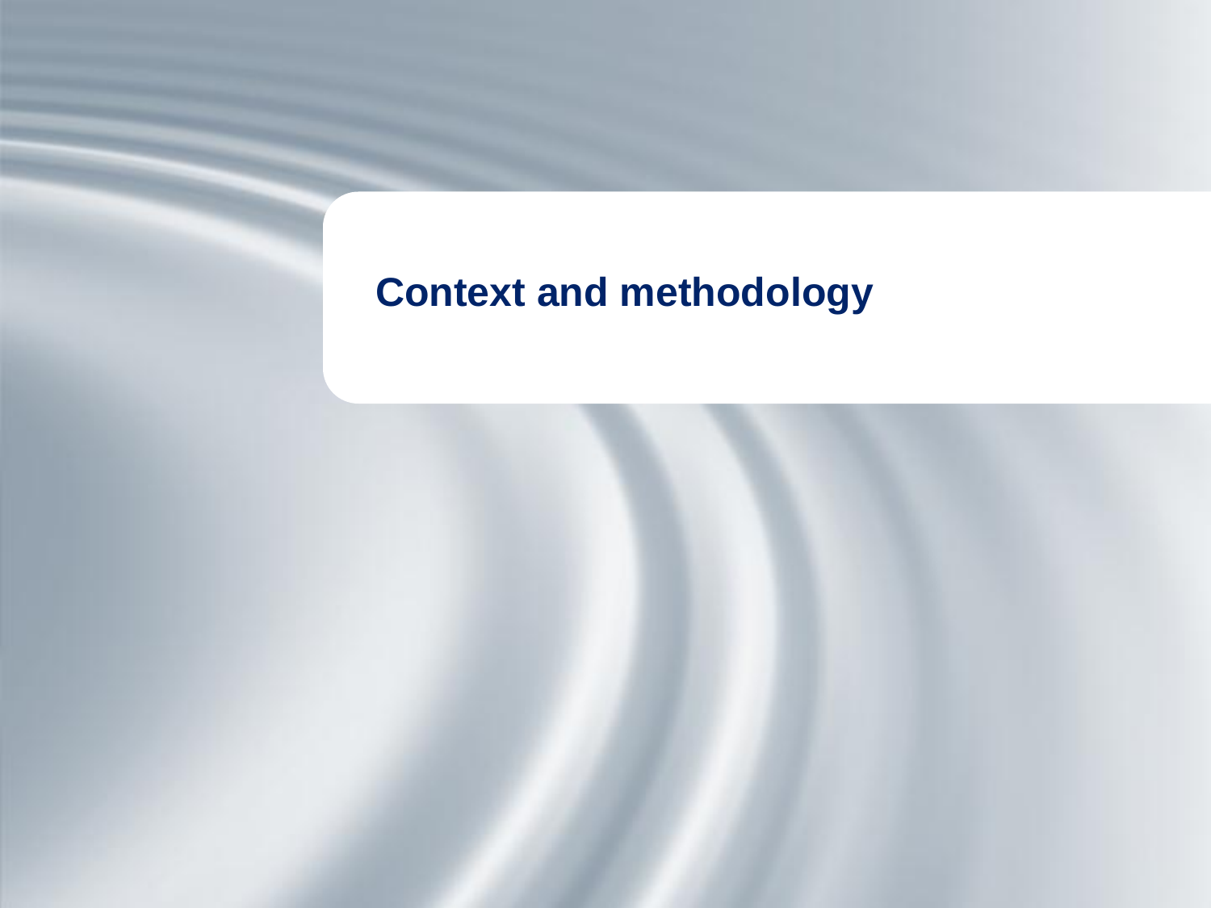# Context and methodology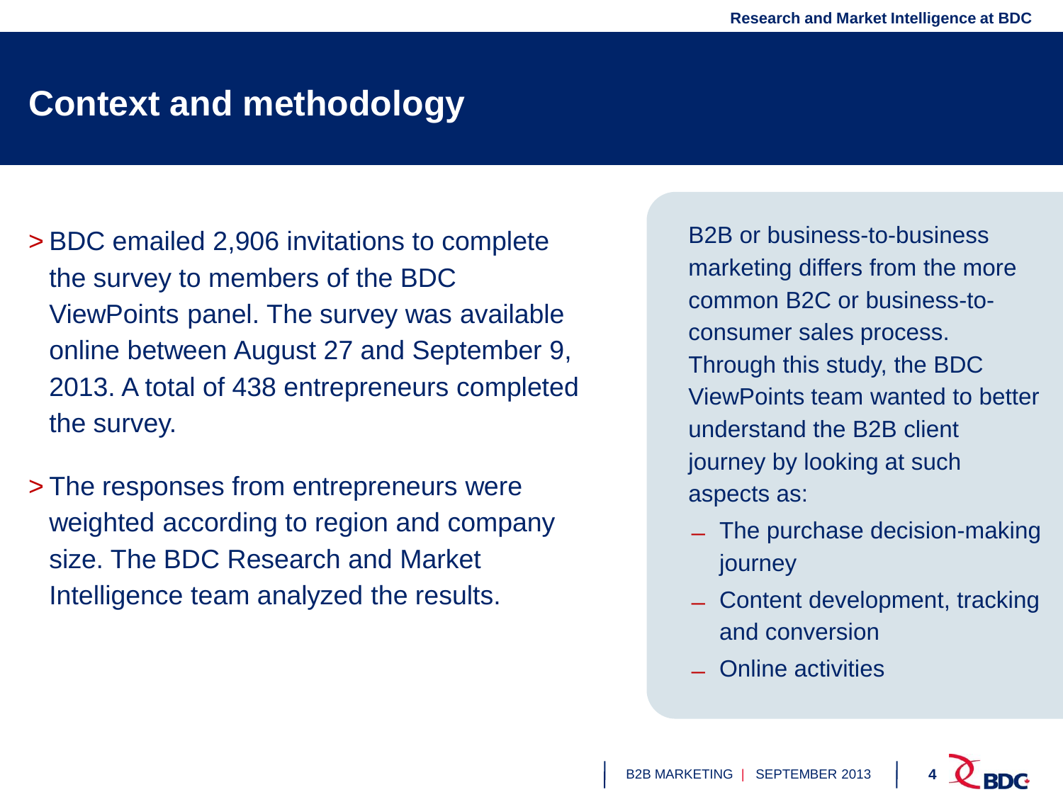# Context and methodology

- BDC emailed 2,906 invitations to complete the survey to members of the BDC ViewPoints panel. The survey was available online between August 27 and September 9, 2013. A total of 438 entrepreneurs completed the survey.
- The responses from entrepreneurs were weighted according to region and company size. The BDC Research and Market Intelligence team analyzed the results.

B2B or business-to-business marketing differs from the more common B2C or business-to-consumer sales process. Through this study, the BDC ViewPoints team wanted to better understand the B2B client journey by looking at such aspects as:

- The purchase decision-making journey
- Content development, tracking and conversion
- Online activities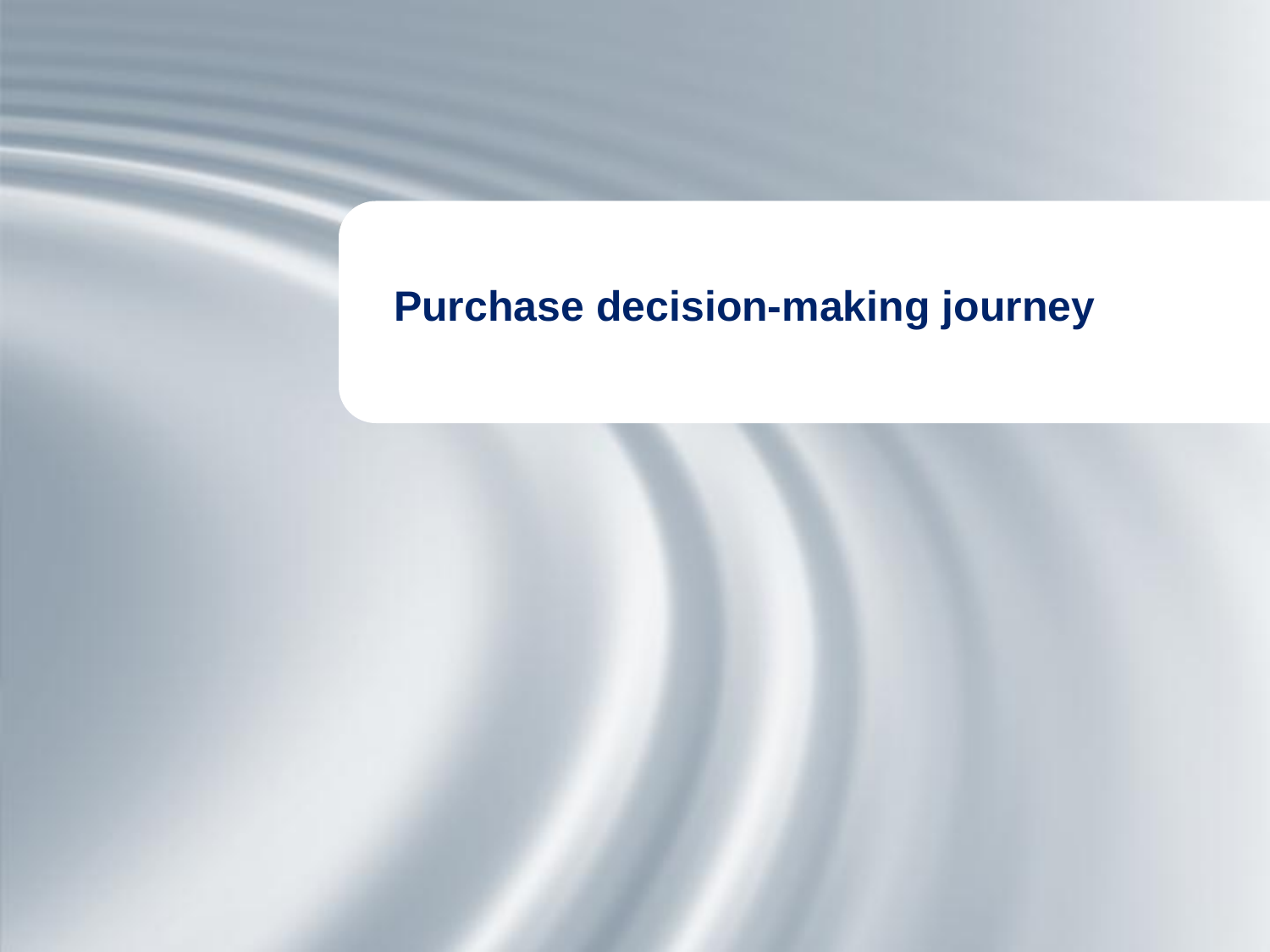# Purchase decision-making journey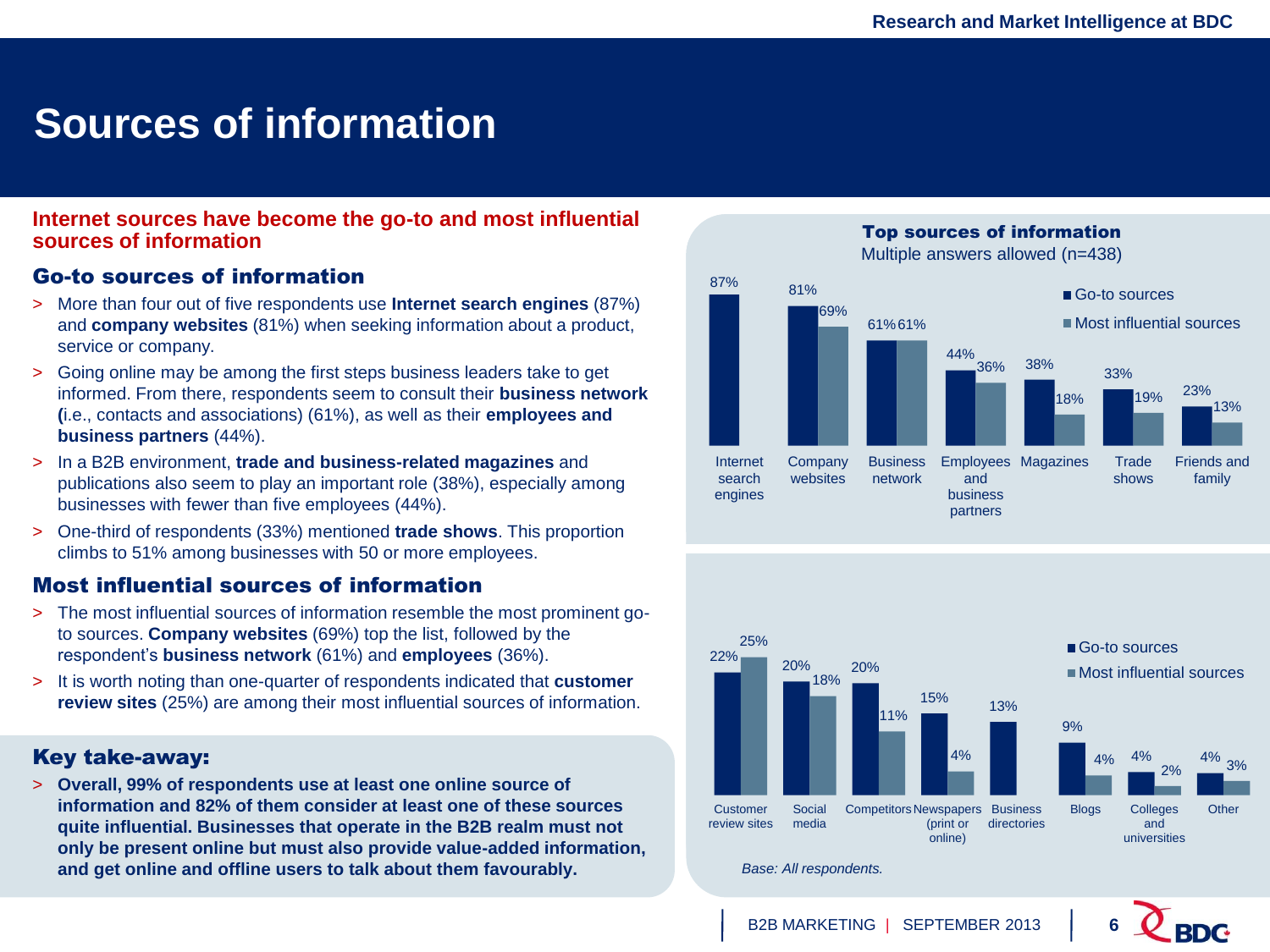# Sources of information

**Internet sources have become the go-to and most influential sources of information**

## Go-to sources of information

- More than four out of five respondents use **Internet search engines** (87%) and **company websites** (81%) when seeking information about a product, service or company.
- Going online may be among the first steps business leaders take to get informed. From there, respondents seem to consult their **business network (**i.e., contacts and associations) (61%), as well as their **employees and business partners** (44%).
- In a B2B environment, **trade and business-related magazines** and publications also seem to play an important role (38%), especially among businesses with fewer than five employees (44%).
- One-third of respondents (33%) mentioned **trade shows**. This proportion climbs to 51% among businesses with 50 or more employees.

## Most influential sources of information

- The most influential sources of information resemble the most prominent go-to sources. **Company websites** (69%) top the list, followed by the respondent's **business network** (61%) and **employees** (36%).
- It is worth noting than one-quarter of respondents indicated that **customer review sites** (25%) are among their most influential sources of information.

## Key take-away:

- **Overall, 99% of respondents use at least one online source of information and 82% of them consider at least one of these sources quite influential. Businesses that operate in the B2B realm must not only be present online but must also provide value-added information, and get online and offline users to talk about them favourably.**

**Top sources of information**
Multiple answers allowed (n=438)

| Source | Go-to sources | Most influential sources |
|---|---|---|
| Internet search engines | 87% | |
| Company websites | 81% | 69% |
| Business network | 61% | 61% |
| Employees and business partners | 44% | 36% |
| Magazines | 38% | 18% |
| Trade shows | 33% | 19% |
| Friends and family | 23% | 13% |
| Customer review sites | 22% | 25% |
| Social media | 20% | 18% |
| Competitors | 20% | 11% |
| Newspapers (print or online) | 15% | 4% |
| Business directories | 13% | |
| Blogs | 9% | 4% |
| Colleges and universities | 4% | 2% |
| Other | 4% | 3% |

*Base: All respondents.*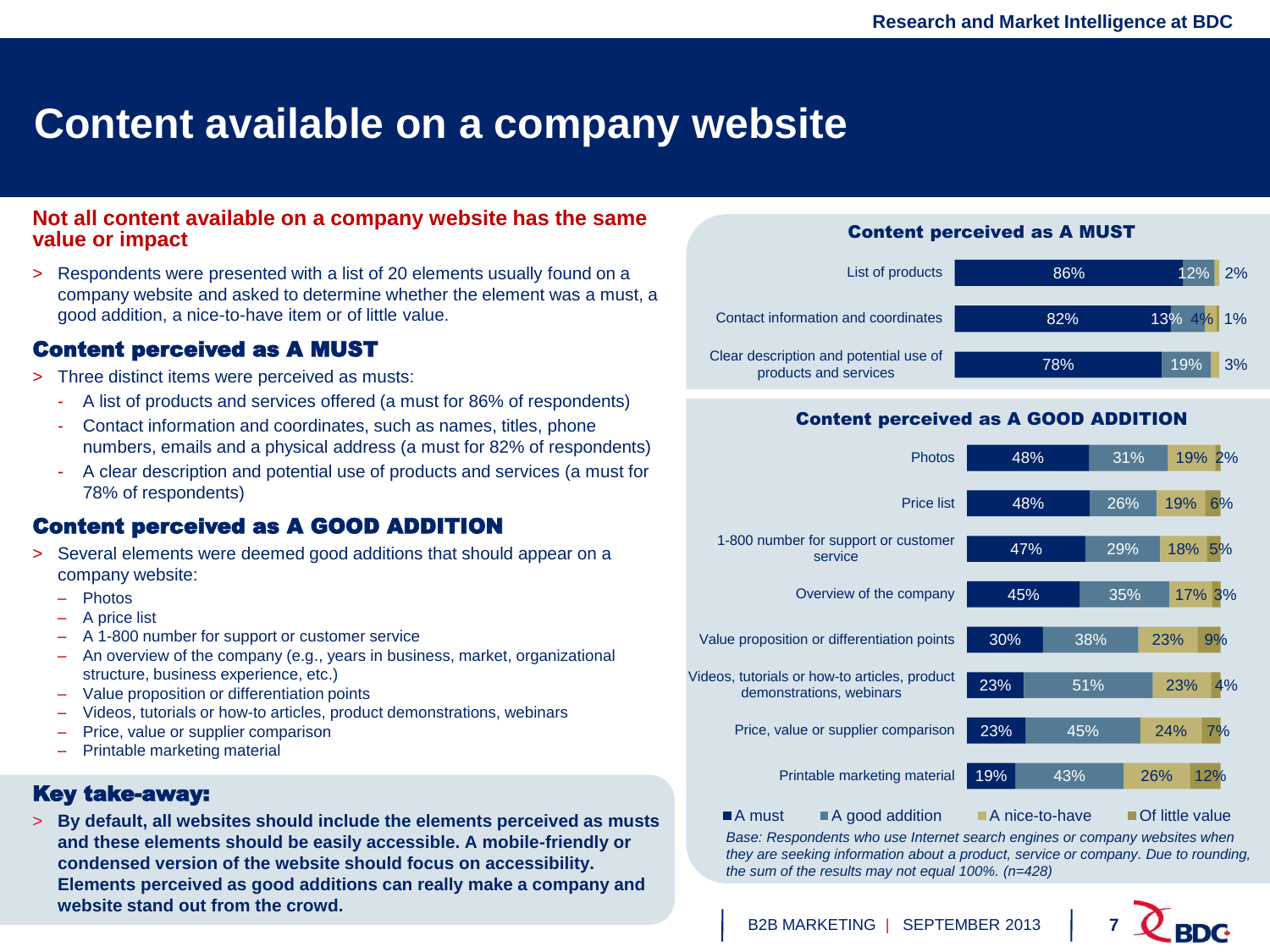# Content available on a company website

**Not all content available on a company website has the same value or impact**

> Respondents were presented with a list of 20 elements usually found on a company website and asked to determine whether the element was a must, a good addition, a nice-to-have item or of little value.

## Content perceived as A MUST

> Three distinct items were perceived as musts:

- A list of products and services offered (a must for 86% of respondents)
- Contact information and coordinates, such as names, titles, phone numbers, emails and a physical address (a must for 82% of respondents)
- A clear description and potential use of products and services (a must for 78% of respondents)

## Content perceived as A GOOD ADDITION

> Several elements were deemed good additions that should appear on a company website:

- Photos
- A price list
- A 1-800 number for support or customer service
- An overview of the company (e.g., years in business, market, organizational structure, business experience, etc.)
- Value proposition or differentiation points
- Videos, tutorials or how-to articles, product demonstrations, webinars
- Price, value or supplier comparison
- Printable marketing material

## Key take-away:

> **By default, all websites should include the elements perceived as musts and these elements should be easily accessible. A mobile-friendly or condensed version of the website should focus on accessibility. Elements perceived as good additions can really make a company and website stand out from the crowd.**

### Content perceived as A MUST

| | A must | A good addition | A nice-to-have | Of little value |
|---|---|---|---|---|
| List of products | 86% | 12% | 2% | |
| Contact information and coordinates | 82% | 13% | 4% | 1% |
| Clear description and potential use of products and services | 78% | 19% | 3% | |

### Content perceived as A GOOD ADDITION

| | A must | A good addition | A nice-to-have | Of little value |
|---|---|---|---|---|
| Photos | 48% | 31% | 19% | 2% |
| Price list | 48% | 26% | 19% | 6% |
| 1-800 number for support or customer service | 47% | 29% | 18% | 5% |
| Overview of the company | 45% | 35% | 17% | 3% |
| Value proposition or differentiation points | 30% | 38% | 23% | 9% |
| Videos, tutorials or how-to articles, product demonstrations, webinars | 23% | 51% | 23% | 4% |
| Price, value or supplier comparison | 23% | 45% | 24% | 7% |
| Printable marketing material | 19% | 43% | 26% | 12% |

*Base: Respondents who use Internet search engines or company websites when they are seeking information about a product, service or company. Due to rounding, the sum of the results may not equal 100%. (n=428)*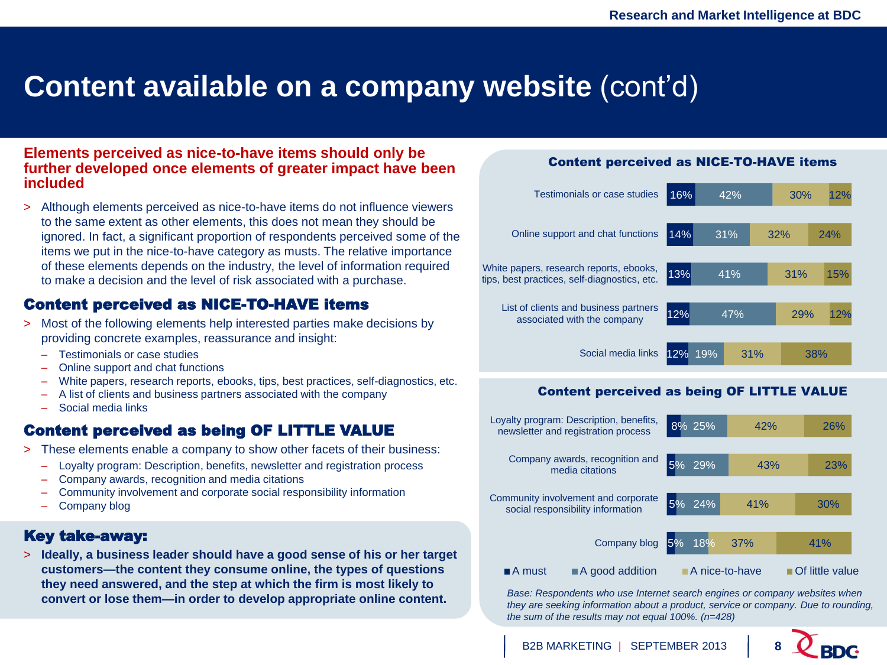# Content available on a company website (cont'd)

**Elements perceived as nice-to-have items should only be further developed once elements of greater impact have been included**

> Although elements perceived as nice-to-have items do not influence viewers to the same extent as other elements, this does not mean they should be ignored. In fact, a significant proportion of respondents perceived some of the items we put in the nice-to-have category as musts. The relative importance of these elements depends on the industry, the level of information required to make a decision and the level of risk associated with a purchase.

## Content perceived as NICE-TO-HAVE items

> Most of the following elements help interested parties make decisions by providing concrete examples, reassurance and insight:

- Testimonials or case studies
- Online support and chat functions
- White papers, research reports, ebooks, tips, best practices, self-diagnostics, etc.
- A list of clients and business partners associated with the company
- Social media links

## Content perceived as being OF LITTLE VALUE

> These elements enable a company to show other facets of their business:

- Loyalty program: Description, benefits, newsletter and registration process
- Company awards, recognition and media citations
- Community involvement and corporate social responsibility information
- Company blog

## Key take-away:

> **Ideally, a business leader should have a good sense of his or her target customers—the content they consume online, the types of questions they need answered, and the step at which the firm is most likely to convert or lose them—in order to develop appropriate online content.**

### Content perceived as NICE-TO-HAVE items

| Item | A must | A good addition | A nice-to-have | Of little value |
|---|---|---|---|---|
| Testimonials or case studies | 16% | 42% | 30% | 12% |
| Online support and chat functions | 14% | 31% | 32% | 24% |
| White papers, research reports, ebooks, tips, best practices, self-diagnostics, etc. | 13% | 41% | 31% | 15% |
| List of clients and business partners associated with the company | 12% | 47% | 29% | 12% |
| Social media links | 12% | 19% | 31% | 38% |

### Content perceived as being OF LITTLE VALUE

| Item | A must | A good addition | A nice-to-have | Of little value |
|---|---|---|---|---|
| Loyalty program: Description, benefits, newsletter and registration process | 8% | 25% | 42% | 26% |
| Company awards, recognition and media citations | 5% | 29% | 43% | 23% |
| Community involvement and corporate social responsibility information | 5% | 24% | 41% | 30% |
| Company blog | 5% | 18% | 37% | 41% |

*Base: Respondents who use Internet search engines or company websites when they are seeking information about a product, service or company. Due to rounding, the sum of the results may not equal 100%. (n=428)*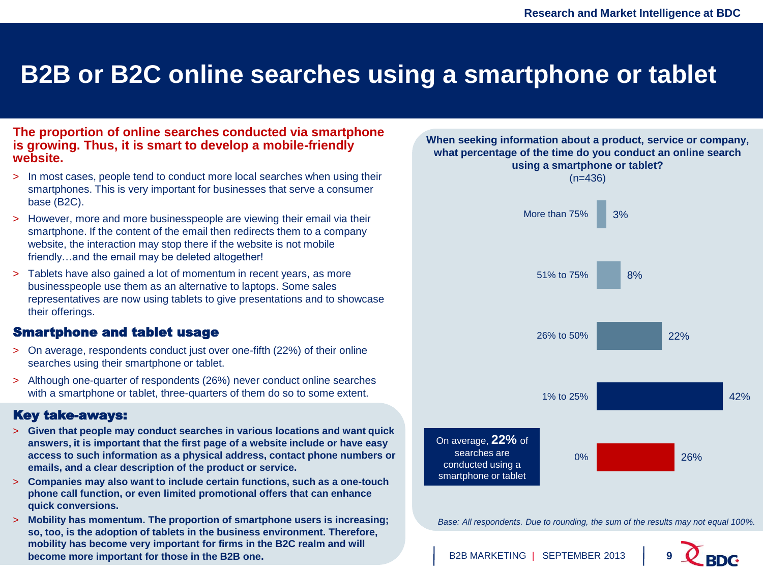# B2B or B2C online searches using a smartphone or tablet

**The proportion of online searches conducted via smartphone is growing. Thus, it is smart to develop a mobile-friendly website.**

- In most cases, people tend to conduct more local searches when using their smartphones. This is very important for businesses that serve a consumer base (B2C).
- However, more and more businesspeople are viewing their email via their smartphone. If the content of the email then redirects them to a company website, the interaction may stop there if the website is not mobile friendly…and the email may be deleted altogether!
- Tablets have also gained a lot of momentum in recent years, as more businesspeople use them as an alternative to laptops. Some sales representatives are now using tablets to give presentations and to showcase their offerings.

## Smartphone and tablet usage

- On average, respondents conduct just over one-fifth (22%) of their online searches using their smartphone or tablet.
- Although one-quarter of respondents (26%) never conduct online searches with a smartphone or tablet, three-quarters of them do so to some extent.

## Key take-aways:

- **Given that people may conduct searches in various locations and want quick answers, it is important that the first page of a website include or have easy access to such information as a physical address, contact phone numbers or emails, and a clear description of the product or service.**
- **Companies may also want to include certain functions, such as a one-touch phone call function, or even limited promotional offers that can enhance quick conversions.**
- **Mobility has momentum. The proportion of smartphone users is increasing; so, too, is the adoption of tablets in the business environment. Therefore, mobility has become very important for firms in the B2C realm and will become more important for those in the B2B one.**

**When seeking information about a product, service or company, what percentage of the time do you conduct an online search using a smartphone or tablet?**
(n=436)

| Response | % |
|---|---|
| More than 75% | 3% |
| 51% to 75% | 8% |
| 26% to 50% | 22% |
| 1% to 25% | 42% |
| 0% | 26% |

On average, **22%** of searches are conducted using a smartphone or tablet

*Base: All respondents. Due to rounding, the sum of the results may not equal 100%.*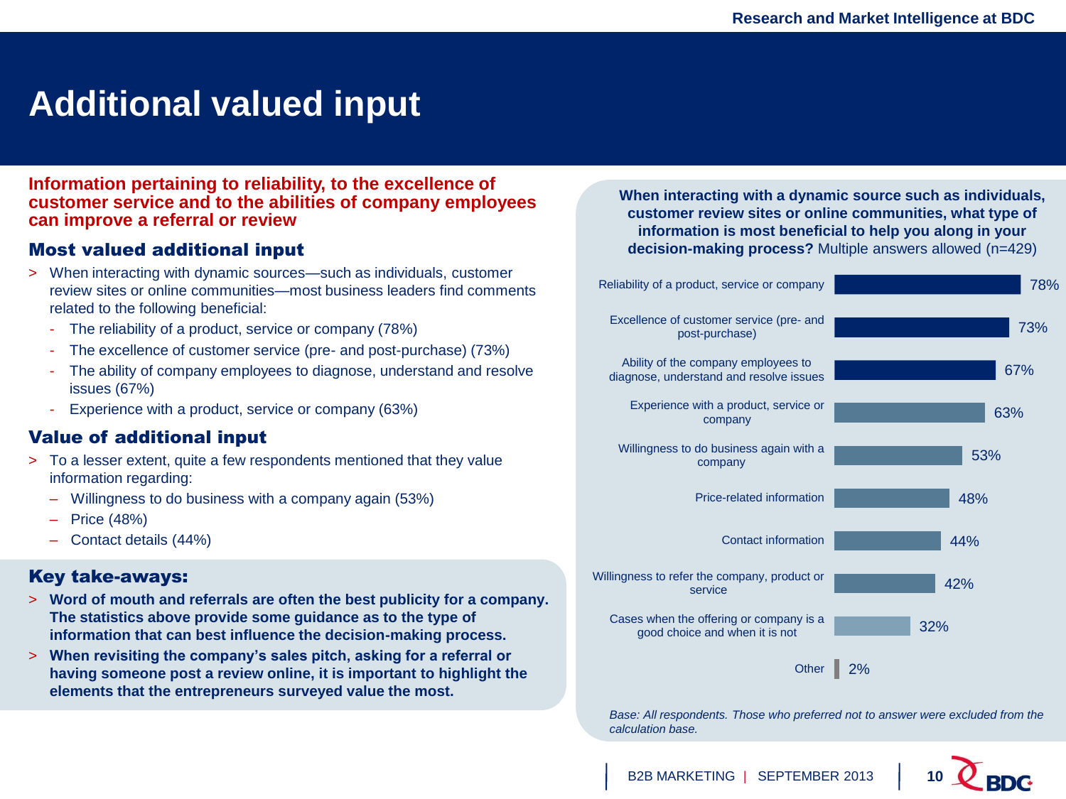# Additional valued input

**Information pertaining to reliability, to the excellence of customer service and to the abilities of company employees can improve a referral or review**

## Most valued additional input

- When interacting with dynamic sources—such as individuals, customer review sites or online communities—most business leaders find comments related to the following beneficial:
  - The reliability of a product, service or company (78%)
  - The excellence of customer service (pre- and post-purchase) (73%)
  - The ability of company employees to diagnose, understand and resolve issues (67%)
  - Experience with a product, service or company (63%)

## Value of additional input

- To a lesser extent, quite a few respondents mentioned that they value information regarding:
  - Willingness to do business with a company again (53%)
  - Price (48%)
  - Contact details (44%)

## Key take-aways:

- **Word of mouth and referrals are often the best publicity for a company. The statistics above provide some guidance as to the type of information that can best influence the decision-making process.**
- **When revisiting the company's sales pitch, asking for a referral or having someone post a review online, it is important to highlight the elements that the entrepreneurs surveyed value the most.**

**When interacting with a dynamic source such as individuals, customer review sites or online communities, what type of information is most beneficial to help you along in your decision-making process?** Multiple answers allowed (n=429)

| Type of information | % |
|---|---|
| Reliability of a product, service or company | 78% |
| Excellence of customer service (pre- and post-purchase) | 73% |
| Ability of the company employees to diagnose, understand and resolve issues | 67% |
| Experience with a product, service or company | 63% |
| Willingness to do business again with a company | 53% |
| Price-related information | 48% |
| Contact information | 44% |
| Willingness to refer the company, product or service | 42% |
| Cases when the offering or company is a good choice and when it is not | 32% |
| Other | 2% |

*Base: All respondents. Those who preferred not to answer were excluded from the calculation base.*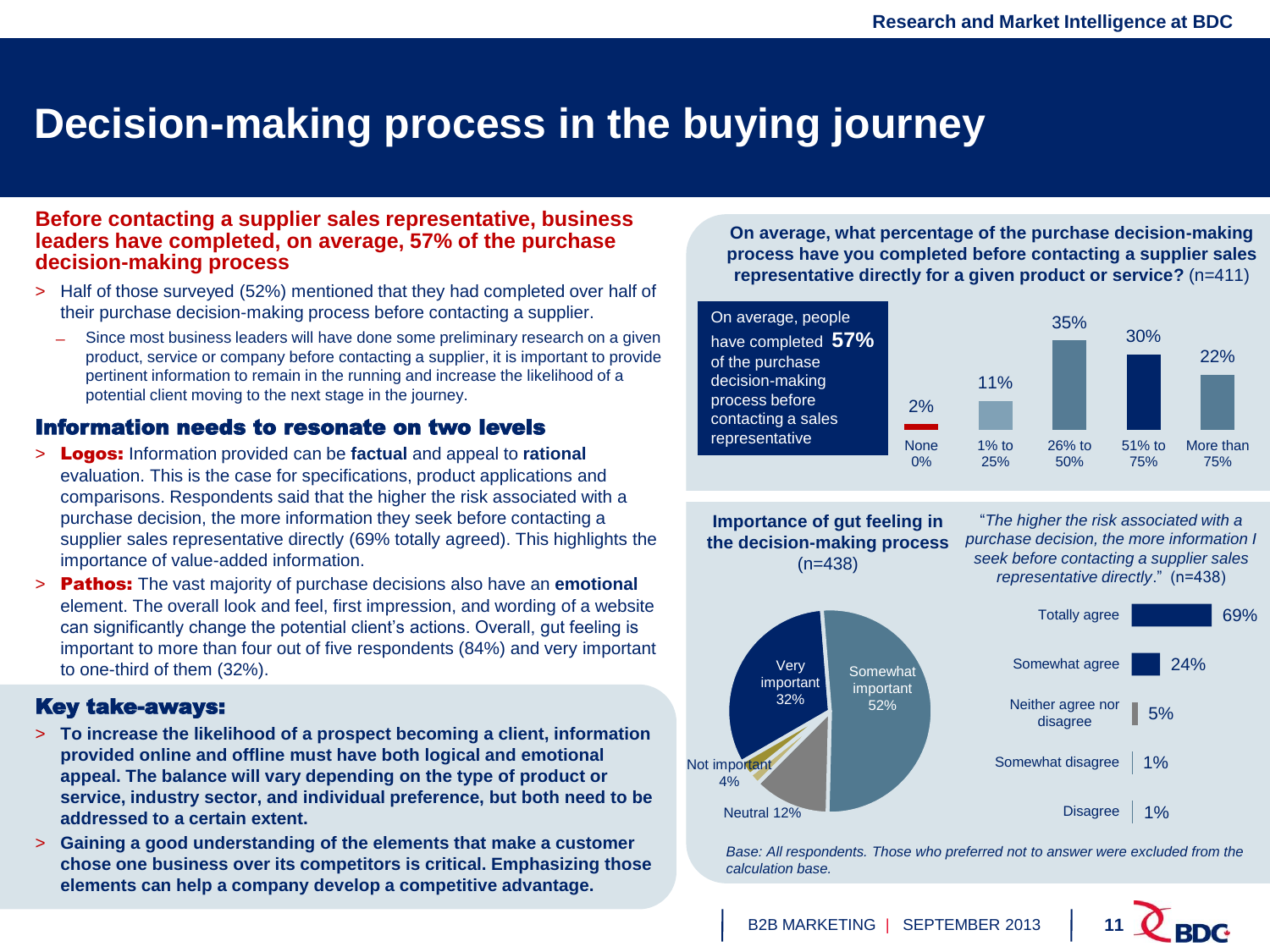# Decision-making process in the buying journey

**Before contacting a supplier sales representative, business leaders have completed, on average, 57% of the purchase decision-making process**

- Half of those surveyed (52%) mentioned that they had completed over half of their purchase decision-making process before contacting a supplier.
  - Since most business leaders will have done some preliminary research on a given product, service or company before contacting a supplier, it is important to provide pertinent information to remain in the running and increase the likelihood of a potential client moving to the next stage in the journey.

## Information needs to resonate on two levels

- **Logos:** Information provided can be **factual** and appeal to **rational** evaluation. This is the case for specifications, product applications and comparisons. Respondents said that the higher the risk associated with a purchase decision, the more information they seek before contacting a supplier sales representative directly (69% totally agreed). This highlights the importance of value-added information.
- **Pathos:** The vast majority of purchase decisions also have an **emotional** element. The overall look and feel, first impression, and wording of a website can significantly change the potential client's actions. Overall, gut feeling is important to more than four out of five respondents (84%) and very important to one-third of them (32%).

## Key take-aways:

- **To increase the likelihood of a prospect becoming a client, information provided online and offline must have both logical and emotional appeal. The balance will vary depending on the type of product or service, industry sector, and individual preference, but both need to be addressed to a certain extent.**
- **Gaining a good understanding of the elements that make a customer chose one business over its competitors is critical. Emphasizing those elements can help a company develop a competitive advantage.**

**On average, what percentage of the purchase decision-making process have you completed before contacting a supplier sales representative directly for a given product or service?** (n=411)

On average, people have completed **57%** of the purchase decision-making process before contacting a sales representative

| None 0% | 1% to 25% | 26% to 50% | 51% to 75% | More than 75% |
|---|---|---|---|---|
| 2% | 11% | 35% | 30% | 22% |

**Importance of gut feeling in the decision-making process** (n=438)

| Response | % |
|---|---|
| Very important | 32% |
| Somewhat important | 52% |
| Neutral | 12% |
| Not important | 4% |

"*The higher the risk associated with a purchase decision, the more information I seek before contacting a supplier sales representative directly*." (n=438)

| Response | % |
|---|---|
| Totally agree | 69% |
| Somewhat agree | 24% |
| Neither agree nor disagree | 5% |
| Somewhat disagree | 1% |
| Disagree | 1% |

*Base: All respondents. Those who preferred not to answer were excluded from the calculation base.*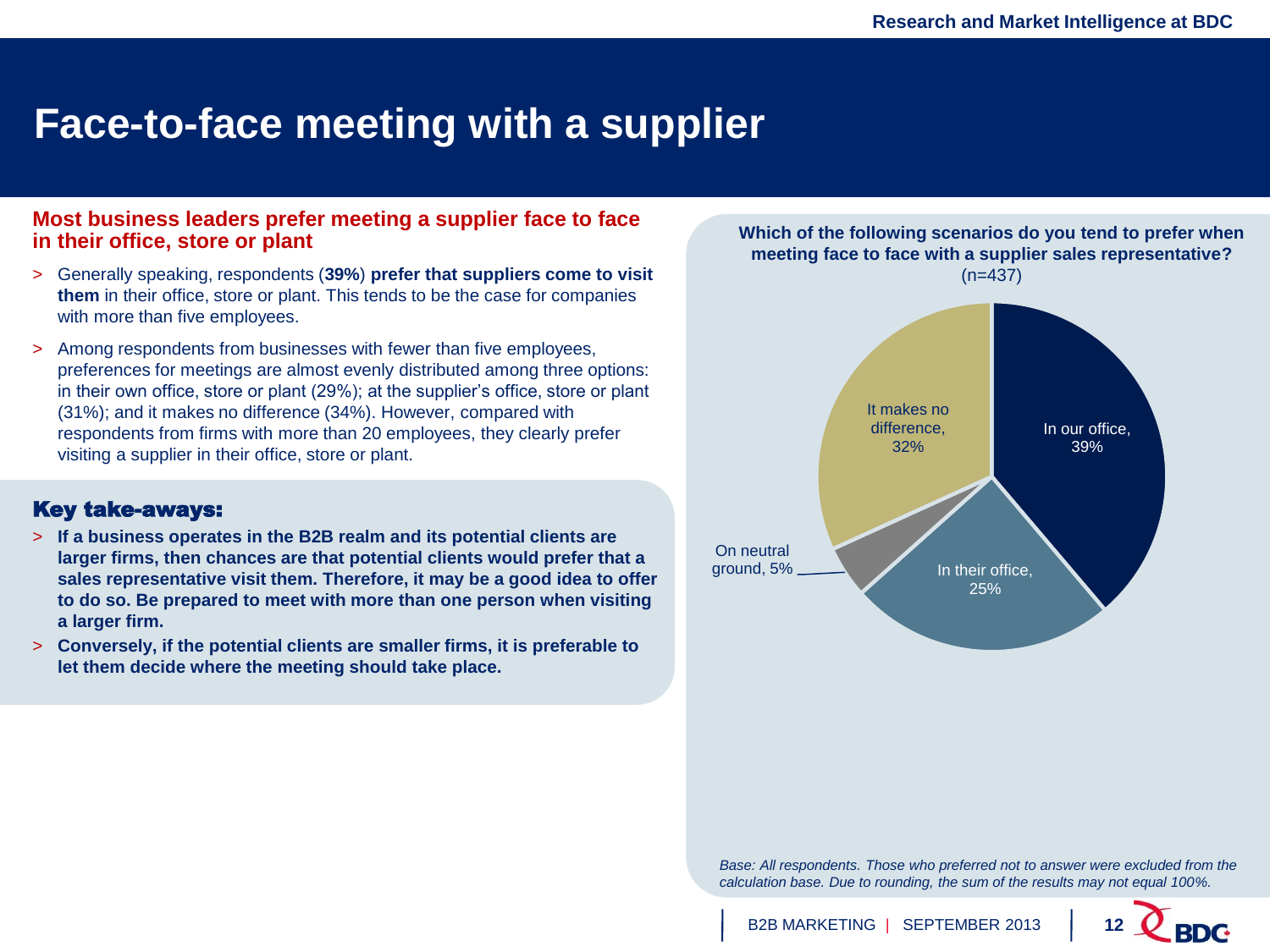# Face-to-face meeting with a supplier

## Most business leaders prefer meeting a supplier face to face in their office, store or plant

- Generally speaking, respondents (**39%**) **prefer that suppliers come to visit them** in their office, store or plant. This tends to be the case for companies with more than five employees.
- Among respondents from businesses with fewer than five employees, preferences for meetings are almost evenly distributed among three options: in their own office, store or plant (29%); at the supplier's office, store or plant (31%); and it makes no difference (34%). However, compared with respondents from firms with more than 20 employees, they clearly prefer visiting a supplier in their office, store or plant.

### Key take-aways:

- **If a business operates in the B2B realm and its potential clients are larger firms, then chances are that potential clients would prefer that a sales representative visit them. Therefore, it may be a good idea to offer to do so. Be prepared to meet with more than one person when visiting a larger firm.**
- **Conversely, if the potential clients are smaller firms, it is preferable to let them decide where the meeting should take place.**

**Which of the following scenarios do you tend to prefer when meeting face to face with a supplier sales representative?** (n=437)

| Scenario | % |
|---|---|
| In our office | 39% |
| In their office | 25% |
| On neutral ground | 5% |
| It makes no difference | 32% |

*Base: All respondents. Those who preferred not to answer were excluded from the calculation base. Due to rounding, the sum of the results may not equal 100%.*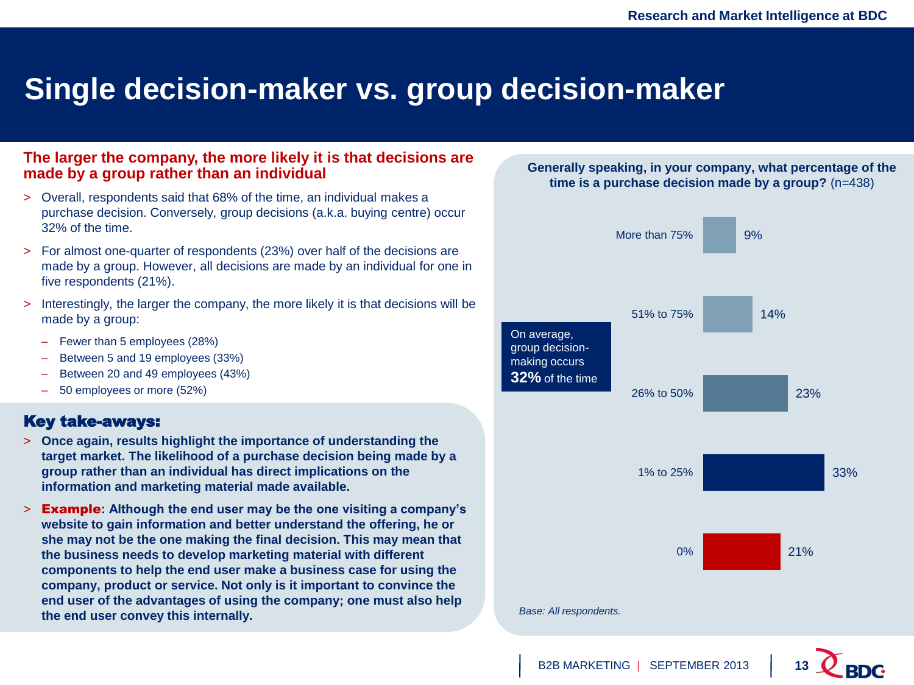# Single decision-maker vs. group decision-maker

## The larger the company, the more likely it is that decisions are made by a group rather than an individual

> Overall, respondents said that 68% of the time, an individual makes a purchase decision. Conversely, group decisions (a.k.a. buying centre) occur 32% of the time.

> For almost one-quarter of respondents (23%) over half of the decisions are made by a group. However, all decisions are made by an individual for one in five respondents (21%).

> Interestingly, the larger the company, the more likely it is that decisions will be made by a group:

- Fewer than 5 employees (28%)
- Between 5 and 19 employees (33%)
- Between 20 and 49 employees (43%)
- 50 employees or more (52%)

### Key take-aways:

> **Once again, results highlight the importance of understanding the target market. The likelihood of a purchase decision being made by a group rather than an individual has direct implications on the information and marketing material made available.**

> **Example: Although the end user may be the one visiting a company's website to gain information and better understand the offering, he or she may not be the one making the final decision. This may mean that the business needs to develop marketing material with different components to help the end user make a business case for using the company, product or service. Not only is it important to convince the end user of the advantages of using the company; one must also help the end user convey this internally.**

**Generally speaking, in your company, what percentage of the time is a purchase decision made by a group?** (n=438)

| Percentage of time | Respondents |
|---|---|
| More than 75% | 9% |
| 51% to 75% | 14% |
| 26% to 50% | 23% |
| 1% to 25% | 33% |
| 0% | 21% |

On average, group decision-making occurs **32%** of the time

*Base: All respondents.*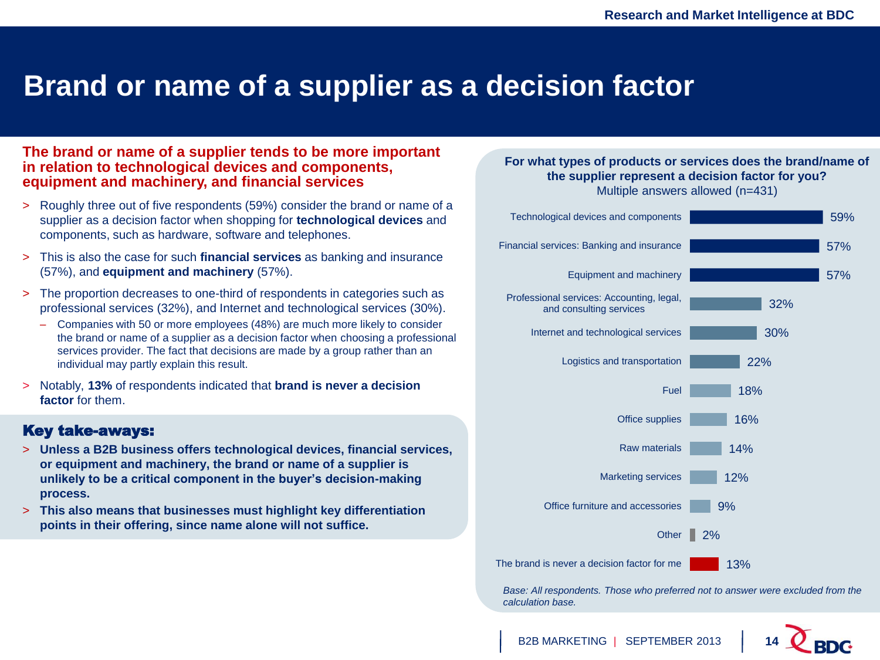# Brand or name of a supplier as a decision factor

**The brand or name of a supplier tends to be more important in relation to technological devices and components, equipment and machinery, and financial services**

- Roughly three out of five respondents (59%) consider the brand or name of a supplier as a decision factor when shopping for **technological devices** and components, such as hardware, software and telephones.
- This is also the case for such **financial services** as banking and insurance (57%), and **equipment and machinery** (57%).
- The proportion decreases to one-third of respondents in categories such as professional services (32%), and Internet and technological services (30%).
  - Companies with 50 or more employees (48%) are much more likely to consider the brand or name of a supplier as a decision factor when choosing a professional services provider. The fact that decisions are made by a group rather than an individual may partly explain this result.
- Notably, **13%** of respondents indicated that **brand is never a decision factor** for them.

## Key take-aways:

- **Unless a B2B business offers technological devices, financial services, or equipment and machinery, the brand or name of a supplier is unlikely to be a critical component in the buyer's decision-making process.**
- **This also means that businesses must highlight key differentiation points in their offering, since name alone will not suffice.**

**For what types of products or services does the brand/name of the supplier represent a decision factor for you?**
Multiple answers allowed (n=431)

| Product or service | % |
|---|---|
| Technological devices and components | 59% |
| Financial services: Banking and insurance | 57% |
| Equipment and machinery | 57% |
| Professional services: Accounting, legal, and consulting services | 32% |
| Internet and technological services | 30% |
| Logistics and transportation | 22% |
| Fuel | 18% |
| Office supplies | 16% |
| Raw materials | 14% |
| Marketing services | 12% |
| Office furniture and accessories | 9% |
| Other | 2% |
| The brand is never a decision factor for me | 13% |

*Base: All respondents. Those who preferred not to answer were excluded from the calculation base.*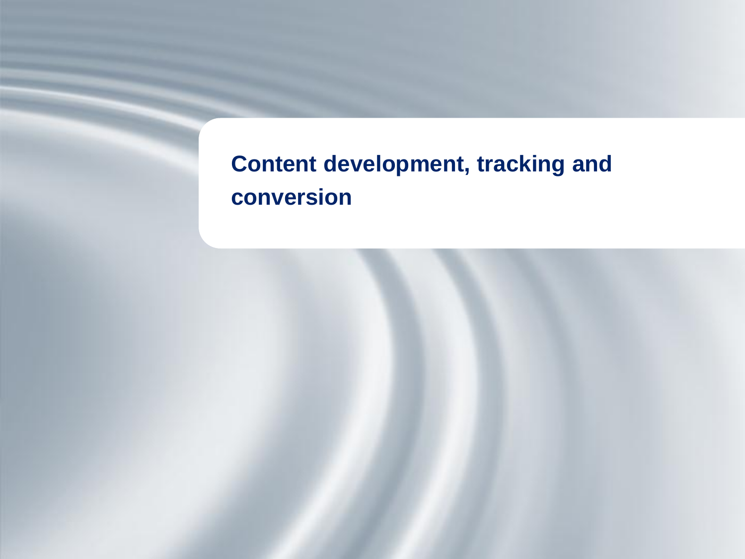# Content development, tracking and conversion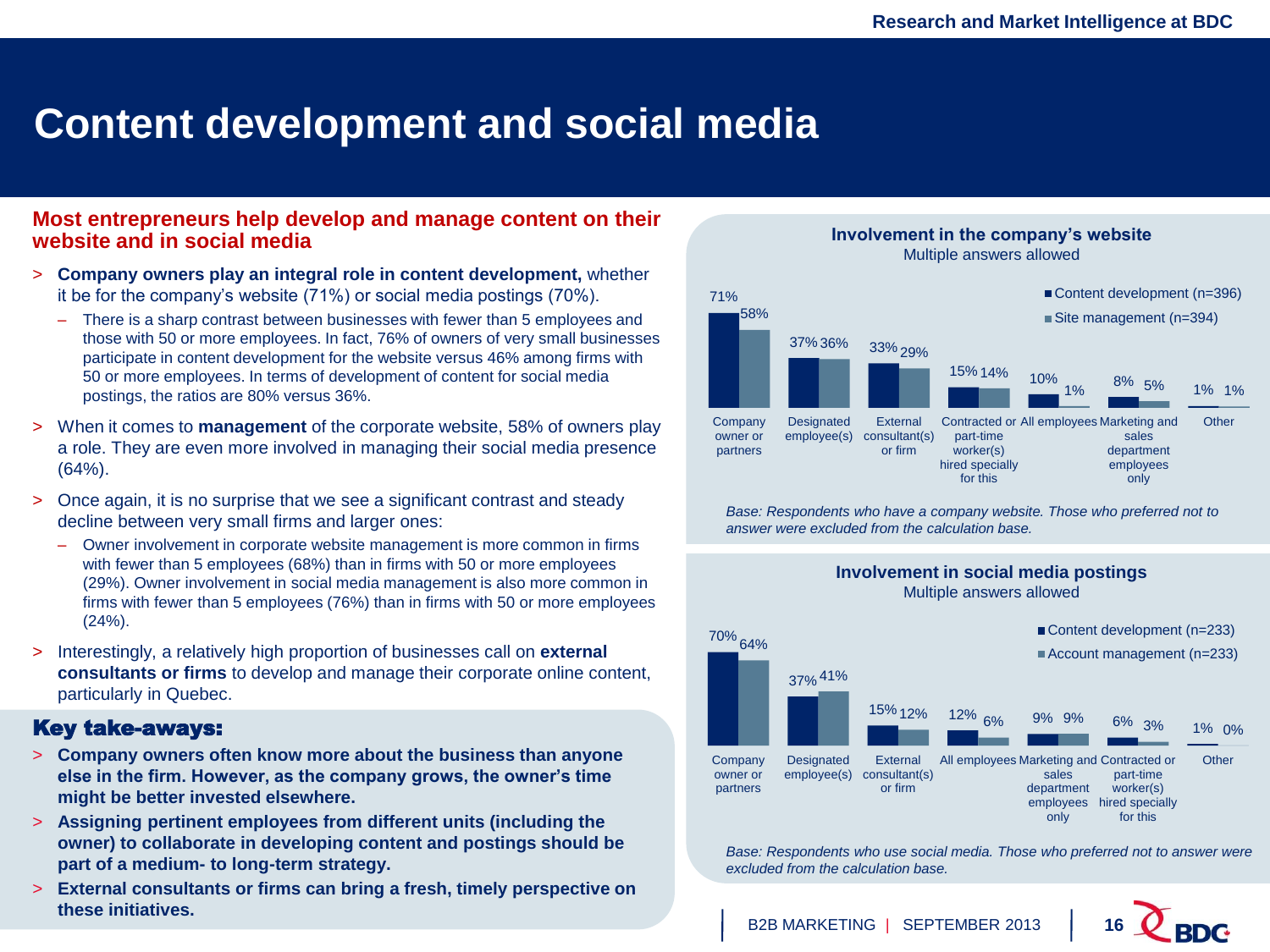# Content development and social media

## Most entrepreneurs help develop and manage content on their website and in social media

- **Company owners play an integral role in content development,** whether it be for the company's website (71%) or social media postings (70%).
  - There is a sharp contrast between businesses with fewer than 5 employees and those with 50 or more employees. In fact, 76% of owners of very small businesses participate in content development for the website versus 46% among firms with 50 or more employees. In terms of development of content for social media postings, the ratios are 80% versus 36%.
- When it comes to **management** of the corporate website, 58% of owners play a role. They are even more involved in managing their social media presence (64%).
- Once again, it is no surprise that we see a significant contrast and steady decline between very small firms and larger ones:
  - Owner involvement in corporate website management is more common in firms with fewer than 5 employees (68%) than in firms with 50 or more employees (29%). Owner involvement in social media management is also more common in firms with fewer than 5 employees (76%) than in firms with 50 or more employees (24%).
- Interestingly, a relatively high proportion of businesses call on **external consultants or firms** to develop and manage their corporate online content, particularly in Quebec.

## Key take-aways:

- **Company owners often know more about the business than anyone else in the firm. However, as the company grows, the owner's time might be better invested elsewhere.**
- **Assigning pertinent employees from different units (including the owner) to collaborate in developing content and postings should be part of a medium- to long-term strategy.**
- **External consultants or firms can bring a fresh, timely perspective on these initiatives.**

### Involvement in the company's website
Multiple answers allowed

| | Content development (n=396) | Site management (n=394) |
|---|---|---|
| Company owner or partners | 71% | 58% |
| Designated employee(s) | 37% | 36% |
| External consultant(s) or firm | 33% | 29% |
| Contracted or part-time worker(s) hired specially for this | 15% | 14% |
| All employees | 10% | 1% |
| Marketing and sales department employees only | 8% | 5% |
| Other | 1% | 1% |

*Base: Respondents who have a company website. Those who preferred not to answer were excluded from the calculation base.*

### Involvement in social media postings
Multiple answers allowed

| | Content development (n=233) | Account management (n=233) |
|---|---|---|
| Company owner or partners | 70% | 64% |
| Designated employee(s) | 37% | 41% |
| External consultant(s) or firm | 15% | 12% |
| All employees | 12% | 6% |
| Marketing and sales department employees only | 9% | 9% |
| Contracted or part-time worker(s) hired specially for this | 6% | 3% |
| Other | 1% | 0% |

*Base: Respondents who use social media. Those who preferred not to answer were excluded from the calculation base.*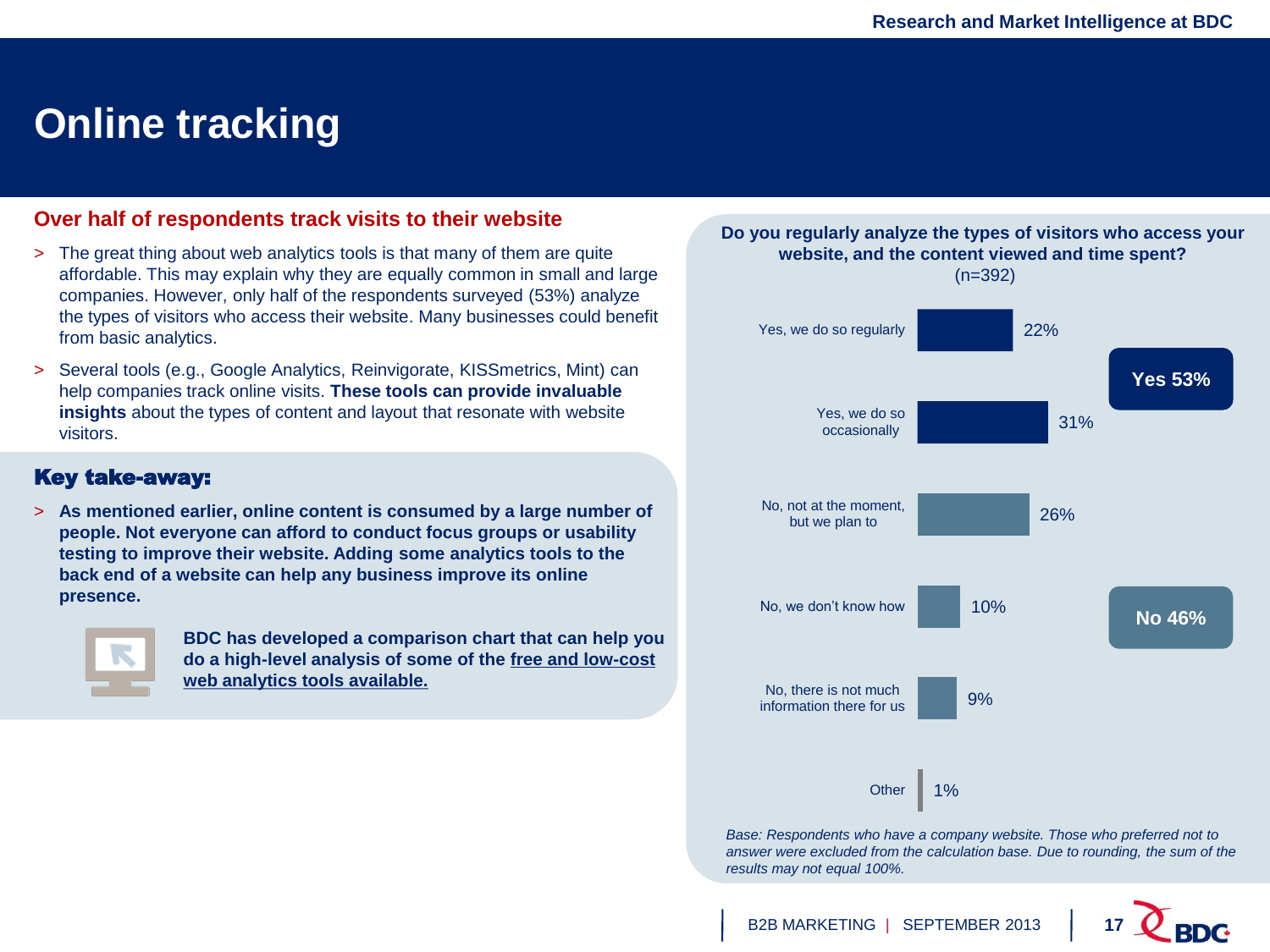# Online tracking

## Over half of respondents track visits to their website

- The great thing about web analytics tools is that many of them are quite affordable. This may explain why they are equally common in small and large companies. However, only half of the respondents surveyed (53%) analyze the types of visitors who access their website. Many businesses could benefit from basic analytics.
- Several tools (e.g., Google Analytics, Reinvigorate, KISSmetrics, Mint) can help companies track online visits. **These tools can provide invaluable insights** about the types of content and layout that resonate with website visitors.

### Key take-away:

- **As mentioned earlier, online content is consumed by a large number of people. Not everyone can afford to conduct focus groups or usability testing to improve their website. Adding some analytics tools to the back end of a website can help any business improve its online presence.**

**BDC has developed a comparison chart that can help you do a high-level analysis of some of the free and low-cost web analytics tools available.**

**Do you regularly analyze the types of visitors who access your website, and the content viewed and time spent?**
(n=392)

| Response | % | |
|---|---|---|
| Yes, we do so regularly | 22% | Yes 53% |
| Yes, we do so occasionally | 31% | |
| No, not at the moment, but we plan to | 26% | No 46% |
| No, we don't know how | 10% | |
| No, there is not much information there for us | 9% | |
| Other | 1% | |

*Base: Respondents who have a company website. Those who preferred not to answer were excluded from the calculation base. Due to rounding, the sum of the results may not equal 100%.*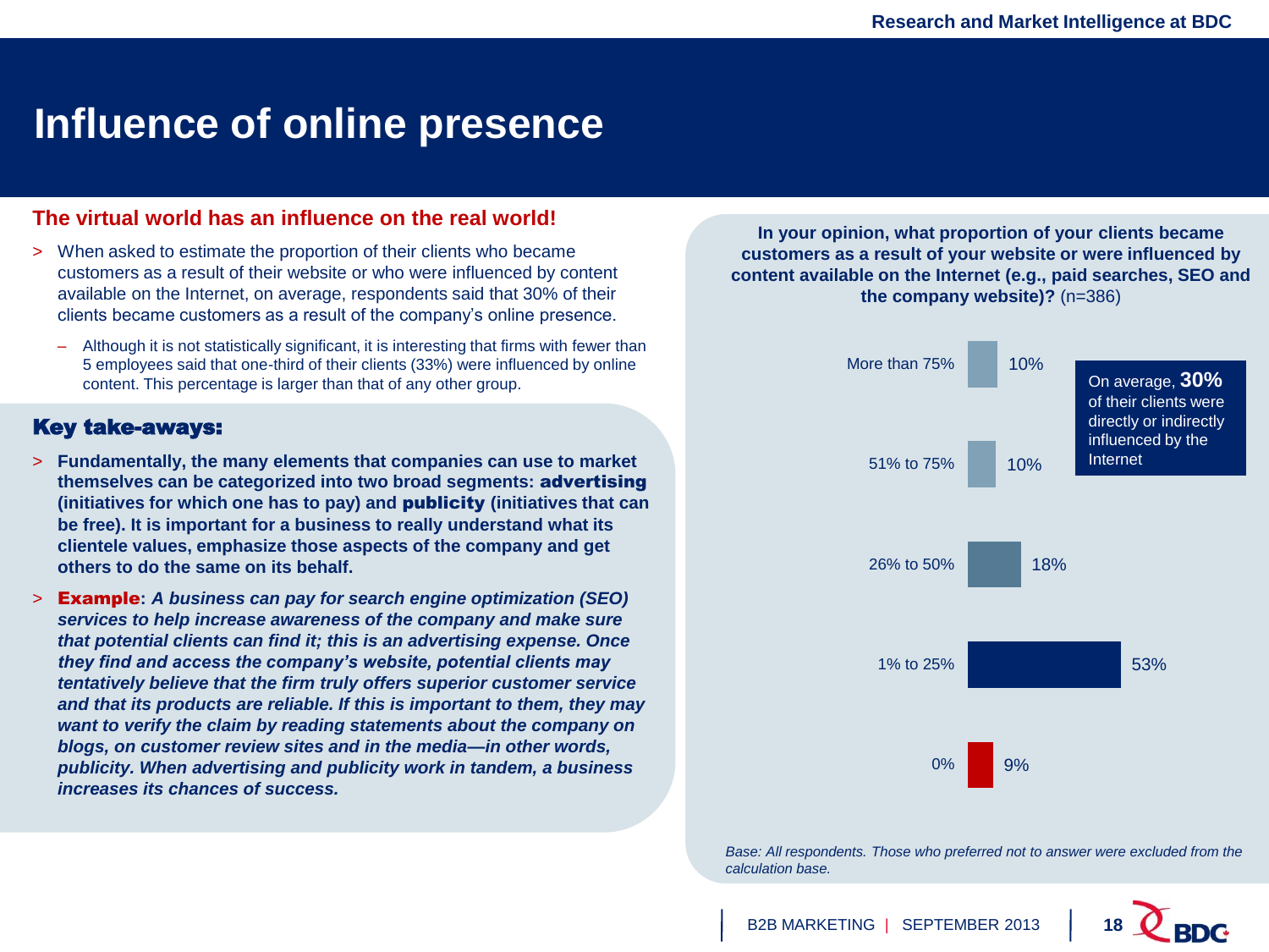# Influence of online presence

## The virtual world has an influence on the real world!

- When asked to estimate the proportion of their clients who became customers as a result of their website or who were influenced by content available on the Internet, on average, respondents said that 30% of their clients became customers as a result of the company's online presence.
  - Although it is not statistically significant, it is interesting that firms with fewer than 5 employees said that one-third of their clients (33%) were influenced by online content. This percentage is larger than that of any other group.

### Key take-aways:

- **Fundamentally, the many elements that companies can use to market themselves can be categorized into two broad segments: advertising (initiatives for which one has to pay) and publicity (initiatives that can be free). It is important for a business to really understand what its clientele values, emphasize those aspects of the company and get others to do the same on its behalf.**
- **Example**: ***A business can pay for search engine optimization (SEO) services to help increase awareness of the company and make sure that potential clients can find it; this is an advertising expense. Once they find and access the company's website, potential clients may tentatively believe that the firm truly offers superior customer service and that its products are reliable. If this is important to them, they may want to verify the claim by reading statements about the company on blogs, on customer review sites and in the media—in other words, publicity. When advertising and publicity work in tandem, a business increases its chances of success.***

**In your opinion, what proportion of your clients became customers as a result of your website or were influenced by content available on the Internet (e.g., paid searches, SEO and the company website)?** (n=386)

| Proportion | % |
|---|---|
| More than 75% | 10% |
| 51% to 75% | 10% |
| 26% to 50% | 18% |
| 1% to 25% | 53% |
| 0% | 9% |

On average, **30%** of their clients were directly or indirectly influenced by the Internet

*Base: All respondents. Those who preferred not to answer were excluded from the calculation base.*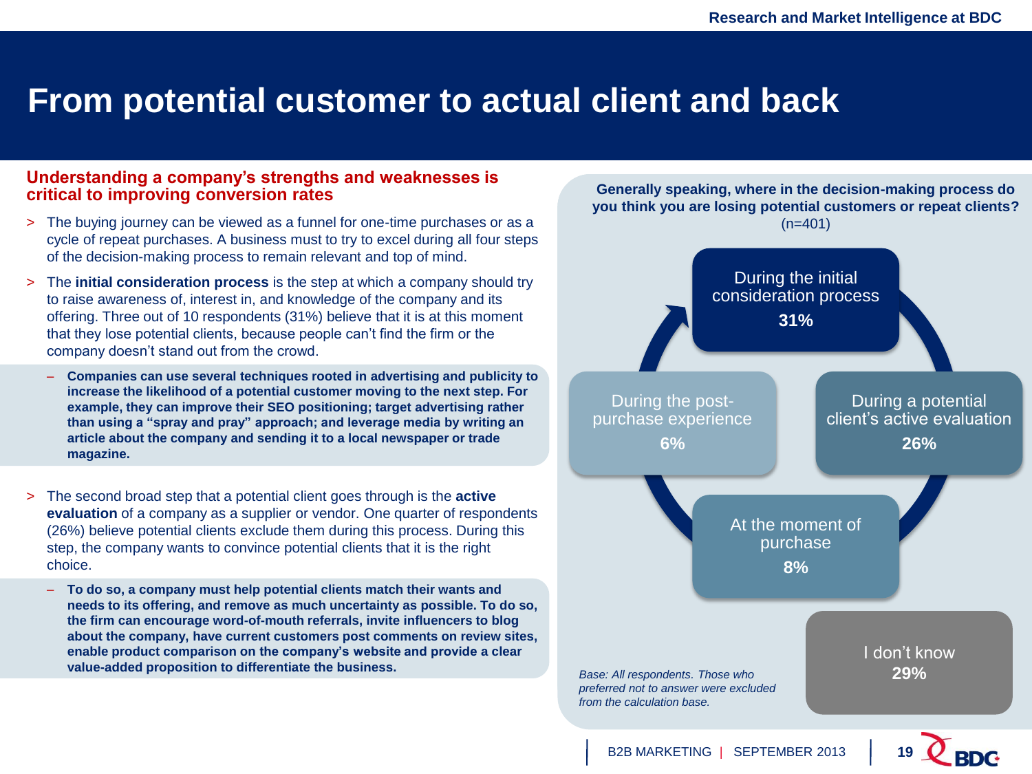# From potential customer to actual client and back

## Understanding a company's strengths and weaknesses is critical to improving conversion rates

- The buying journey can be viewed as a funnel for one-time purchases or as a cycle of repeat purchases. A business must to try to excel during all four steps of the decision-making process to remain relevant and top of mind.
- The **initial consideration process** is the step at which a company should try to raise awareness of, interest in, and knowledge of the company and its offering. Three out of 10 respondents (31%) believe that it is at this moment that they lose potential clients, because people can't find the firm or the company doesn't stand out from the crowd.
  - **Companies can use several techniques rooted in advertising and publicity to increase the likelihood of a potential customer moving to the next step. For example, they can improve their SEO positioning; target advertising rather than using a "spray and pray" approach; and leverage media by writing an article about the company and sending it to a local newspaper or trade magazine.**
- The second broad step that a potential client goes through is the **active evaluation** of a company as a supplier or vendor. One quarter of respondents (26%) believe potential clients exclude them during this process. During this step, the company wants to convince potential clients that it is the right choice.
  - **To do so, a company must help potential clients match their wants and needs to its offering, and remove as much uncertainty as possible. To do so, the firm can encourage word-of-mouth referrals, invite influencers to blog about the company, have current customers post comments on review sites, enable product comparison on the company's website and provide a clear value-added proposition to differentiate the business.**

**Generally speaking, where in the decision-making process do you think you are losing potential customers or repeat clients?** (n=401)

| Stage | % |
|---|---|
| During the initial consideration process | 31% |
| During a potential client's active evaluation | 26% |
| At the moment of purchase | 8% |
| During the post-purchase experience | 6% |
| I don't know | 29% |

*Base: All respondents. Those who preferred not to answer were excluded from the calculation base.*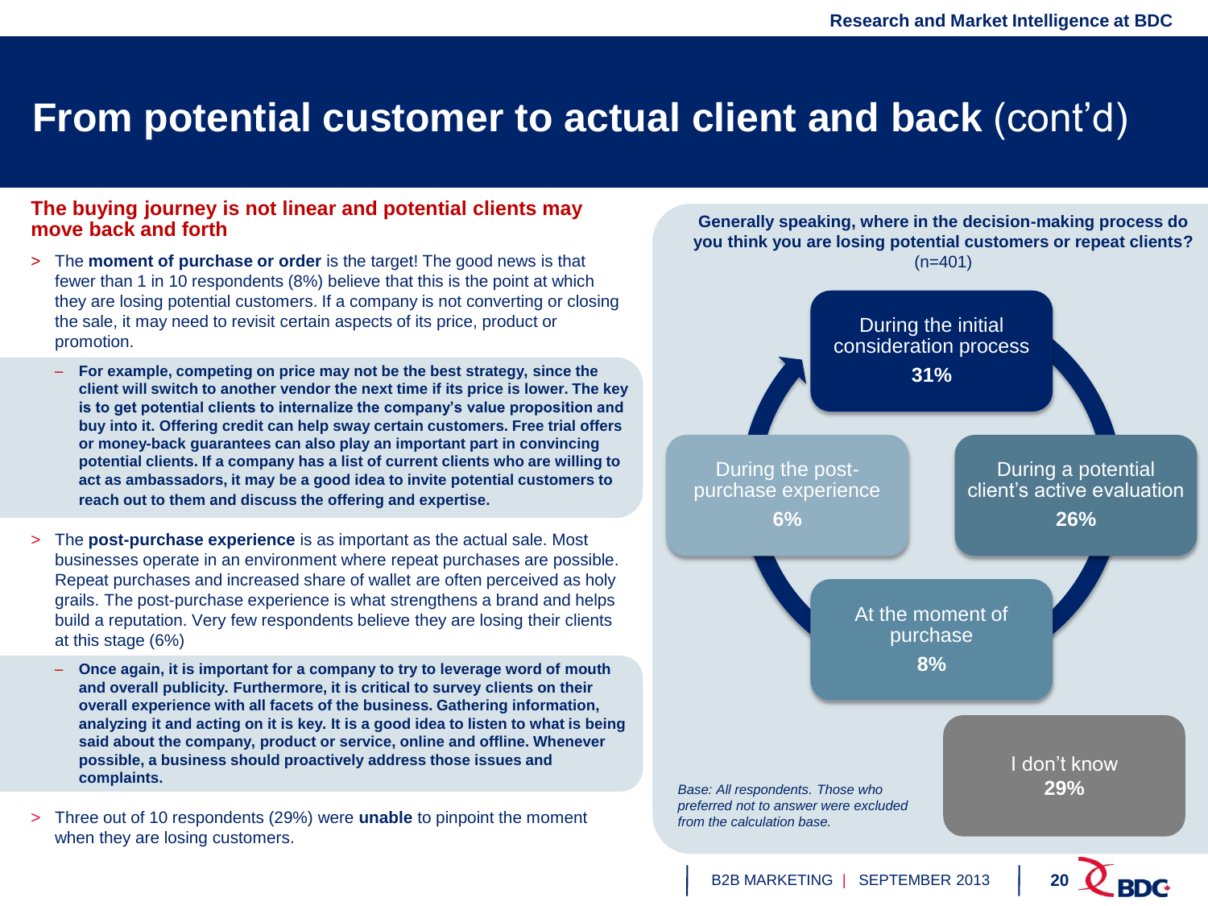# From potential customer to actual client and back (cont'd)

## The buying journey is not linear and potential clients may move back and forth

- The **moment of purchase or order** is the target! The good news is that fewer than 1 in 10 respondents (8%) believe that this is the point at which they are losing potential customers. If a company is not converting or closing the sale, it may need to revisit certain aspects of its price, product or promotion.
  - **For example, competing on price may not be the best strategy, since the client will switch to another vendor the next time if its price is lower. The key is to get potential clients to internalize the company's value proposition and buy into it. Offering credit can help sway certain customers. Free trial offers or money-back guarantees can also play an important part in convincing potential clients. If a company has a list of current clients who are willing to act as ambassadors, it may be a good idea to invite potential customers to reach out to them and discuss the offering and expertise.**
- The **post-purchase experience** is as important as the actual sale. Most businesses operate in an environment where repeat purchases are possible. Repeat purchases and increased share of wallet are often perceived as holy grails. The post-purchase experience is what strengthens a brand and helps build a reputation. Very few respondents believe they are losing their clients at this stage (6%)
  - **Once again, it is important for a company to try to leverage word of mouth and overall publicity. Furthermore, it is critical to survey clients on their overall experience with all facets of the business. Gathering information, analyzing it and acting on it is key. It is a good idea to listen to what is being said about the company, product or service, online and offline. Whenever possible, a business should proactively address those issues and complaints.**
- Three out of 10 respondents (29%) were **unable** to pinpoint the moment when they are losing customers.

**Generally speaking, where in the decision-making process do you think you are losing potential customers or repeat clients?** (n=401)

| Stage | % |
|---|---|
| During the initial consideration process | 31% |
| During a potential client's active evaluation | 26% |
| At the moment of purchase | 8% |
| During the post-purchase experience | 6% |
| I don't know | 29% |

*Base: All respondents. Those who preferred not to answer were excluded from the calculation base.*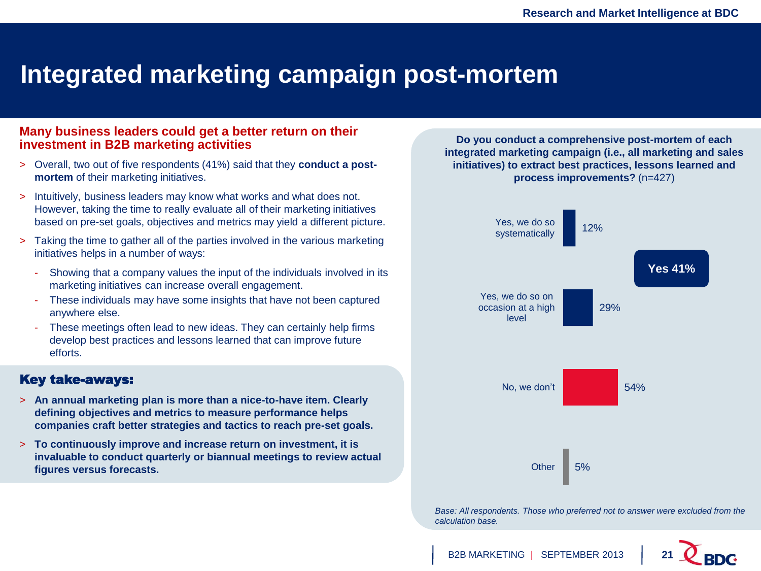# Integrated marketing campaign post-mortem

## Many business leaders could get a better return on their investment in B2B marketing activities

- Overall, two out of five respondents (41%) said that they **conduct a post-mortem** of their marketing initiatives.
- Intuitively, business leaders may know what works and what does not. However, taking the time to really evaluate all of their marketing initiatives based on pre-set goals, objectives and metrics may yield a different picture.
- Taking the time to gather all of the parties involved in the various marketing initiatives helps in a number of ways:
  - Showing that a company values the input of the individuals involved in its marketing initiatives can increase overall engagement.
  - These individuals may have some insights that have not been captured anywhere else.
  - These meetings often lead to new ideas. They can certainly help firms develop best practices and lessons learned that can improve future efforts.

### Key take-aways:

- **An annual marketing plan is more than a nice-to-have item. Clearly defining objectives and metrics to measure performance helps companies craft better strategies and tactics to reach pre-set goals.**
- **To continuously improve and increase return on investment, it is invaluable to conduct quarterly or biannual meetings to review actual figures versus forecasts.**

**Do you conduct a comprehensive post-mortem of each integrated marketing campaign (i.e., all marketing and sales initiatives) to extract best practices, lessons learned and process improvements?** (n=427)

| Response | % |
|---|---|
| Yes, we do so systematically | 12% |
| Yes, we do so on occasion at a high level | 29% |
| No, we don't | 54% |
| Other | 5% |

**Yes 41%**

*Base: All respondents. Those who preferred not to answer were excluded from the calculation base.*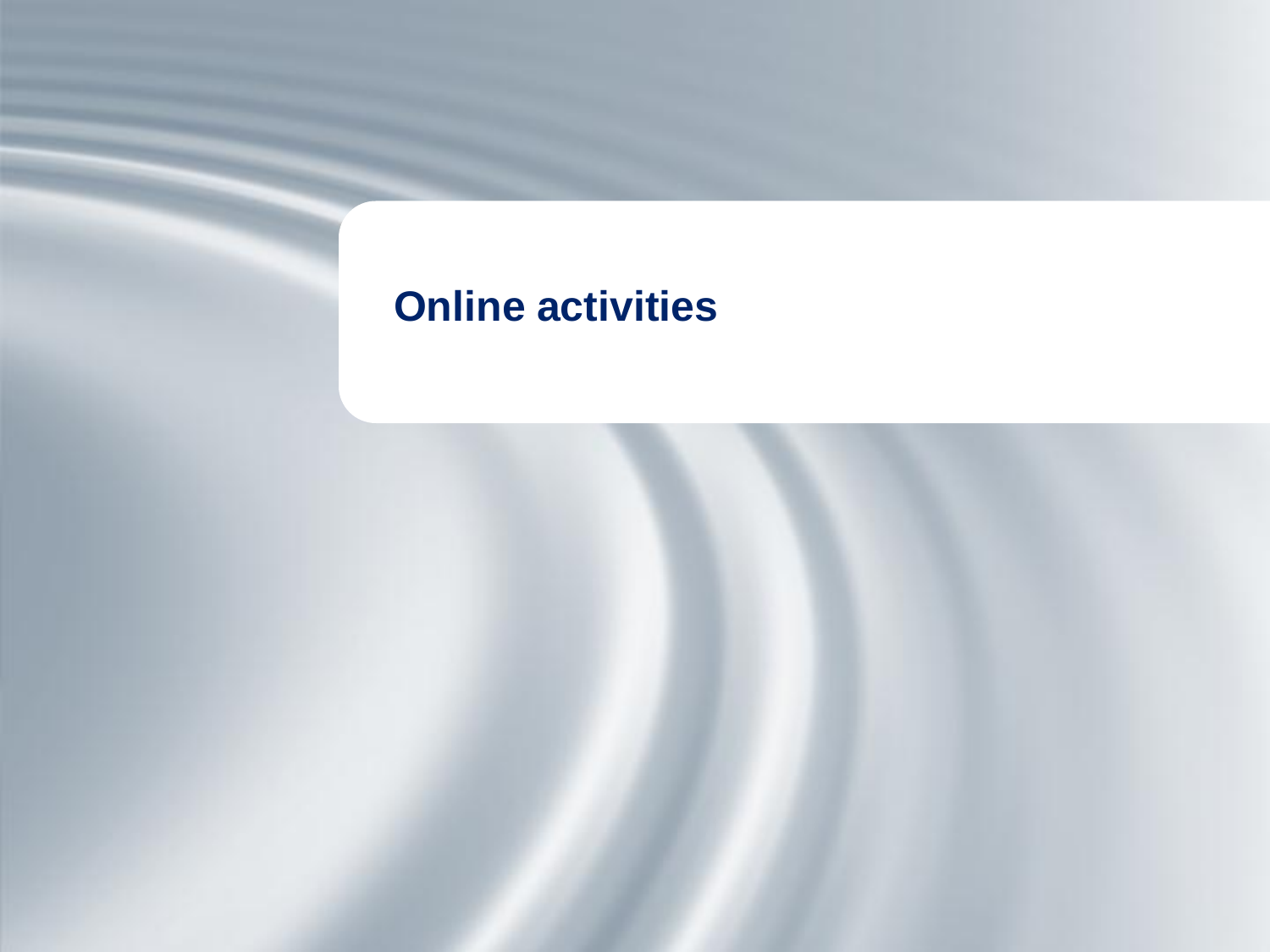# Online activities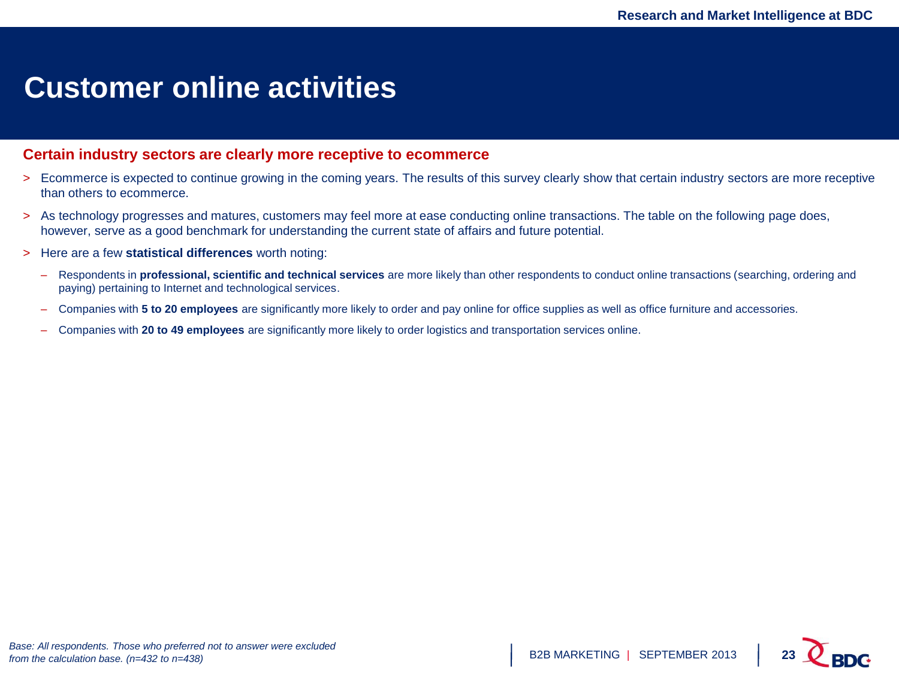# Customer online activities

## Certain industry sectors are clearly more receptive to ecommerce

- Ecommerce is expected to continue growing in the coming years. The results of this survey clearly show that certain industry sectors are more receptive than others to ecommerce.
- As technology progresses and matures, customers may feel more at ease conducting online transactions. The table on the following page does, however, serve as a good benchmark for understanding the current state of affairs and future potential.
- Here are a few **statistical differences** worth noting:
  - Respondents in **professional, scientific and technical services** are more likely than other respondents to conduct online transactions (searching, ordering and paying) pertaining to Internet and technological services.
  - Companies with **5 to 20 employees** are significantly more likely to order and pay online for office supplies as well as office furniture and accessories.
  - Companies with **20 to 49 employees** are significantly more likely to order logistics and transportation services online.

*Base: All respondents. Those who preferred not to answer were excluded from the calculation base. (n=432 to n=438)*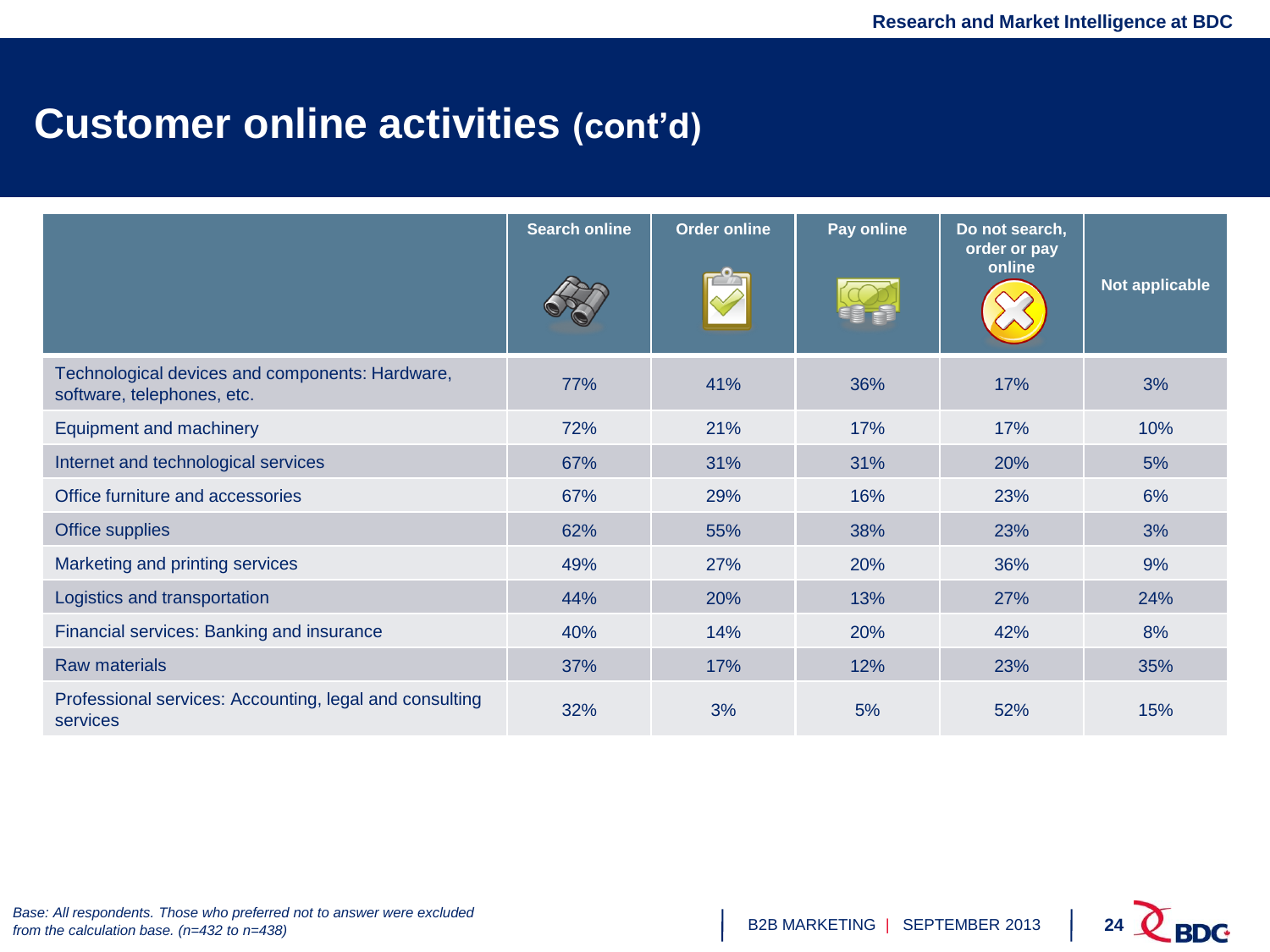# Customer online activities (cont'd)

| | Search online | Order online | Pay online | Do not search, order or pay online | Not applicable |
|---|---|---|---|---|---|
| Technological devices and components: Hardware, software, telephones, etc. | 77% | 41% | 36% | 17% | 3% |
| Equipment and machinery | 72% | 21% | 17% | 17% | 10% |
| Internet and technological services | 67% | 31% | 31% | 20% | 5% |
| Office furniture and accessories | 67% | 29% | 16% | 23% | 6% |
| Office supplies | 62% | 55% | 38% | 23% | 3% |
| Marketing and printing services | 49% | 27% | 20% | 36% | 9% |
| Logistics and transportation | 44% | 20% | 13% | 27% | 24% |
| Financial services: Banking and insurance | 40% | 14% | 20% | 42% | 8% |
| Raw materials | 37% | 17% | 12% | 23% | 35% |
| Professional services: Accounting, legal and consulting services | 32% | 3% | 5% | 52% | 15% |

*Base: All respondents. Those who preferred not to answer were excluded from the calculation base. (n=432 to n=438)*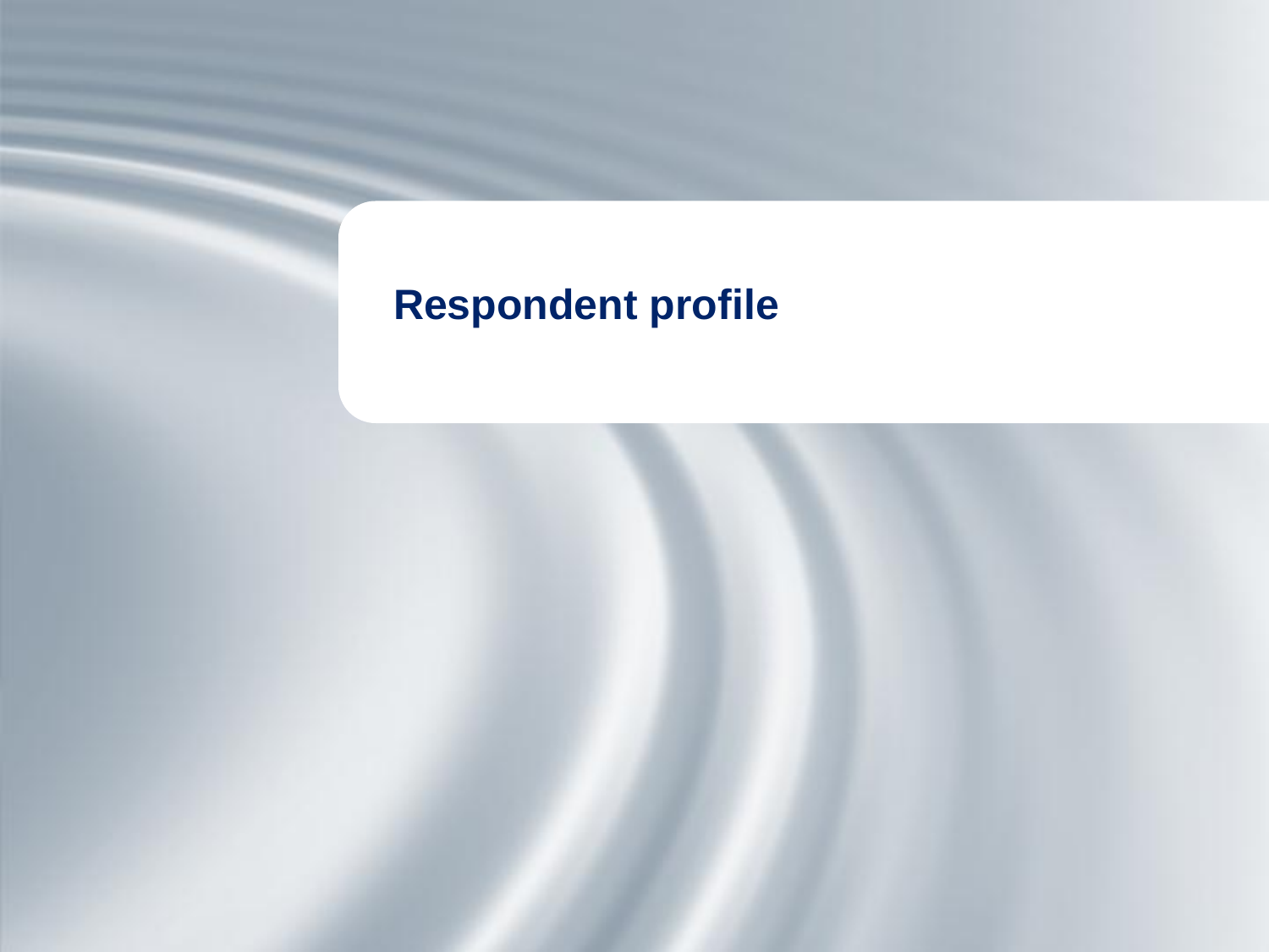# Respondent profile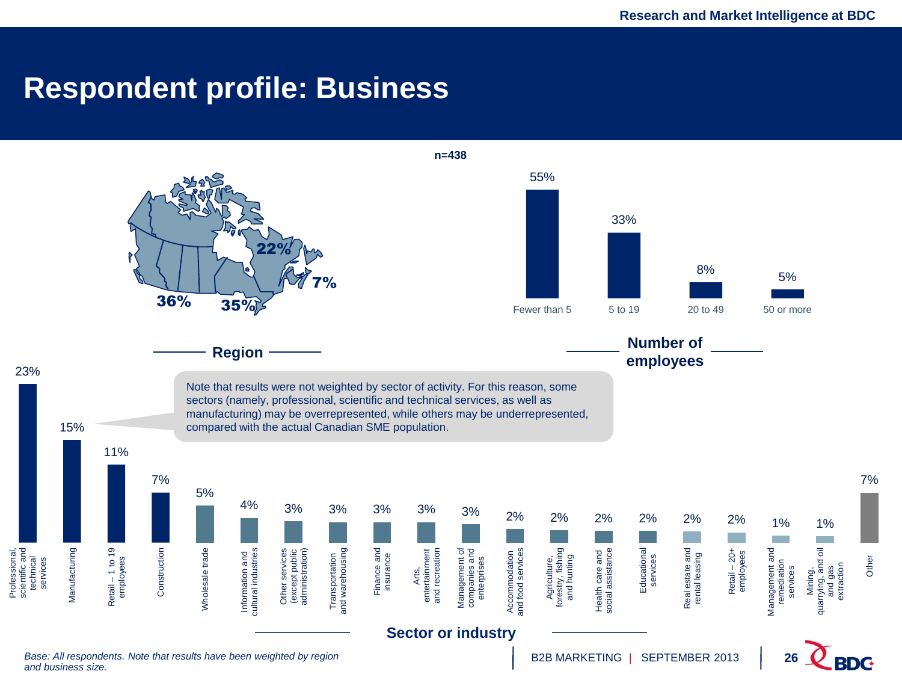# Respondent profile: Business

n=438

## Region

| Region | % |
|---|---|
| West (BC, Prairies, Territories) | 36% |
| Ontario | 35% |
| Quebec | 22% |
| Atlantic | 7% |

## Number of employees

| Number of employees | % |
|---|---|
| Fewer than 5 | 55% |
| 5 to 19 | 33% |
| 20 to 49 | 8% |
| 50 or more | 5% |

## Sector or industry

Note that results were not weighted by sector of activity. For this reason, some sectors (namely, professional, scientific and technical services, as well as manufacturing) may be overrepresented, while others may be underrepresented, compared with the actual Canadian SME population.

| Sector or industry | % |
|---|---|
| Professional, scientific and technical services | 23% |
| Manufacturing | 15% |
| Retail – 1 to 19 employees | 11% |
| Construction | 7% |
| Wholesale trade | 5% |
| Information and cultural industries | 4% |
| Other services (except public administration) | 3% |
| Transportation and warehousing | 3% |
| Finance and insurance | 3% |
| Arts, entertainment and recreation | 3% |
| Management of companies and enterprises | 3% |
| Accommodation and food services | 2% |
| Agriculture, forestry, fishing and hunting | 2% |
| Health care and social assistance | 2% |
| Educational services | 2% |
| Real estate and rental leasing | 2% |
| Retail – 20+ employees | 2% |
| Management and remediation services | 1% |
| Mining, quarrying, and oil and gas extraction | 1% |
| Other | 7% |

*Base: All respondents. Note that results have been weighted by region and business size.*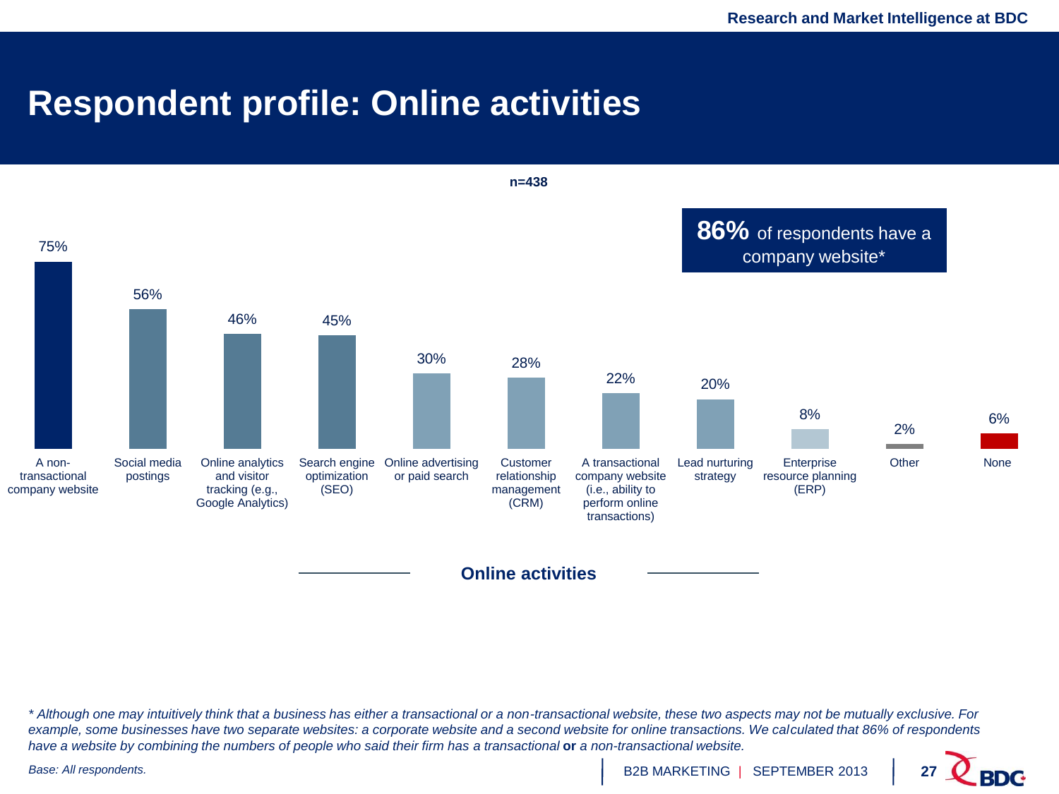# Respondent profile: Online activities

n=438

**86%** of respondents have a company website*

| Online activities | % |
|---|---|
| A non-transactional company website | 75% |
| Social media postings | 56% |
| Online analytics and visitor tracking (e.g., Google Analytics) | 46% |
| Search engine optimization (SEO) | 45% |
| Online advertising or paid search | 30% |
| Customer relationship management (CRM) | 28% |
| A transactional company website (i.e., ability to perform online transactions) | 22% |
| Lead nurturing strategy | 20% |
| Enterprise resource planning (ERP) | 8% |
| Other | 2% |
| None | 6% |

*\* Although one may intuitively think that a business has either a transactional or a non-transactional website, these two aspects may not be mutually exclusive. For example, some businesses have two separate websites: a corporate website and a second website for online transactions. We calculated that 86% of respondents have a website by combining the numbers of people who said their firm has a transactional* **or** *a non-transactional website.*

*Base: All respondents.*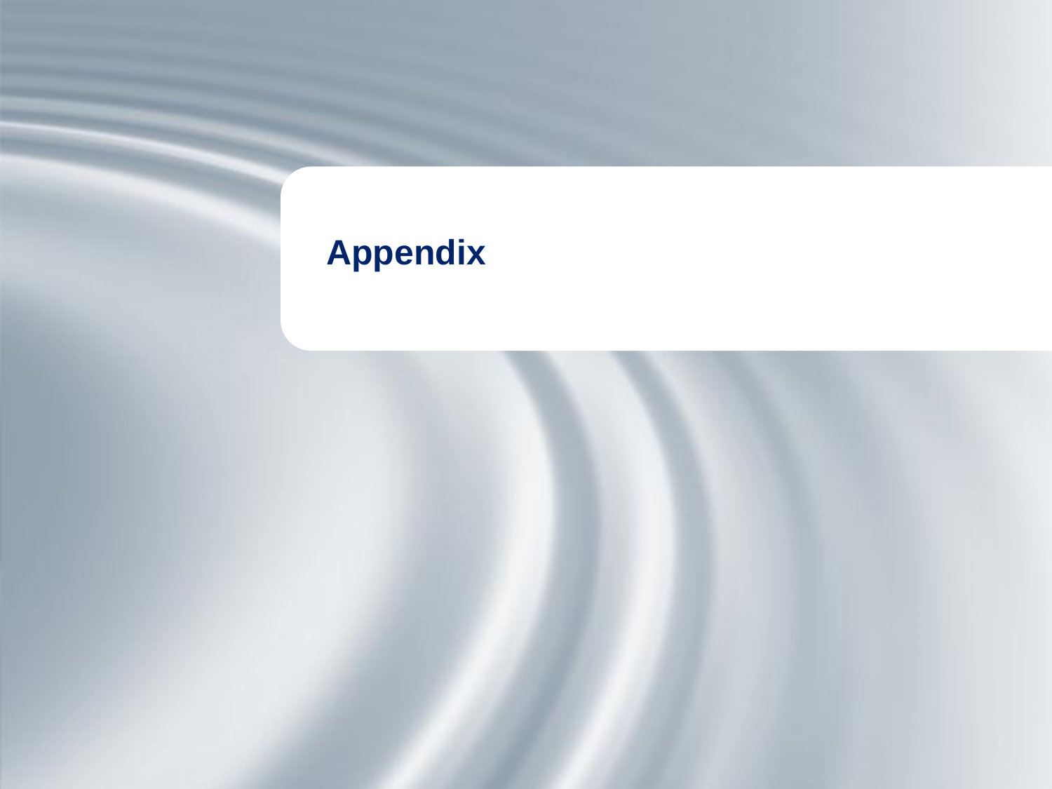# Appendix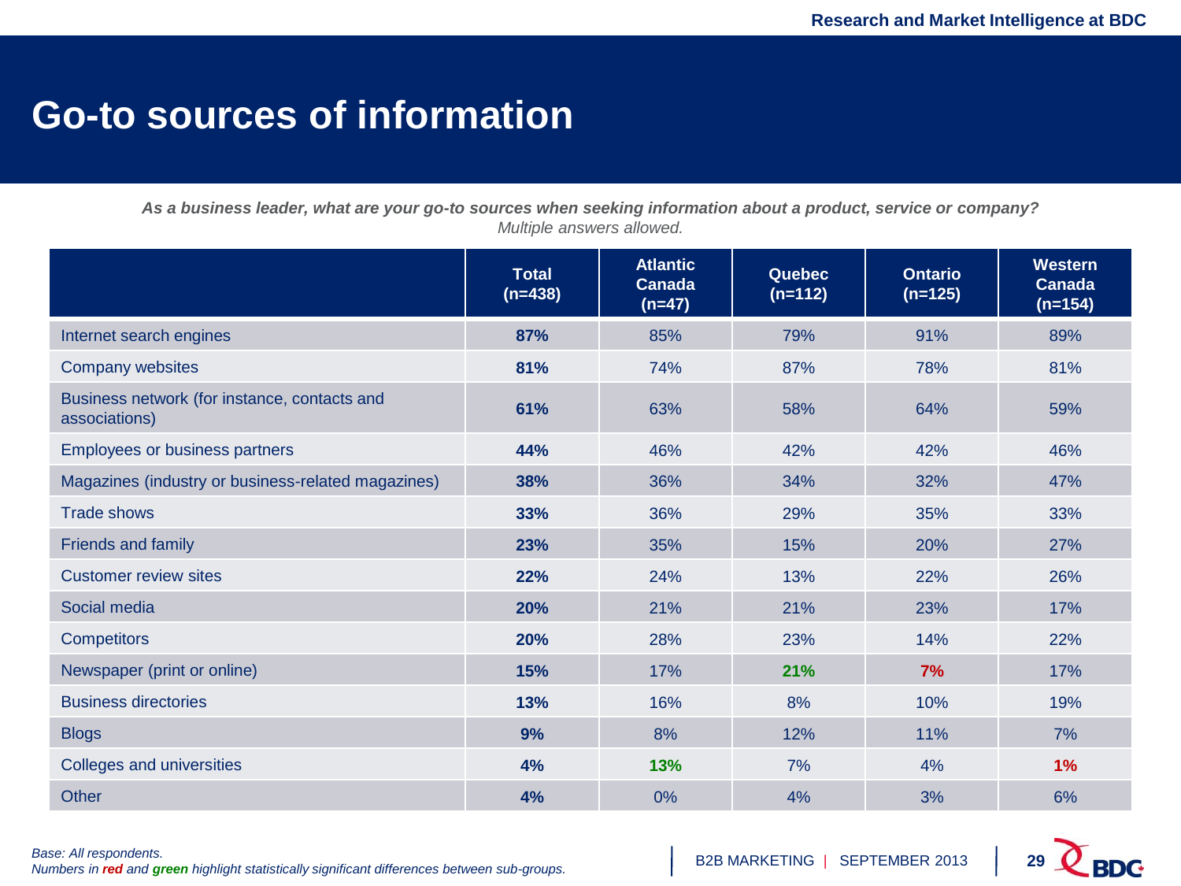# Go-to sources of information

***As a business leader, what are your go-to sources when seeking information about a product, service or company?***
*Multiple answers allowed.*

| | Total (n=438) | Atlantic Canada (n=47) | Quebec (n=112) | Ontario (n=125) | Western Canada (n=154) |
|---|---|---|---|---|---|
| Internet search engines | **87%** | 85% | 79% | 91% | 89% |
| Company websites | **81%** | 74% | 87% | 78% | 81% |
| Business network (for instance, contacts and associations) | **61%** | 63% | 58% | 64% | 59% |
| Employees or business partners | **44%** | 46% | 42% | 42% | 46% |
| Magazines (industry or business-related magazines) | **38%** | 36% | 34% | 32% | 47% |
| Trade shows | **33%** | 36% | 29% | 35% | 33% |
| Friends and family | **23%** | 35% | 15% | 20% | 27% |
| Customer review sites | **22%** | 24% | 13% | 22% | 26% |
| Social media | **20%** | 21% | 21% | 23% | 17% |
| Competitors | **20%** | 28% | 23% | 14% | 22% |
| Newspaper (print or online) | **15%** | 17% | **21%** | **7%** | 17% |
| Business directories | **13%** | 16% | 8% | 10% | 19% |
| Blogs | **9%** | 8% | 12% | 11% | 7% |
| Colleges and universities | **4%** | **13%** | 7% | 4% | **1%** |
| Other | **4%** | 0% | 4% | 3% | 6% |

*Base: All respondents.*
*Numbers in **red** and **green** highlight statistically significant differences between sub-groups.*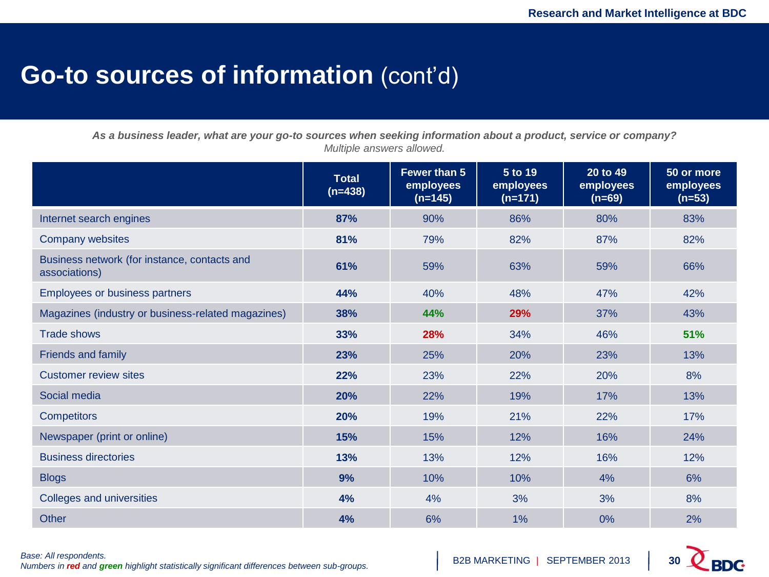# **Go-to sources of information** (cont'd)

***As a business leader, what are your go-to sources when seeking information about a product, service or company?***
*Multiple answers allowed.*

| | Total (n=438) | Fewer than 5 employees (n=145) | 5 to 19 employees (n=171) | 20 to 49 employees (n=69) | 50 or more employees (n=53) |
|---|---|---|---|---|---|
| Internet search engines | **87%** | 90% | 86% | 80% | 83% |
| Company websites | **81%** | 79% | 82% | 87% | 82% |
| Business network (for instance, contacts and associations) | **61%** | 59% | 63% | 59% | 66% |
| Employees or business partners | **44%** | 40% | 48% | 47% | 42% |
| Magazines (industry or business-related magazines) | **38%** | **44%** | **29%** | 37% | 43% |
| Trade shows | **33%** | **28%** | 34% | 46% | **51%** |
| Friends and family | **23%** | 25% | 20% | 23% | 13% |
| Customer review sites | **22%** | 23% | 22% | 20% | 8% |
| Social media | **20%** | 22% | 19% | 17% | 13% |
| Competitors | **20%** | 19% | 21% | 22% | 17% |
| Newspaper (print or online) | **15%** | 15% | 12% | 16% | 24% |
| Business directories | **13%** | 13% | 12% | 16% | 12% |
| Blogs | **9%** | 10% | 10% | 4% | 6% |
| Colleges and universities | **4%** | 4% | 3% | 3% | 8% |
| Other | **4%** | 6% | 1% | 0% | 2% |

*Base: All respondents.*
*Numbers in* ***red*** *and* ***green*** *highlight statistically significant differences between sub-groups.*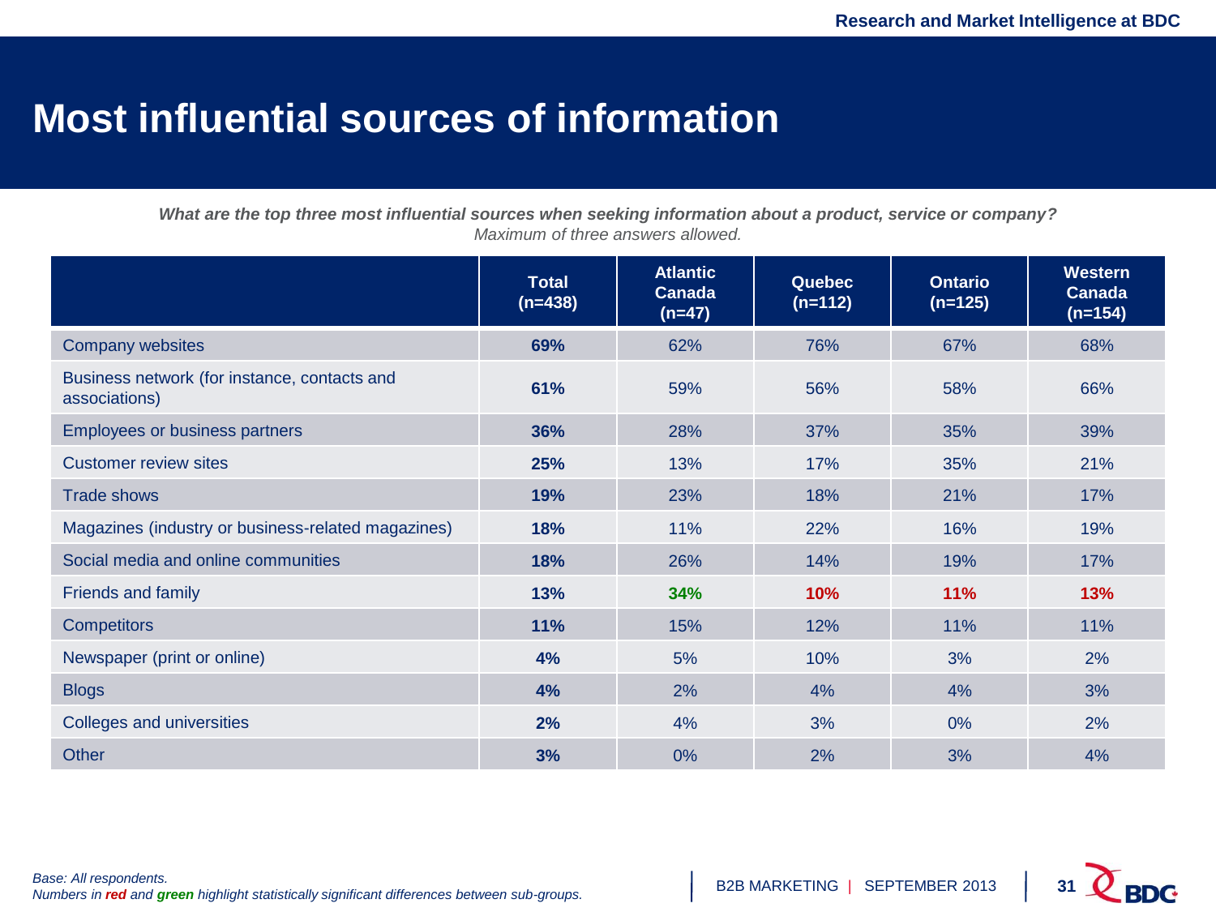# Most influential sources of information

***What are the top three most influential sources when seeking information about a product, service or company?***
*Maximum of three answers allowed.*

| | Total (n=438) | Atlantic Canada (n=47) | Quebec (n=112) | Ontario (n=125) | Western Canada (n=154) |
|---|---|---|---|---|---|
| Company websites | **69%** | 62% | 76% | 67% | 68% |
| Business network (for instance, contacts and associations) | **61%** | 59% | 56% | 58% | 66% |
| Employees or business partners | **36%** | 28% | 37% | 35% | 39% |
| Customer review sites | **25%** | 13% | 17% | 35% | 21% |
| Trade shows | **19%** | 23% | 18% | 21% | 17% |
| Magazines (industry or business-related magazines) | **18%** | 11% | 22% | 16% | 19% |
| Social media and online communities | **18%** | 26% | 14% | 19% | 17% |
| Friends and family | **13%** | **34%** | **10%** | **11%** | **13%** |
| Competitors | **11%** | 15% | 12% | 11% | 11% |
| Newspaper (print or online) | **4%** | 5% | 10% | 3% | 2% |
| Blogs | **4%** | 2% | 4% | 4% | 3% |
| Colleges and universities | **2%** | 4% | 3% | 0% | 2% |
| Other | **3%** | 0% | 2% | 3% | 4% |

*Base: All respondents.*
*Numbers in **red** and **green** highlight statistically significant differences between sub-groups.*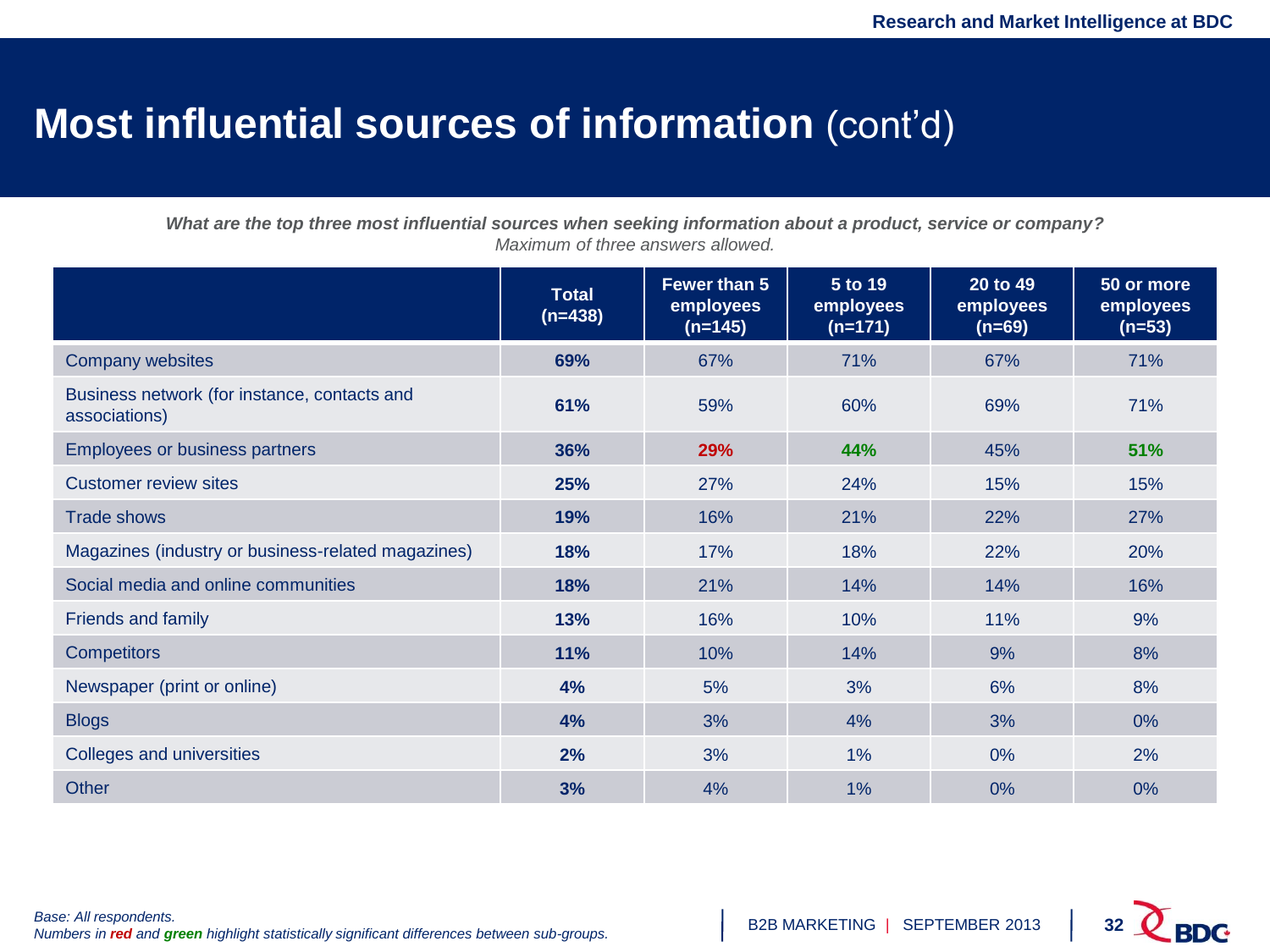# Most influential sources of information (cont'd)

***What are the top three most influential sources when seeking information about a product, service or company?***
*Maximum of three answers allowed.*

| | **Total (n=438)** | **Fewer than 5 employees (n=145)** | **5 to 19 employees (n=171)** | **20 to 49 employees (n=69)** | **50 or more employees (n=53)** |
|---|---|---|---|---|---|
| Company websites | **69%** | 67% | 71% | 67% | 71% |
| Business network (for instance, contacts and associations) | **61%** | 59% | 60% | 69% | 71% |
| Employees or business partners | **36%** | **29%** | **44%** | 45% | **51%** |
| Customer review sites | **25%** | 27% | 24% | 15% | 15% |
| Trade shows | **19%** | 16% | 21% | 22% | 27% |
| Magazines (industry or business-related magazines) | **18%** | 17% | 18% | 22% | 20% |
| Social media and online communities | **18%** | 21% | 14% | 14% | 16% |
| Friends and family | **13%** | 16% | 10% | 11% | 9% |
| Competitors | **11%** | 10% | 14% | 9% | 8% |
| Newspaper (print or online) | **4%** | 5% | 3% | 6% | 8% |
| Blogs | **4%** | 3% | 4% | 3% | 0% |
| Colleges and universities | **2%** | 3% | 1% | 0% | 2% |
| Other | **3%** | 4% | 1% | 0% | 0% |

*Base: All respondents.*
*Numbers in **red** and **green** highlight statistically significant differences between sub-groups.*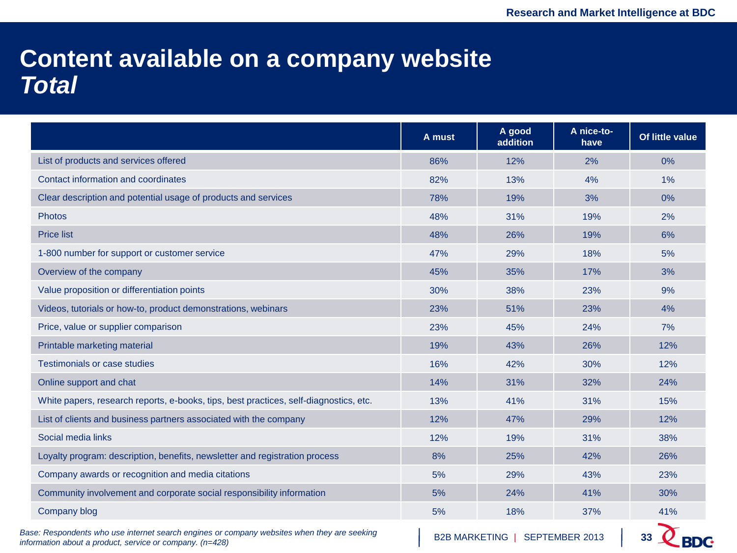# Content available on a company website *Total*

| | A must | A good addition | A nice-to-have | Of little value |
|---|---|---|---|---|
| List of products and services offered | 86% | 12% | 2% | 0% |
| Contact information and coordinates | 82% | 13% | 4% | 1% |
| Clear description and potential usage of products and services | 78% | 19% | 3% | 0% |
| Photos | 48% | 31% | 19% | 2% |
| Price list | 48% | 26% | 19% | 6% |
| 1-800 number for support or customer service | 47% | 29% | 18% | 5% |
| Overview of the company | 45% | 35% | 17% | 3% |
| Value proposition or differentiation points | 30% | 38% | 23% | 9% |
| Videos, tutorials or how-to, product demonstrations, webinars | 23% | 51% | 23% | 4% |
| Price, value or supplier comparison | 23% | 45% | 24% | 7% |
| Printable marketing material | 19% | 43% | 26% | 12% |
| Testimonials or case studies | 16% | 42% | 30% | 12% |
| Online support and chat | 14% | 31% | 32% | 24% |
| White papers, research reports, e-books, tips, best practices, self-diagnostics, etc. | 13% | 41% | 31% | 15% |
| List of clients and business partners associated with the company | 12% | 47% | 29% | 12% |
| Social media links | 12% | 19% | 31% | 38% |
| Loyalty program: description, benefits, newsletter and registration process | 8% | 25% | 42% | 26% |
| Company awards or recognition and media citations | 5% | 29% | 43% | 23% |
| Community involvement and corporate social responsibility information | 5% | 24% | 41% | 30% |
| Company blog | 5% | 18% | 37% | 41% |

*Base: Respondents who use internet search engines or company websites when they are seeking information about a product, service or company. (n=428)*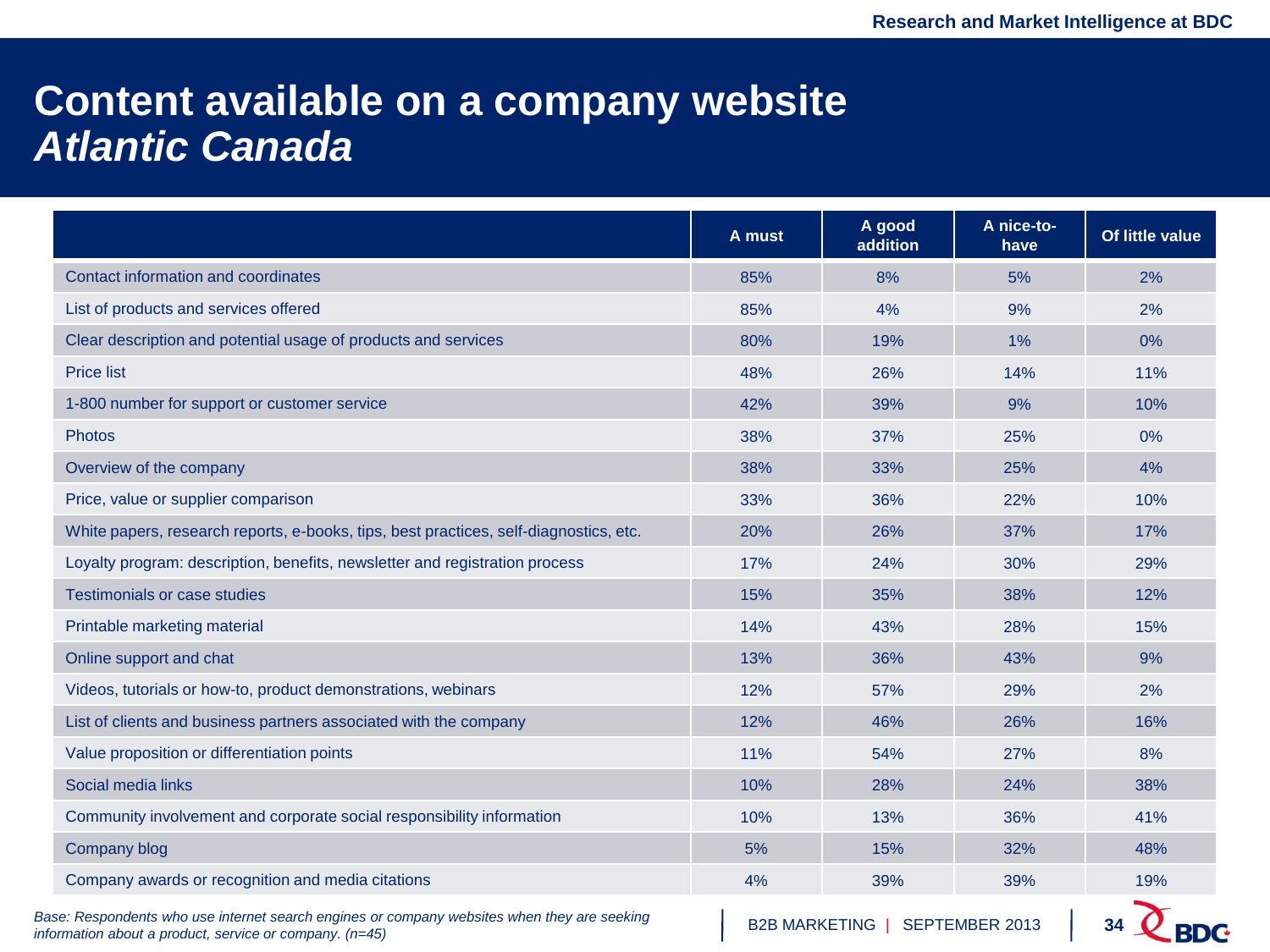# Content available on a company website
## *Atlantic Canada*

| | A must | A good addition | A nice-to-have | Of little value |
|---|---|---|---|---|
| Contact information and coordinates | 85% | 8% | 5% | 2% |
| List of products and services offered | 85% | 4% | 9% | 2% |
| Clear description and potential usage of products and services | 80% | 19% | 1% | 0% |
| Price list | 48% | 26% | 14% | 11% |
| 1-800 number for support or customer service | 42% | 39% | 9% | 10% |
| Photos | 38% | 37% | 25% | 0% |
| Overview of the company | 38% | 33% | 25% | 4% |
| Price, value or supplier comparison | 33% | 36% | 22% | 10% |
| White papers, research reports, e-books, tips, best practices, self-diagnostics, etc. | 20% | 26% | 37% | 17% |
| Loyalty program: description, benefits, newsletter and registration process | 17% | 24% | 30% | 29% |
| Testimonials or case studies | 15% | 35% | 38% | 12% |
| Printable marketing material | 14% | 43% | 28% | 15% |
| Online support and chat | 13% | 36% | 43% | 9% |
| Videos, tutorials or how-to, product demonstrations, webinars | 12% | 57% | 29% | 2% |
| List of clients and business partners associated with the company | 12% | 46% | 26% | 16% |
| Value proposition or differentiation points | 11% | 54% | 27% | 8% |
| Social media links | 10% | 28% | 24% | 38% |
| Community involvement and corporate social responsibility information | 10% | 13% | 36% | 41% |
| Company blog | 5% | 15% | 32% | 48% |
| Company awards or recognition and media citations | 4% | 39% | 39% | 19% |

*Base: Respondents who use internet search engines or company websites when they are seeking information about a product, service or company. (n=45)*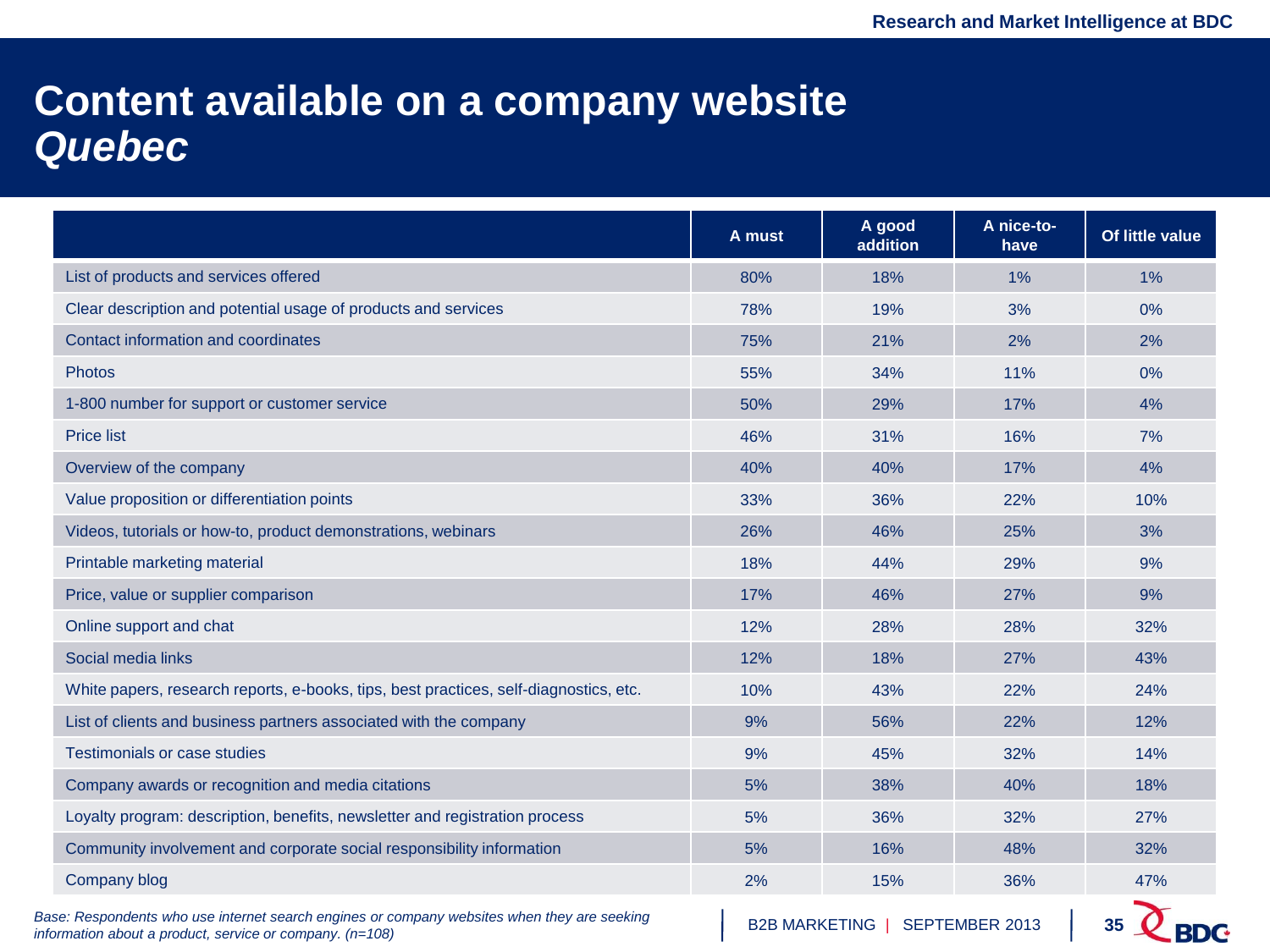# Content available on a company website
## *Quebec*

| | A must | A good addition | A nice-to-have | Of little value |
|---|---|---|---|---|
| List of products and services offered | 80% | 18% | 1% | 1% |
| Clear description and potential usage of products and services | 78% | 19% | 3% | 0% |
| Contact information and coordinates | 75% | 21% | 2% | 2% |
| Photos | 55% | 34% | 11% | 0% |
| 1-800 number for support or customer service | 50% | 29% | 17% | 4% |
| Price list | 46% | 31% | 16% | 7% |
| Overview of the company | 40% | 40% | 17% | 4% |
| Value proposition or differentiation points | 33% | 36% | 22% | 10% |
| Videos, tutorials or how-to, product demonstrations, webinars | 26% | 46% | 25% | 3% |
| Printable marketing material | 18% | 44% | 29% | 9% |
| Price, value or supplier comparison | 17% | 46% | 27% | 9% |
| Online support and chat | 12% | 28% | 28% | 32% |
| Social media links | 12% | 18% | 27% | 43% |
| White papers, research reports, e-books, tips, best practices, self-diagnostics, etc. | 10% | 43% | 22% | 24% |
| List of clients and business partners associated with the company | 9% | 56% | 22% | 12% |
| Testimonials or case studies | 9% | 45% | 32% | 14% |
| Company awards or recognition and media citations | 5% | 38% | 40% | 18% |
| Loyalty program: description, benefits, newsletter and registration process | 5% | 36% | 32% | 27% |
| Community involvement and corporate social responsibility information | 5% | 16% | 48% | 32% |
| Company blog | 2% | 15% | 36% | 47% |

*Base: Respondents who use internet search engines or company websites when they are seeking information about a product, service or company. (n=108)*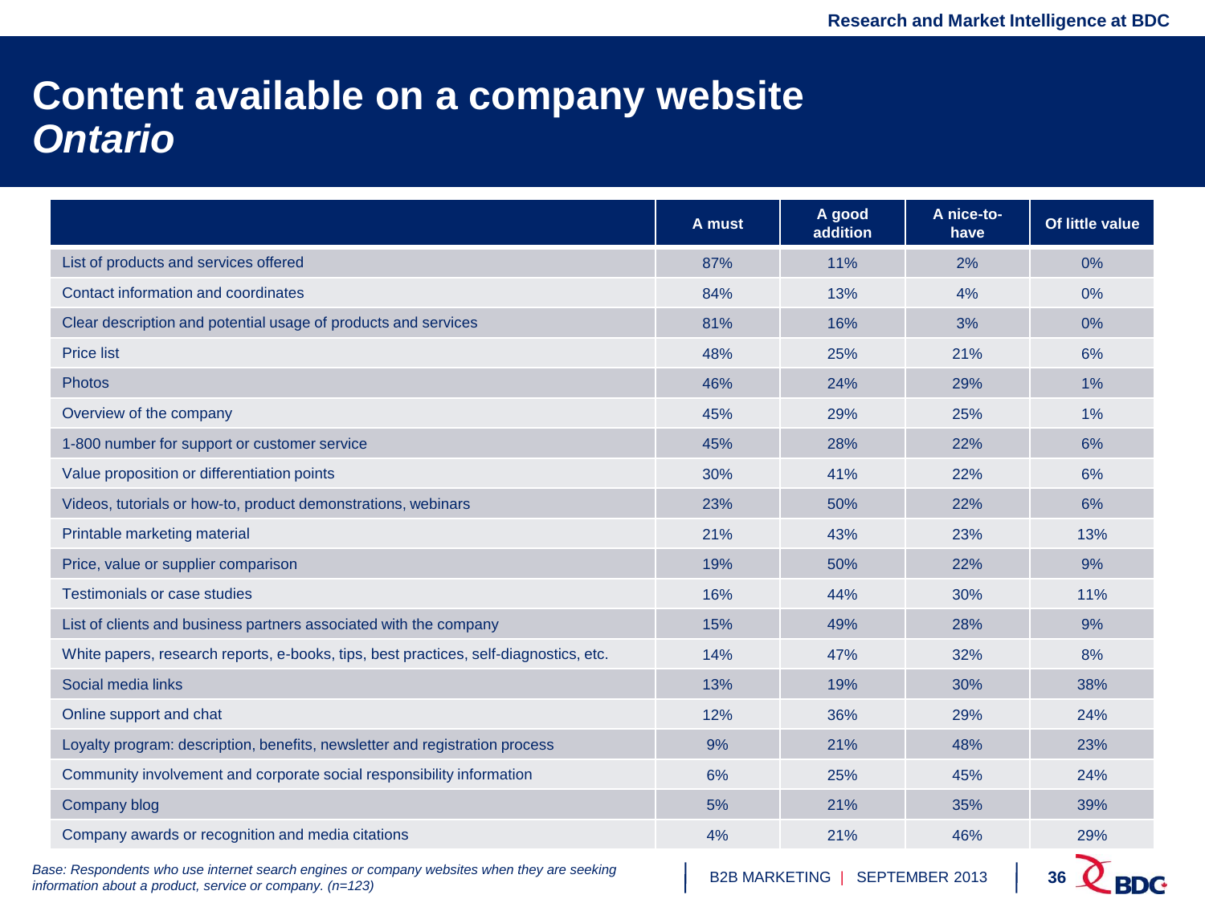# Content available on a company website *Ontario*

| | A must | A good addition | A nice-to-have | Of little value |
|---|---|---|---|---|
| List of products and services offered | 87% | 11% | 2% | 0% |
| Contact information and coordinates | 84% | 13% | 4% | 0% |
| Clear description and potential usage of products and services | 81% | 16% | 3% | 0% |
| Price list | 48% | 25% | 21% | 6% |
| Photos | 46% | 24% | 29% | 1% |
| Overview of the company | 45% | 29% | 25% | 1% |
| 1-800 number for support or customer service | 45% | 28% | 22% | 6% |
| Value proposition or differentiation points | 30% | 41% | 22% | 6% |
| Videos, tutorials or how-to, product demonstrations, webinars | 23% | 50% | 22% | 6% |
| Printable marketing material | 21% | 43% | 23% | 13% |
| Price, value or supplier comparison | 19% | 50% | 22% | 9% |
| Testimonials or case studies | 16% | 44% | 30% | 11% |
| List of clients and business partners associated with the company | 15% | 49% | 28% | 9% |
| White papers, research reports, e-books, tips, best practices, self-diagnostics, etc. | 14% | 47% | 32% | 8% |
| Social media links | 13% | 19% | 30% | 38% |
| Online support and chat | 12% | 36% | 29% | 24% |
| Loyalty program: description, benefits, newsletter and registration process | 9% | 21% | 48% | 23% |
| Community involvement and corporate social responsibility information | 6% | 25% | 45% | 24% |
| Company blog | 5% | 21% | 35% | 39% |
| Company awards or recognition and media citations | 4% | 21% | 46% | 29% |

*Base: Respondents who use internet search engines or company websites when they are seeking information about a product, service or company. (n=123)*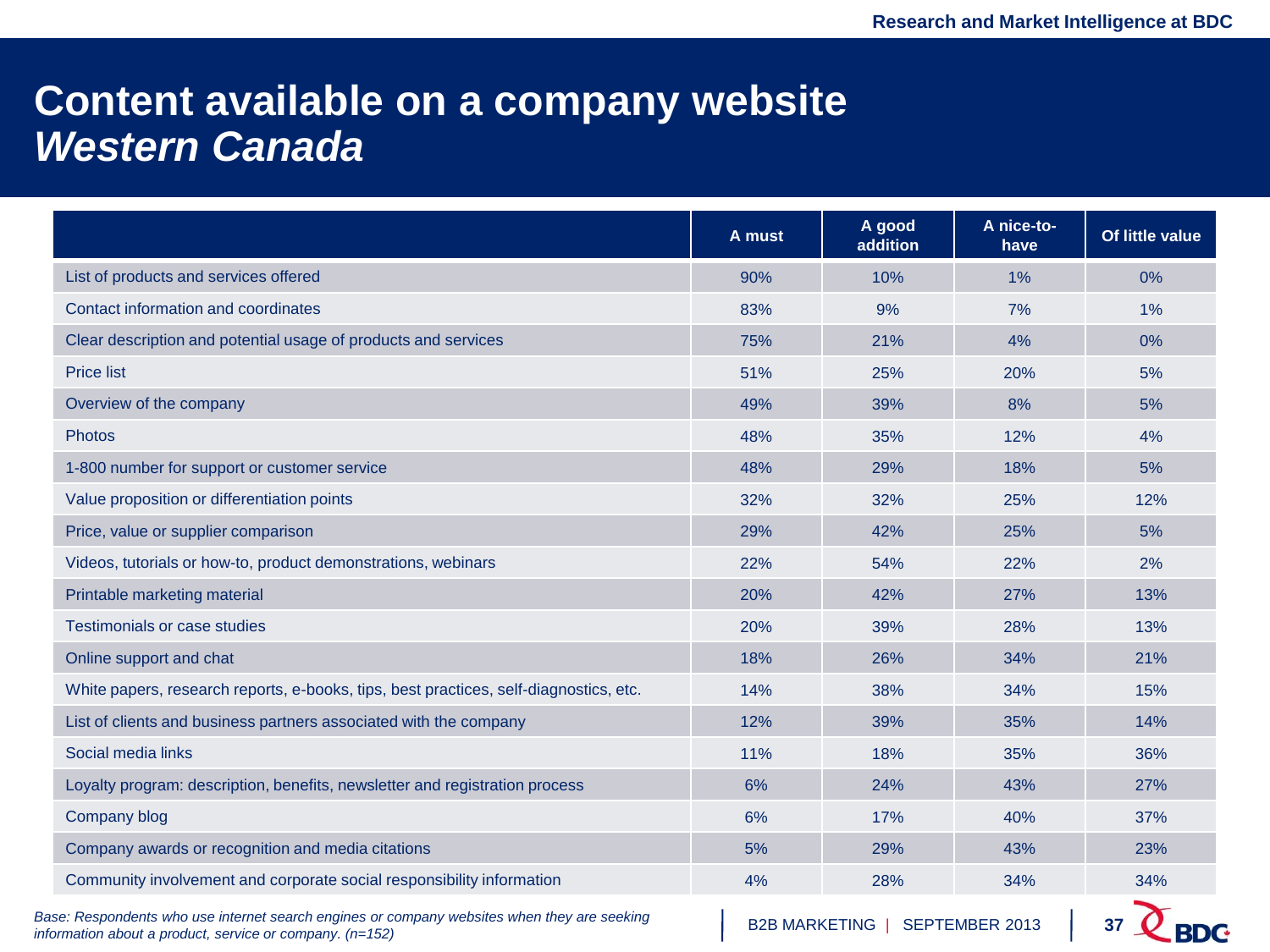# Content available on a company website *Western Canada*

| | A must | A good addition | A nice-to-have | Of little value |
|---|---|---|---|---|
| List of products and services offered | 90% | 10% | 1% | 0% |
| Contact information and coordinates | 83% | 9% | 7% | 1% |
| Clear description and potential usage of products and services | 75% | 21% | 4% | 0% |
| Price list | 51% | 25% | 20% | 5% |
| Overview of the company | 49% | 39% | 8% | 5% |
| Photos | 48% | 35% | 12% | 4% |
| 1-800 number for support or customer service | 48% | 29% | 18% | 5% |
| Value proposition or differentiation points | 32% | 32% | 25% | 12% |
| Price, value or supplier comparison | 29% | 42% | 25% | 5% |
| Videos, tutorials or how-to, product demonstrations, webinars | 22% | 54% | 22% | 2% |
| Printable marketing material | 20% | 42% | 27% | 13% |
| Testimonials or case studies | 20% | 39% | 28% | 13% |
| Online support and chat | 18% | 26% | 34% | 21% |
| White papers, research reports, e-books, tips, best practices, self-diagnostics, etc. | 14% | 38% | 34% | 15% |
| List of clients and business partners associated with the company | 12% | 39% | 35% | 14% |
| Social media links | 11% | 18% | 35% | 36% |
| Loyalty program: description, benefits, newsletter and registration process | 6% | 24% | 43% | 27% |
| Company blog | 6% | 17% | 40% | 37% |
| Company awards or recognition and media citations | 5% | 29% | 43% | 23% |
| Community involvement and corporate social responsibility information | 4% | 28% | 34% | 34% |

*Base: Respondents who use internet search engines or company websites when they are seeking information about a product, service or company. (n=152)*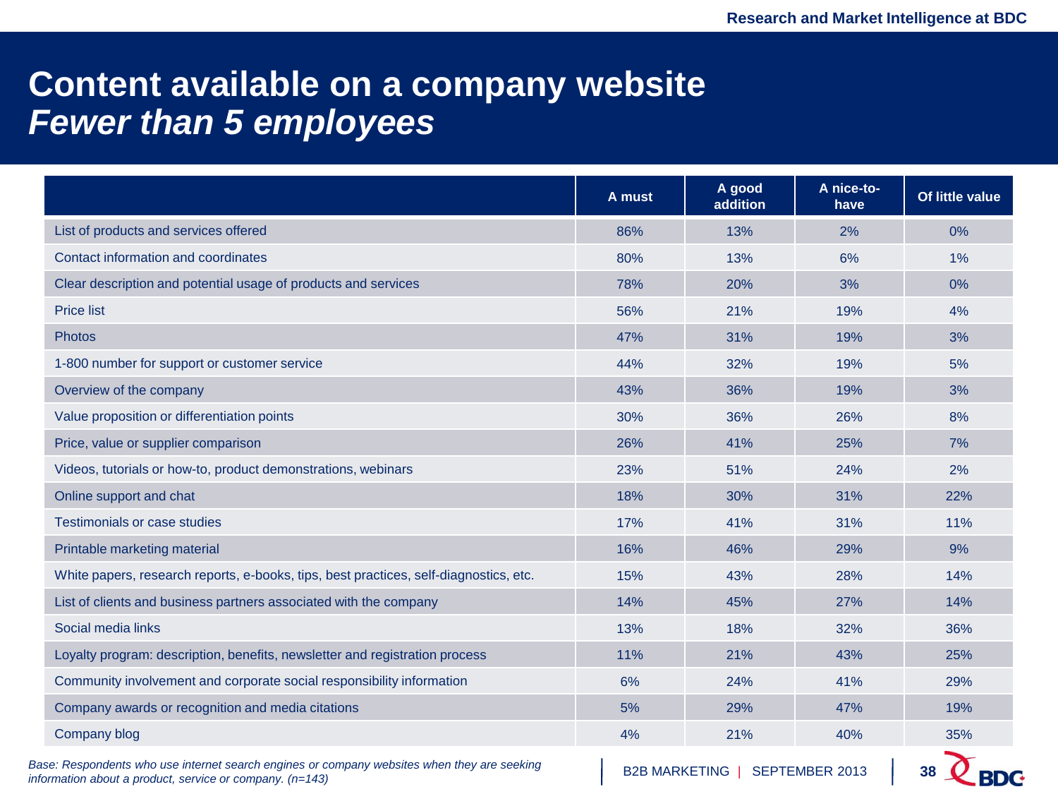# Content available on a company website
## *Fewer than 5 employees*

| | A must | A good addition | A nice-to-have | Of little value |
|---|---|---|---|---|
| List of products and services offered | 86% | 13% | 2% | 0% |
| Contact information and coordinates | 80% | 13% | 6% | 1% |
| Clear description and potential usage of products and services | 78% | 20% | 3% | 0% |
| Price list | 56% | 21% | 19% | 4% |
| Photos | 47% | 31% | 19% | 3% |
| 1-800 number for support or customer service | 44% | 32% | 19% | 5% |
| Overview of the company | 43% | 36% | 19% | 3% |
| Value proposition or differentiation points | 30% | 36% | 26% | 8% |
| Price, value or supplier comparison | 26% | 41% | 25% | 7% |
| Videos, tutorials or how-to, product demonstrations, webinars | 23% | 51% | 24% | 2% |
| Online support and chat | 18% | 30% | 31% | 22% |
| Testimonials or case studies | 17% | 41% | 31% | 11% |
| Printable marketing material | 16% | 46% | 29% | 9% |
| White papers, research reports, e-books, tips, best practices, self-diagnostics, etc. | 15% | 43% | 28% | 14% |
| List of clients and business partners associated with the company | 14% | 45% | 27% | 14% |
| Social media links | 13% | 18% | 32% | 36% |
| Loyalty program: description, benefits, newsletter and registration process | 11% | 21% | 43% | 25% |
| Community involvement and corporate social responsibility information | 6% | 24% | 41% | 29% |
| Company awards or recognition and media citations | 5% | 29% | 47% | 19% |
| Company blog | 4% | 21% | 40% | 35% |

*Base: Respondents who use internet search engines or company websites when they are seeking information about a product, service or company. (n=143)*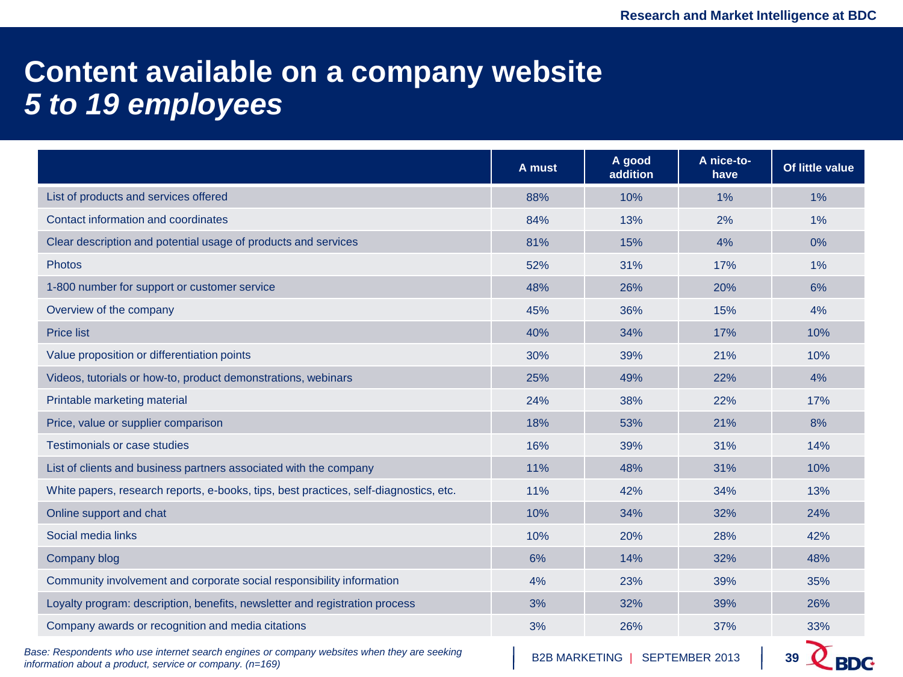# Content available on a company website
## *5 to 19 employees*

| | A must | A good addition | A nice-to-have | Of little value |
|---|---|---|---|---|
| List of products and services offered | 88% | 10% | 1% | 1% |
| Contact information and coordinates | 84% | 13% | 2% | 1% |
| Clear description and potential usage of products and services | 81% | 15% | 4% | 0% |
| Photos | 52% | 31% | 17% | 1% |
| 1-800 number for support or customer service | 48% | 26% | 20% | 6% |
| Overview of the company | 45% | 36% | 15% | 4% |
| Price list | 40% | 34% | 17% | 10% |
| Value proposition or differentiation points | 30% | 39% | 21% | 10% |
| Videos, tutorials or how-to, product demonstrations, webinars | 25% | 49% | 22% | 4% |
| Printable marketing material | 24% | 38% | 22% | 17% |
| Price, value or supplier comparison | 18% | 53% | 21% | 8% |
| Testimonials or case studies | 16% | 39% | 31% | 14% |
| List of clients and business partners associated with the company | 11% | 48% | 31% | 10% |
| White papers, research reports, e-books, tips, best practices, self-diagnostics, etc. | 11% | 42% | 34% | 13% |
| Online support and chat | 10% | 34% | 32% | 24% |
| Social media links | 10% | 20% | 28% | 42% |
| Company blog | 6% | 14% | 32% | 48% |
| Community involvement and corporate social responsibility information | 4% | 23% | 39% | 35% |
| Loyalty program: description, benefits, newsletter and registration process | 3% | 32% | 39% | 26% |
| Company awards or recognition and media citations | 3% | 26% | 37% | 33% |

*Base: Respondents who use internet search engines or company websites when they are seeking information about a product, service or company. (n=169)*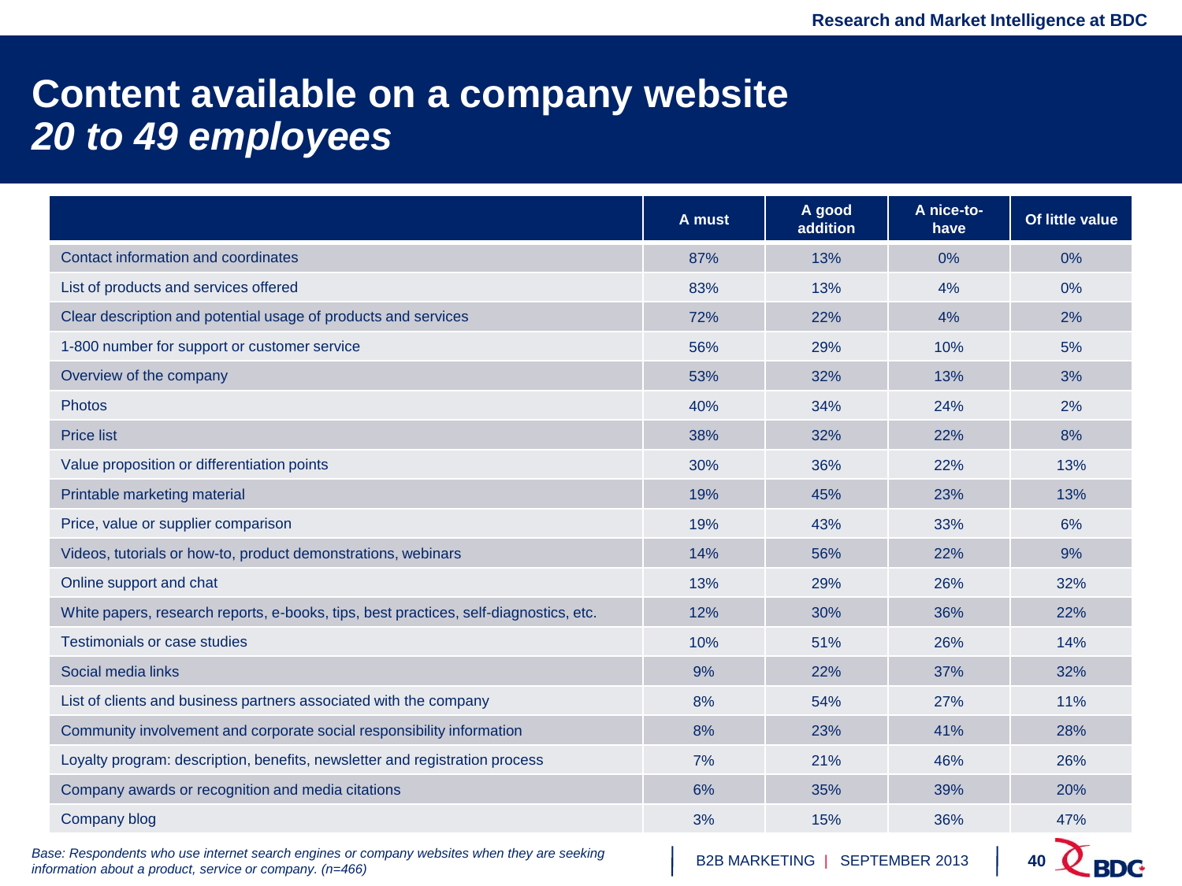# Content available on a company website
## *20 to 49 employees*

| | A must | A good addition | A nice-to-have | Of little value |
|---|---|---|---|---|
| Contact information and coordinates | 87% | 13% | 0% | 0% |
| List of products and services offered | 83% | 13% | 4% | 0% |
| Clear description and potential usage of products and services | 72% | 22% | 4% | 2% |
| 1-800 number for support or customer service | 56% | 29% | 10% | 5% |
| Overview of the company | 53% | 32% | 13% | 3% |
| Photos | 40% | 34% | 24% | 2% |
| Price list | 38% | 32% | 22% | 8% |
| Value proposition or differentiation points | 30% | 36% | 22% | 13% |
| Printable marketing material | 19% | 45% | 23% | 13% |
| Price, value or supplier comparison | 19% | 43% | 33% | 6% |
| Videos, tutorials or how-to, product demonstrations, webinars | 14% | 56% | 22% | 9% |
| Online support and chat | 13% | 29% | 26% | 32% |
| White papers, research reports, e-books, tips, best practices, self-diagnostics, etc. | 12% | 30% | 36% | 22% |
| Testimonials or case studies | 10% | 51% | 26% | 14% |
| Social media links | 9% | 22% | 37% | 32% |
| List of clients and business partners associated with the company | 8% | 54% | 27% | 11% |
| Community involvement and corporate social responsibility information | 8% | 23% | 41% | 28% |
| Loyalty program: description, benefits, newsletter and registration process | 7% | 21% | 46% | 26% |
| Company awards or recognition and media citations | 6% | 35% | 39% | 20% |
| Company blog | 3% | 15% | 36% | 47% |

*Base: Respondents who use internet search engines or company websites when they are seeking information about a product, service or company. (n=466)*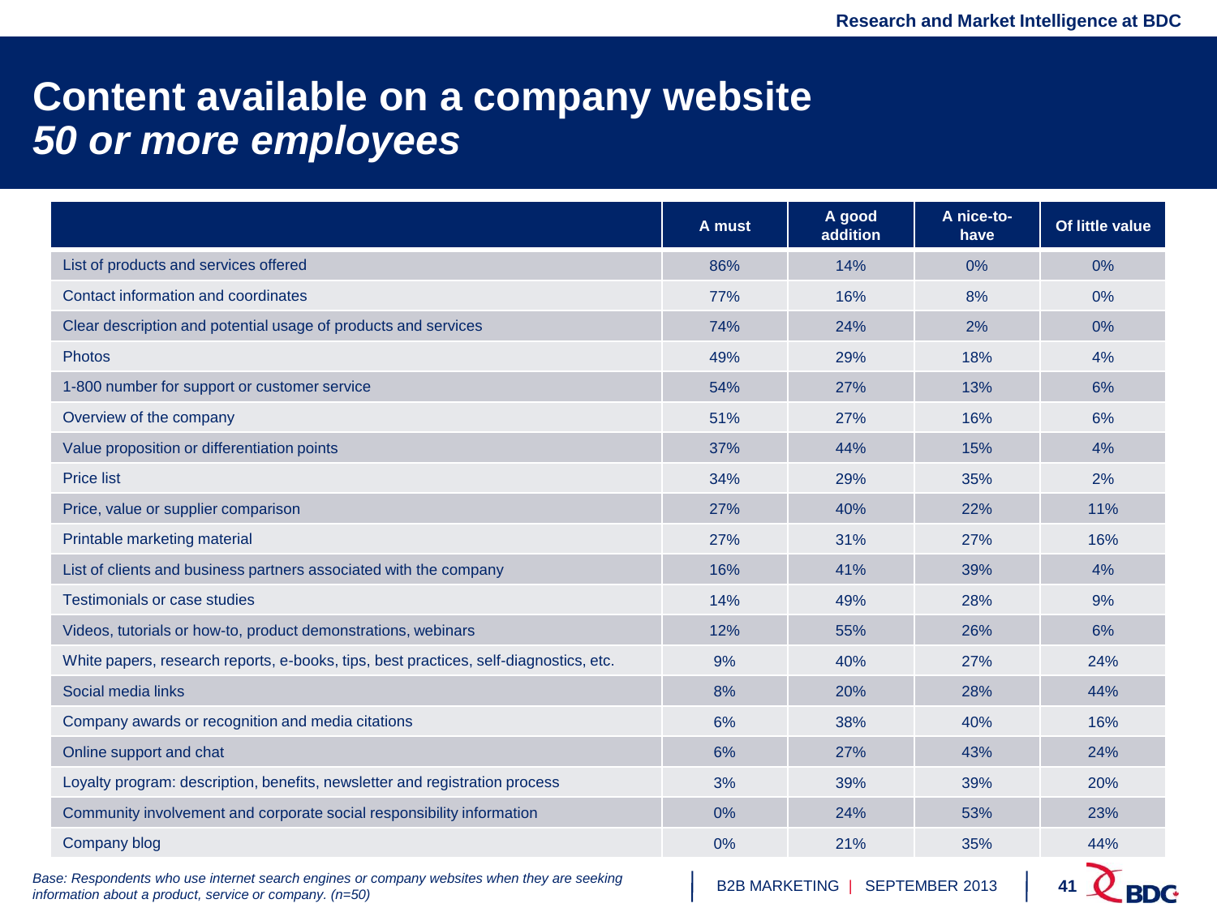# Content available on a company website
## *50 or more employees*

| | A must | A good addition | A nice-to-have | Of little value |
|---|---|---|---|---|
| List of products and services offered | 86% | 14% | 0% | 0% |
| Contact information and coordinates | 77% | 16% | 8% | 0% |
| Clear description and potential usage of products and services | 74% | 24% | 2% | 0% |
| Photos | 49% | 29% | 18% | 4% |
| 1-800 number for support or customer service | 54% | 27% | 13% | 6% |
| Overview of the company | 51% | 27% | 16% | 6% |
| Value proposition or differentiation points | 37% | 44% | 15% | 4% |
| Price list | 34% | 29% | 35% | 2% |
| Price, value or supplier comparison | 27% | 40% | 22% | 11% |
| Printable marketing material | 27% | 31% | 27% | 16% |
| List of clients and business partners associated with the company | 16% | 41% | 39% | 4% |
| Testimonials or case studies | 14% | 49% | 28% | 9% |
| Videos, tutorials or how-to, product demonstrations, webinars | 12% | 55% | 26% | 6% |
| White papers, research reports, e-books, tips, best practices, self-diagnostics, etc. | 9% | 40% | 27% | 24% |
| Social media links | 8% | 20% | 28% | 44% |
| Company awards or recognition and media citations | 6% | 38% | 40% | 16% |
| Online support and chat | 6% | 27% | 43% | 24% |
| Loyalty program: description, benefits, newsletter and registration process | 3% | 39% | 39% | 20% |
| Community involvement and corporate social responsibility information | 0% | 24% | 53% | 23% |
| Company blog | 0% | 21% | 35% | 44% |

*Base: Respondents who use internet search engines or company websites when they are seeking information about a product, service or company. (n=50)*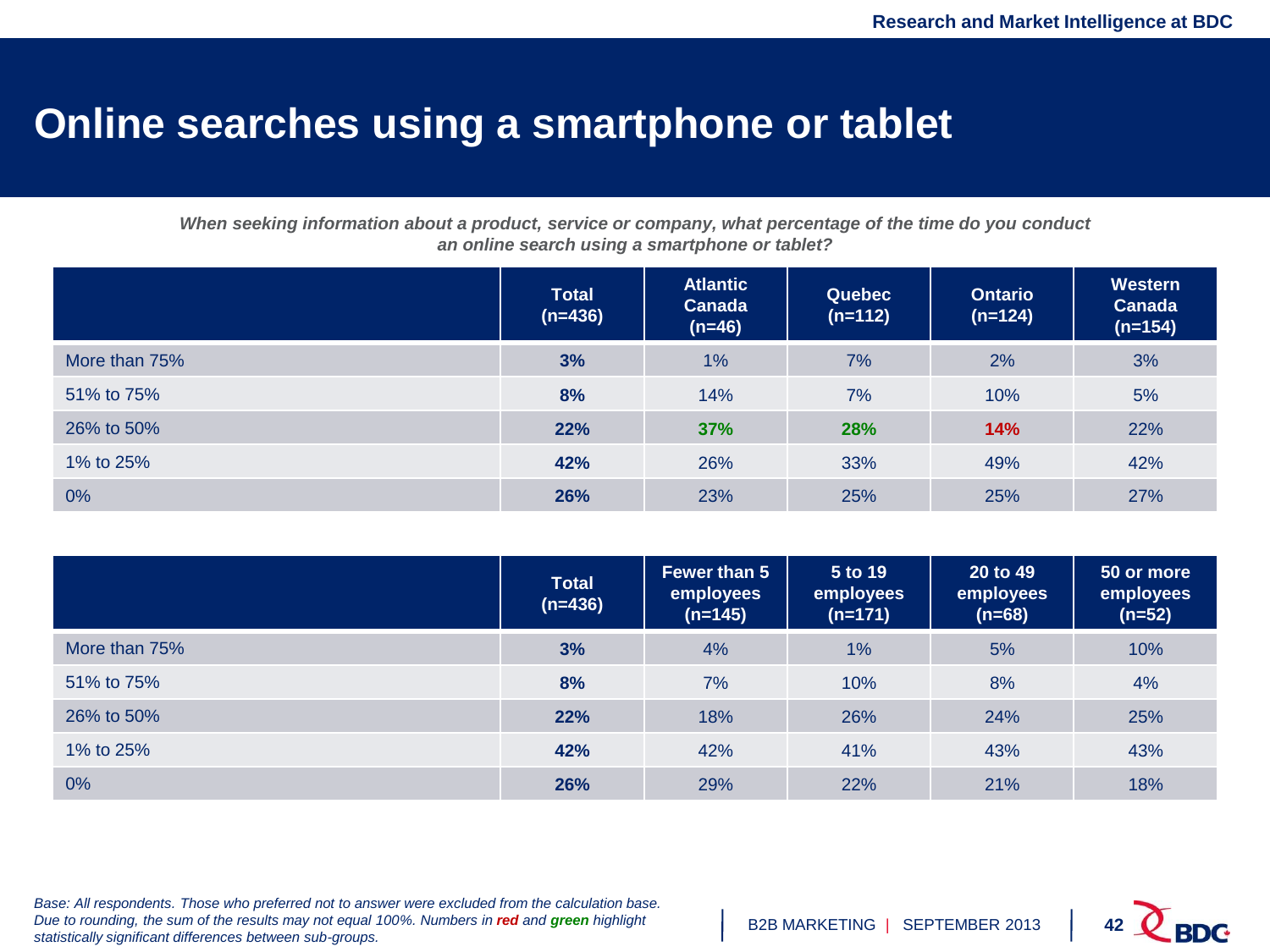# Online searches using a smartphone or tablet

***When seeking information about a product, service or company, what percentage of the time do you conduct an online search using a smartphone or tablet?***

| | Total (n=436) | Atlantic Canada (n=46) | Quebec (n=112) | Ontario (n=124) | Western Canada (n=154) |
|---|---|---|---|---|---|
| More than 75% | **3%** | 1% | 7% | 2% | 3% |
| 51% to 75% | **8%** | 14% | 7% | 10% | 5% |
| 26% to 50% | **22%** | **37%** | **28%** | **14%** | 22% |
| 1% to 25% | **42%** | 26% | 33% | 49% | 42% |
| 0% | **26%** | 23% | 25% | 25% | 27% |

| | Total (n=436) | Fewer than 5 employees (n=145) | 5 to 19 employees (n=171) | 20 to 49 employees (n=68) | 50 or more employees (n=52) |
|---|---|---|---|---|---|
| More than 75% | **3%** | 4% | 1% | 5% | 10% |
| 51% to 75% | **8%** | 7% | 10% | 8% | 4% |
| 26% to 50% | **22%** | 18% | 26% | 24% | 25% |
| 1% to 25% | **42%** | 42% | 41% | 43% | 43% |
| 0% | **26%** | 29% | 22% | 21% | 18% |

*Base: All respondents. Those who preferred not to answer were excluded from the calculation base. Due to rounding, the sum of the results may not equal 100%. Numbers in **red** and **green** highlight statistically significant differences between sub-groups.*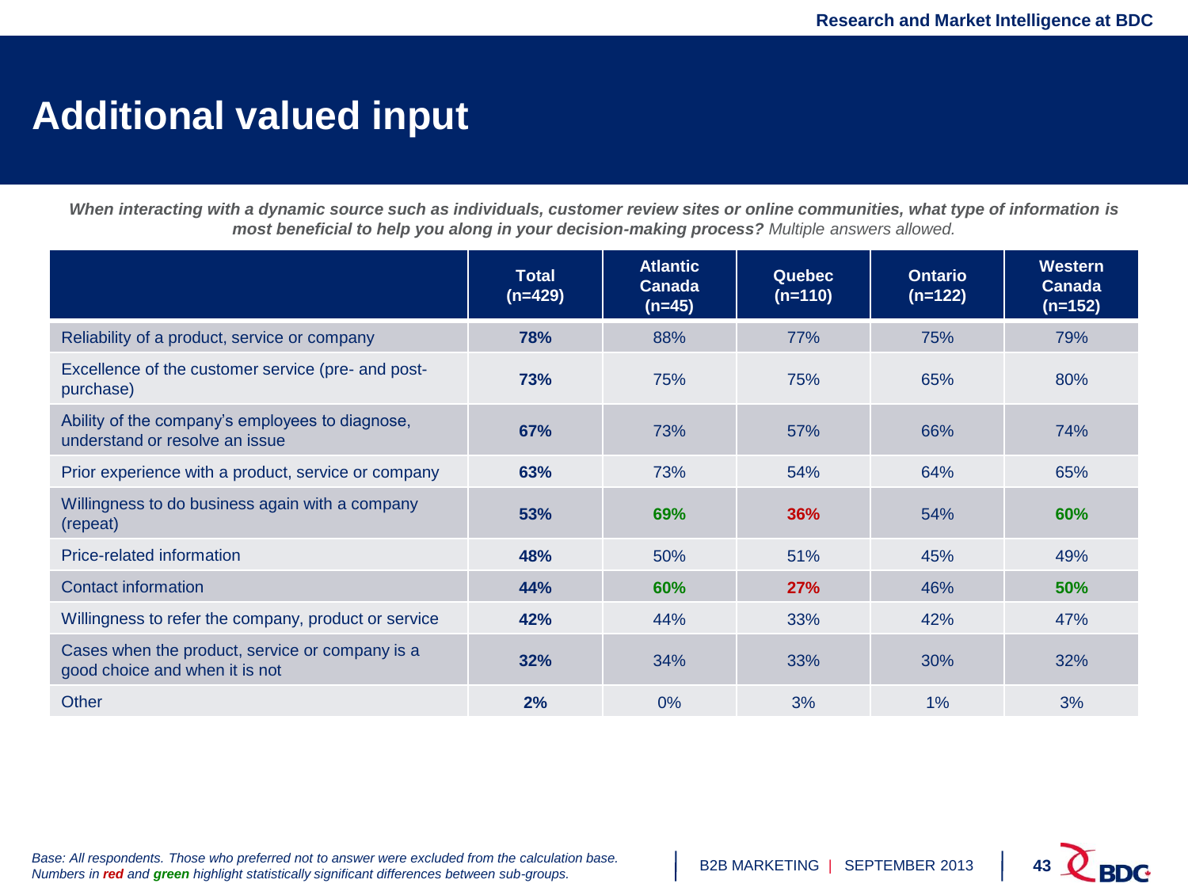# Additional valued input

***When interacting with a dynamic source such as individuals, customer review sites or online communities, what type of information is most beneficial to help you along in your decision-making process?*** *Multiple answers allowed.*

| | Total (n=429) | Atlantic Canada (n=45) | Quebec (n=110) | Ontario (n=122) | Western Canada (n=152) |
|---|---|---|---|---|---|
| Reliability of a product, service or company | **78%** | 88% | 77% | 75% | 79% |
| Excellence of the customer service (pre- and post-purchase) | **73%** | 75% | 75% | 65% | 80% |
| Ability of the company's employees to diagnose, understand or resolve an issue | **67%** | 73% | 57% | 66% | 74% |
| Prior experience with a product, service or company | **63%** | 73% | 54% | 64% | 65% |
| Willingness to do business again with a company (repeat) | **53%** | **69%** | **36%** | 54% | **60%** |
| Price-related information | **48%** | 50% | 51% | 45% | 49% |
| Contact information | **44%** | **60%** | **27%** | 46% | **50%** |
| Willingness to refer the company, product or service | **42%** | 44% | 33% | 42% | 47% |
| Cases when the product, service or company is a good choice and when it is not | **32%** | 34% | 33% | 30% | 32% |
| Other | **2%** | 0% | 3% | 1% | 3% |

*Base: All respondents. Those who preferred not to answer were excluded from the calculation base.*
*Numbers in **red** and **green** highlight statistically significant differences between sub-groups.*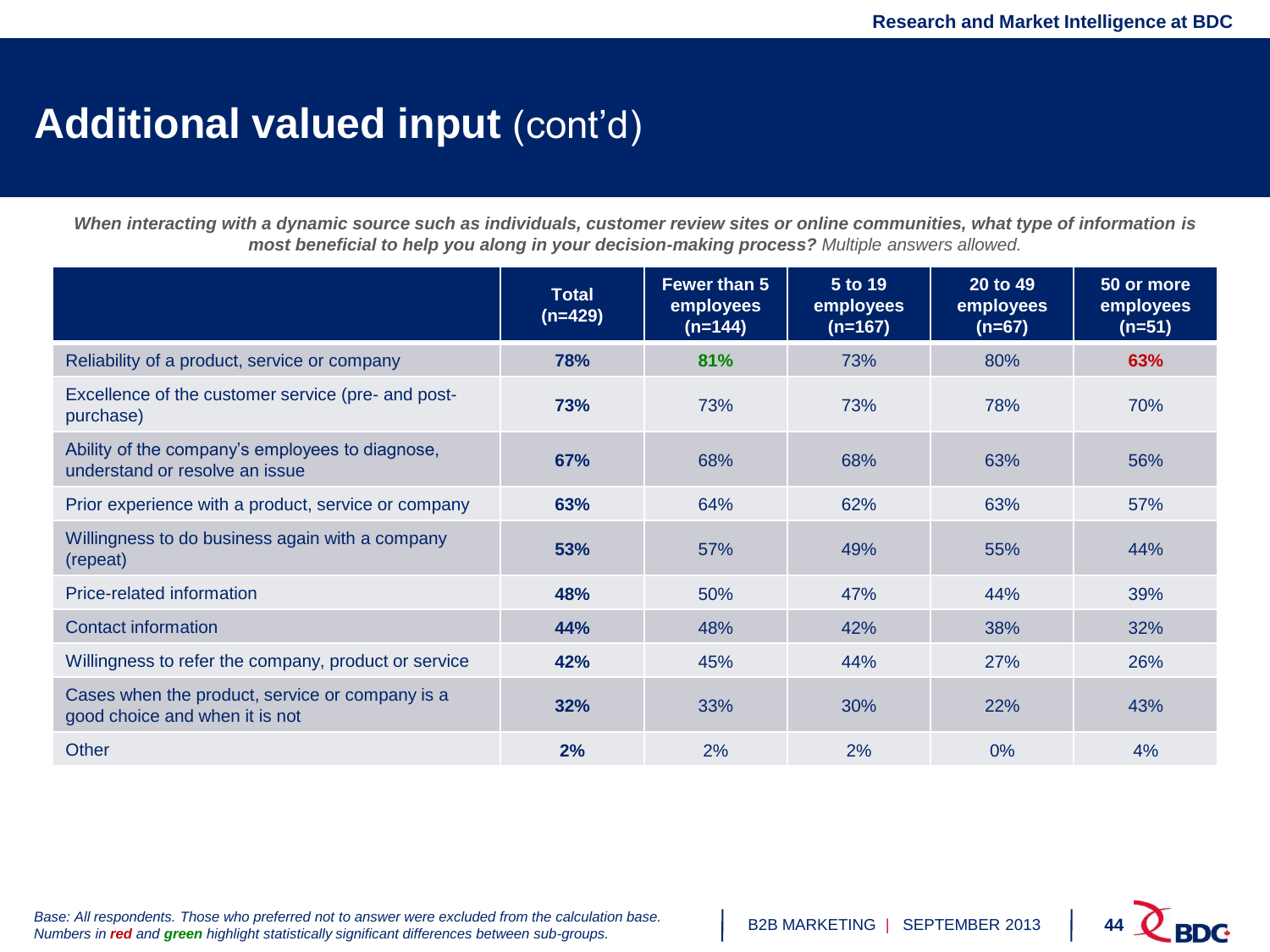# **Additional valued input** (cont'd)

***When interacting with a dynamic source such as individuals, customer review sites or online communities, what type of information is most beneficial to help you along in your decision-making process?*** *Multiple answers allowed.*

| | Total (n=429) | Fewer than 5 employees (n=144) | 5 to 19 employees (n=167) | 20 to 49 employees (n=67) | 50 or more employees (n=51) |
|---|---|---|---|---|---|
| Reliability of a product, service or company | **78%** | 81% | 73% | 80% | 63% |
| Excellence of the customer service (pre- and post-purchase) | **73%** | 73% | 73% | 78% | 70% |
| Ability of the company's employees to diagnose, understand or resolve an issue | **67%** | 68% | 68% | 63% | 56% |
| Prior experience with a product, service or company | **63%** | 64% | 62% | 63% | 57% |
| Willingness to do business again with a company (repeat) | **53%** | 57% | 49% | 55% | 44% |
| Price-related information | **48%** | 50% | 47% | 44% | 39% |
| Contact information | **44%** | 48% | 42% | 38% | 32% |
| Willingness to refer the company, product or service | **42%** | 45% | 44% | 27% | 26% |
| Cases when the product, service or company is a good choice and when it is not | **32%** | 33% | 30% | 22% | 43% |
| Other | **2%** | 2% | 2% | 0% | 4% |

*Base: All respondents. Those who preferred not to answer were excluded from the calculation base.*
*Numbers in* ***red*** *and* ***green*** *highlight statistically significant differences between sub-groups.*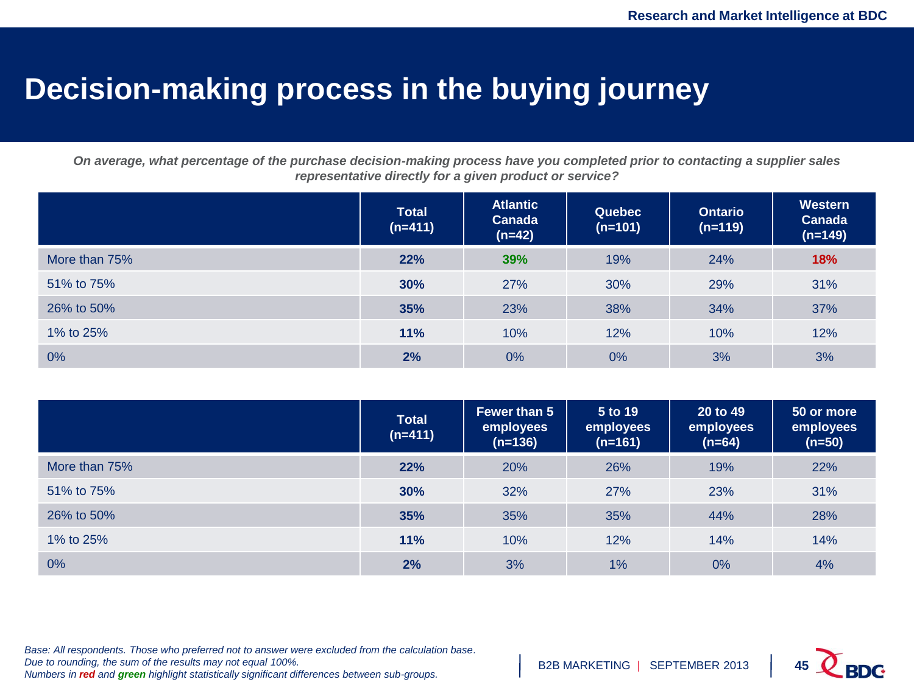# Decision-making process in the buying journey

***On average, what percentage of the purchase decision-making process have you completed prior to contacting a supplier sales representative directly for a given product or service?***

| | Total (n=411) | Atlantic Canada (n=42) | Quebec (n=101) | Ontario (n=119) | Western Canada (n=149) |
|---|---|---|---|---|---|
| More than 75% | **22%** | 39% | 19% | 24% | 18% |
| 51% to 75% | **30%** | 27% | 30% | 29% | 31% |
| 26% to 50% | **35%** | 23% | 38% | 34% | 37% |
| 1% to 25% | **11%** | 10% | 12% | 10% | 12% |
| 0% | **2%** | 0% | 0% | 3% | 3% |

| | Total (n=411) | Fewer than 5 employees (n=136) | 5 to 19 employees (n=161) | 20 to 49 employees (n=64) | 50 or more employees (n=50) |
|---|---|---|---|---|---|
| More than 75% | **22%** | 20% | 26% | 19% | 22% |
| 51% to 75% | **30%** | 32% | 27% | 23% | 31% |
| 26% to 50% | **35%** | 35% | 35% | 44% | 28% |
| 1% to 25% | **11%** | 10% | 12% | 14% | 14% |
| 0% | **2%** | 3% | 1% | 0% | 4% |

*Base: All respondents. Those who preferred not to answer were excluded from the calculation base.*
*Due to rounding, the sum of the results may not equal 100%.*
*Numbers in **red** and **green** highlight statistically significant differences between sub-groups.*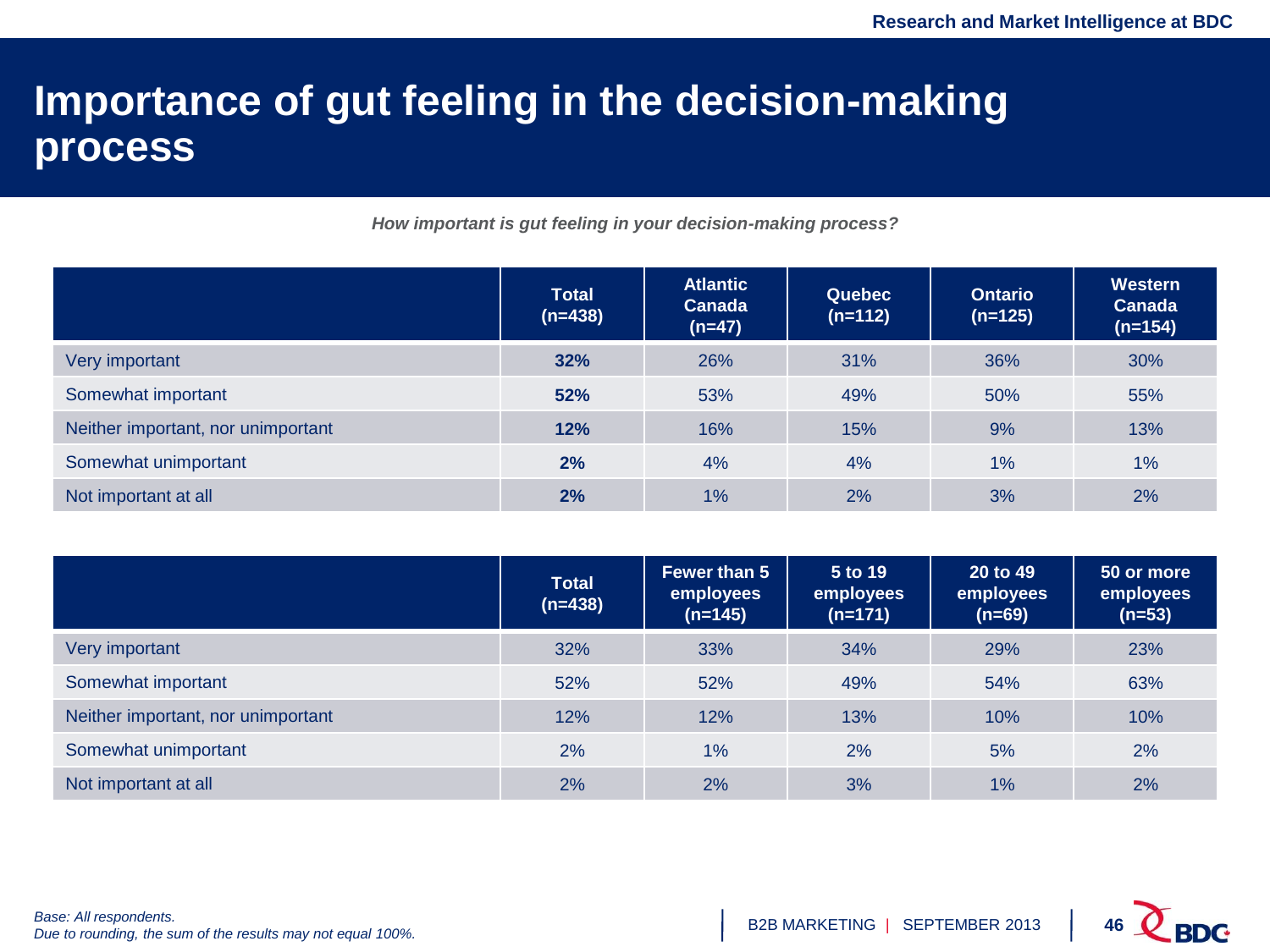# Importance of gut feeling in the decision-making process

*How important is gut feeling in your decision-making process?*

| | Total (n=438) | Atlantic Canada (n=47) | Quebec (n=112) | Ontario (n=125) | Western Canada (n=154) |
|---|---|---|---|---|---|
| Very important | **32%** | 26% | 31% | 36% | 30% |
| Somewhat important | **52%** | 53% | 49% | 50% | 55% |
| Neither important, nor unimportant | **12%** | 16% | 15% | 9% | 13% |
| Somewhat unimportant | **2%** | 4% | 4% | 1% | 1% |
| Not important at all | **2%** | 1% | 2% | 3% | 2% |

| | Total (n=438) | Fewer than 5 employees (n=145) | 5 to 19 employees (n=171) | 20 to 49 employees (n=69) | 50 or more employees (n=53) |
|---|---|---|---|---|---|
| Very important | 32% | 33% | 34% | 29% | 23% |
| Somewhat important | 52% | 52% | 49% | 54% | 63% |
| Neither important, nor unimportant | 12% | 12% | 13% | 10% | 10% |
| Somewhat unimportant | 2% | 1% | 2% | 5% | 2% |
| Not important at all | 2% | 2% | 3% | 1% | 2% |

*Base: All respondents.*
*Due to rounding, the sum of the results may not equal 100%.*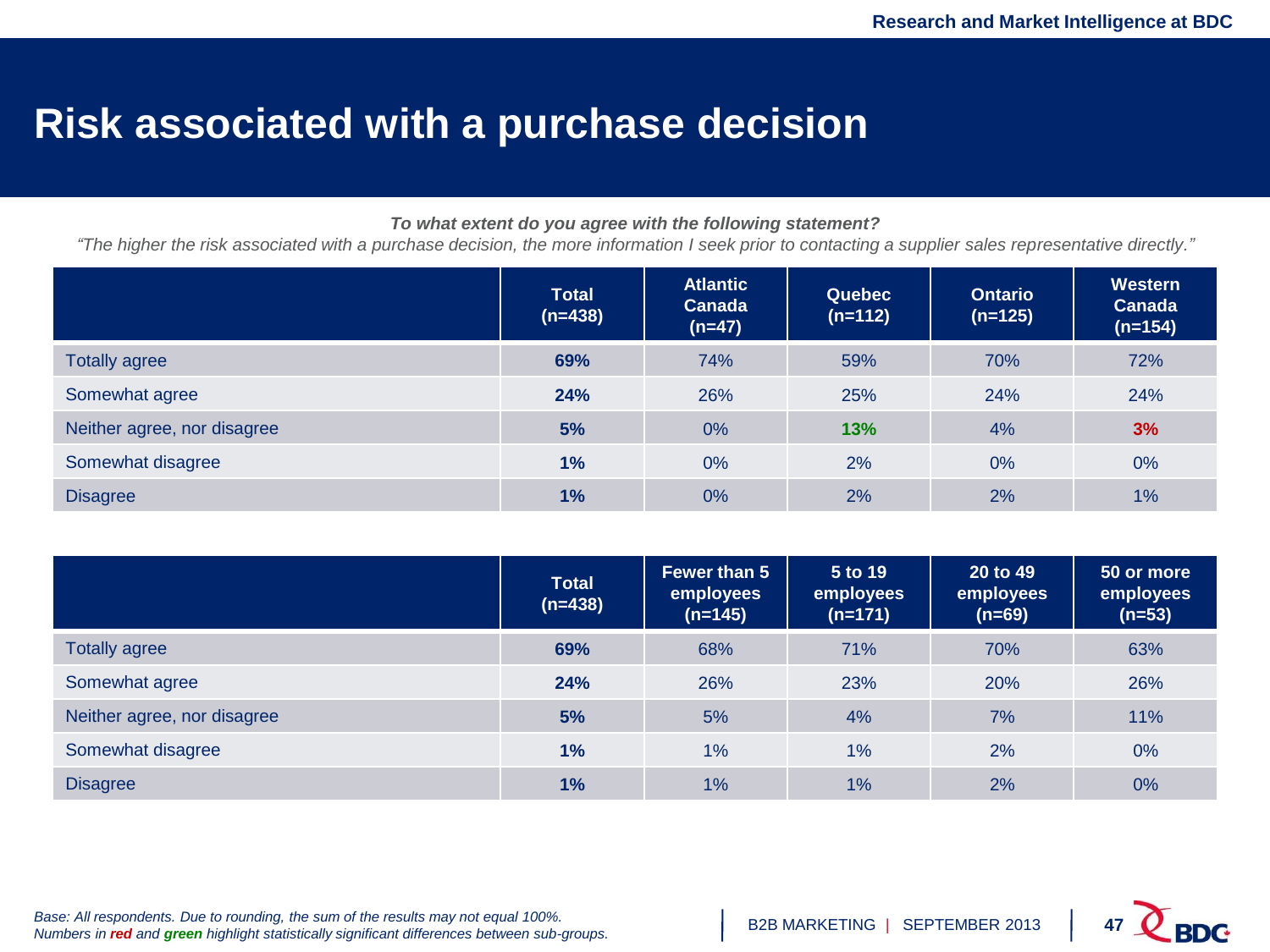# Risk associated with a purchase decision

***To what extent do you agree with the following statement?***

*"The higher the risk associated with a purchase decision, the more information I seek prior to contacting a supplier sales representative directly."*

| | Total (n=438) | Atlantic Canada (n=47) | Quebec (n=112) | Ontario (n=125) | Western Canada (n=154) |
|---|---|---|---|---|---|
| Totally agree | **69%** | 74% | 59% | 70% | 72% |
| Somewhat agree | **24%** | 26% | 25% | 24% | 24% |
| Neither agree, nor disagree | **5%** | 0% | **13%** | 4% | **3%** |
| Somewhat disagree | **1%** | 0% | 2% | 0% | 0% |
| Disagree | **1%** | 0% | 2% | 2% | 1% |

| | Total (n=438) | Fewer than 5 employees (n=145) | 5 to 19 employees (n=171) | 20 to 49 employees (n=69) | 50 or more employees (n=53) |
|---|---|---|---|---|---|
| Totally agree | **69%** | 68% | 71% | 70% | 63% |
| Somewhat agree | **24%** | 26% | 23% | 20% | 26% |
| Neither agree, nor disagree | **5%** | 5% | 4% | 7% | 11% |
| Somewhat disagree | **1%** | 1% | 1% | 2% | 0% |
| Disagree | **1%** | 1% | 1% | 2% | 0% |

*Base: All respondents. Due to rounding, the sum of the results may not equal 100%.*
*Numbers in **red** and **green** highlight statistically significant differences between sub-groups.*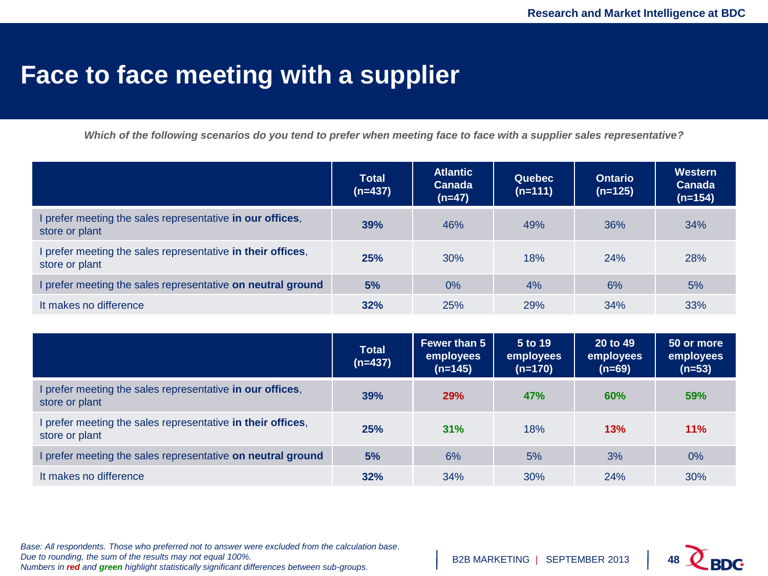# Face to face meeting with a supplier

***Which of the following scenarios do you tend to prefer when meeting face to face with a supplier sales representative?***

| | Total (n=437) | Atlantic Canada (n=47) | Quebec (n=111) | Ontario (n=125) | Western Canada (n=154) |
|---|---|---|---|---|---|
| I prefer meeting the sales representative **in our offices**, store or plant | **39%** | 46% | 49% | 36% | 34% |
| I prefer meeting the sales representative **in their offices**, store or plant | **25%** | 30% | 18% | 24% | 28% |
| I prefer meeting the sales representative **on neutral ground** | **5%** | 0% | 4% | 6% | 5% |
| It makes no difference | **32%** | 25% | 29% | 34% | 33% |

| | Total (n=437) | Fewer than 5 employees (n=145) | 5 to 19 employees (n=170) | 20 to 49 employees (n=69) | 50 or more employees (n=53) |
|---|---|---|---|---|---|
| I prefer meeting the sales representative **in our offices**, store or plant | **39%** | **29%** | **47%** | **60%** | **59%** |
| I prefer meeting the sales representative **in their offices**, store or plant | **25%** | **31%** | 18% | **13%** | **11%** |
| I prefer meeting the sales representative **on neutral ground** | **5%** | 6% | 5% | 3% | 0% |
| It makes no difference | **32%** | 34% | 30% | 24% | 30% |

*Base: All respondents. Those who preferred not to answer were excluded from the calculation base.*
*Due to rounding, the sum of the results may not equal 100%.*
*Numbers in **red** and **green** highlight statistically significant differences between sub-groups.*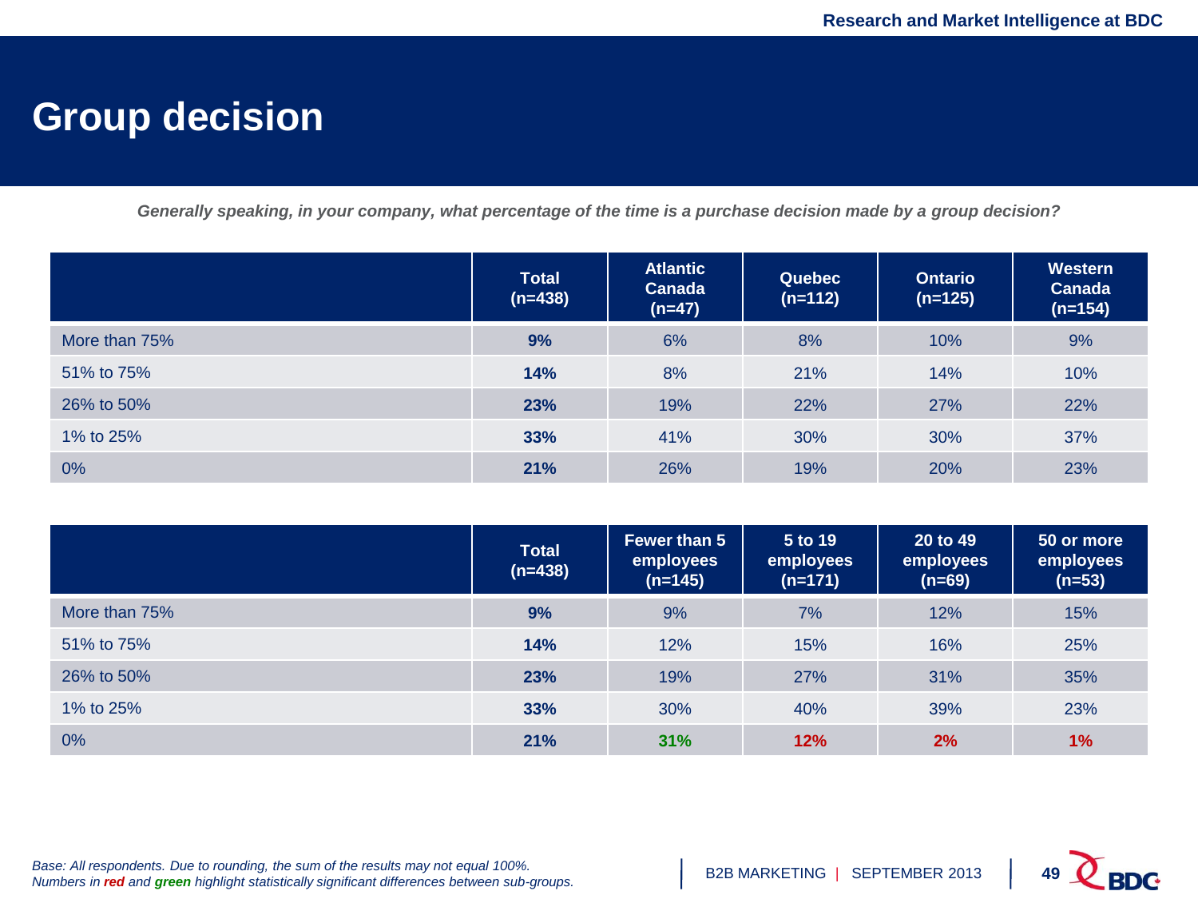# Group decision

*Generally speaking, in your company, what percentage of the time is a purchase decision made by a group decision?*

| | Total (n=438) | Atlantic Canada (n=47) | Quebec (n=112) | Ontario (n=125) | Western Canada (n=154) |
|---|---|---|---|---|---|
| More than 75% | **9%** | 6% | 8% | 10% | 9% |
| 51% to 75% | **14%** | 8% | 21% | 14% | 10% |
| 26% to 50% | **23%** | 19% | 22% | 27% | 22% |
| 1% to 25% | **33%** | 41% | 30% | 30% | 37% |
| 0% | **21%** | 26% | 19% | 20% | 23% |

| | Total (n=438) | Fewer than 5 employees (n=145) | 5 to 19 employees (n=171) | 20 to 49 employees (n=69) | 50 or more employees (n=53) |
|---|---|---|---|---|---|
| More than 75% | **9%** | 9% | 7% | 12% | 15% |
| 51% to 75% | **14%** | 12% | 15% | 16% | 25% |
| 26% to 50% | **23%** | 19% | 27% | 31% | 35% |
| 1% to 25% | **33%** | 30% | 40% | 39% | 23% |
| 0% | **21%** | **31%** | **12%** | **2%** | **1%** |

*Base: All respondents. Due to rounding, the sum of the results may not equal 100%.*
*Numbers in **red** and **green** highlight statistically significant differences between sub-groups.*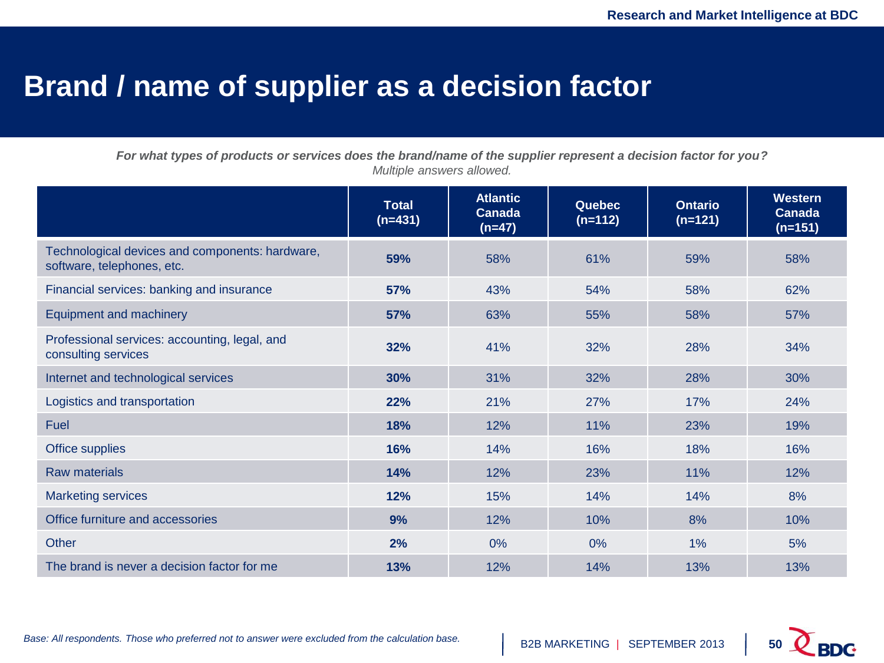# Brand / name of supplier as a decision factor

***For what types of products or services does the brand/name of the supplier represent a decision factor for you?***
*Multiple answers allowed.*

| | Total (n=431) | Atlantic Canada (n=47) | Quebec (n=112) | Ontario (n=121) | Western Canada (n=151) |
|---|---|---|---|---|---|
| Technological devices and components: hardware, software, telephones, etc. | **59%** | 58% | 61% | 59% | 58% |
| Financial services: banking and insurance | **57%** | 43% | 54% | 58% | 62% |
| Equipment and machinery | **57%** | 63% | 55% | 58% | 57% |
| Professional services: accounting, legal, and consulting services | **32%** | 41% | 32% | 28% | 34% |
| Internet and technological services | **30%** | 31% | 32% | 28% | 30% |
| Logistics and transportation | **22%** | 21% | 27% | 17% | 24% |
| Fuel | **18%** | 12% | 11% | 23% | 19% |
| Office supplies | **16%** | 14% | 16% | 18% | 16% |
| Raw materials | **14%** | 12% | 23% | 11% | 12% |
| Marketing services | **12%** | 15% | 14% | 14% | 8% |
| Office furniture and accessories | **9%** | 12% | 10% | 8% | 10% |
| Other | **2%** | 0% | 0% | 1% | 5% |
| The brand is never a decision factor for me | **13%** | 12% | 14% | 13% | 13% |

*Base: All respondents. Those who preferred not to answer were excluded from the calculation base.*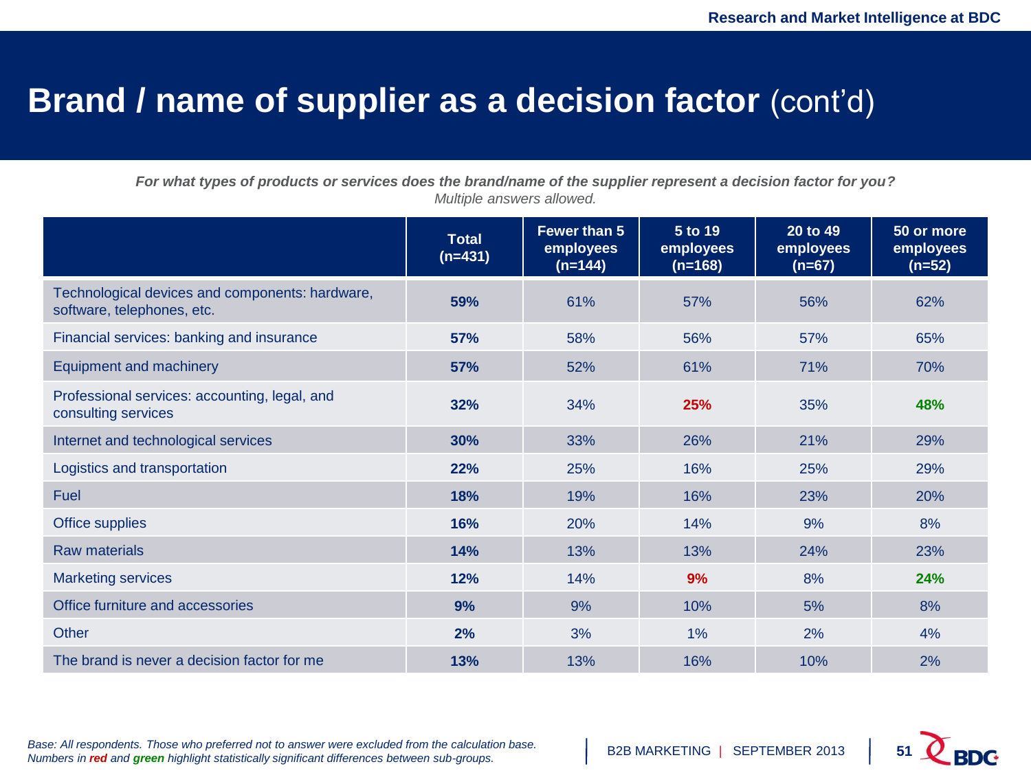# Brand / name of supplier as a decision factor (cont'd)

***For what types of products or services does the brand/name of the supplier represent a decision factor for you?***
*Multiple answers allowed.*

| | Total (n=431) | Fewer than 5 employees (n=144) | 5 to 19 employees (n=168) | 20 to 49 employees (n=67) | 50 or more employees (n=52) |
|---|---|---|---|---|---|
| Technological devices and components: hardware, software, telephones, etc. | **59%** | 61% | 57% | 56% | 62% |
| Financial services: banking and insurance | **57%** | 58% | 56% | 57% | 65% |
| Equipment and machinery | **57%** | 52% | 61% | 71% | 70% |
| Professional services: accounting, legal, and consulting services | **32%** | 34% | **25%** | 35% | **48%** |
| Internet and technological services | **30%** | 33% | 26% | 21% | 29% |
| Logistics and transportation | **22%** | 25% | 16% | 25% | 29% |
| Fuel | **18%** | 19% | 16% | 23% | 20% |
| Office supplies | **16%** | 20% | 14% | 9% | 8% |
| Raw materials | **14%** | 13% | 13% | 24% | 23% |
| Marketing services | **12%** | 14% | **9%** | 8% | **24%** |
| Office furniture and accessories | **9%** | 9% | 10% | 5% | 8% |
| Other | **2%** | 3% | 1% | 2% | 4% |
| The brand is never a decision factor for me | **13%** | 13% | 16% | 10% | 2% |

*Base: All respondents. Those who preferred not to answer were excluded from the calculation base.*
*Numbers in **red** and **green** highlight statistically significant differences between sub-groups.*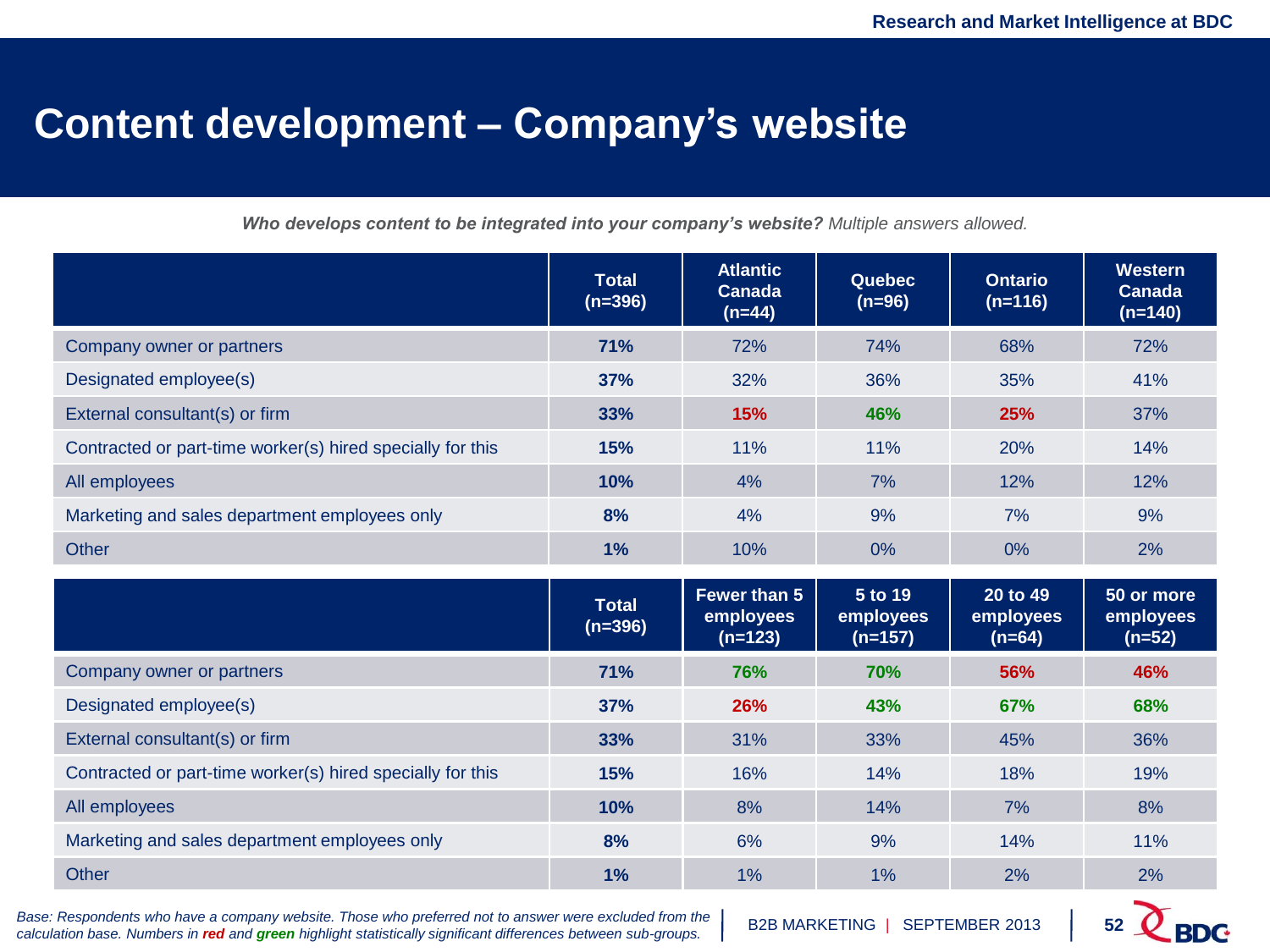# Content development – Company's website

***Who develops content to be integrated into your company's website?*** *Multiple answers allowed.*

| | Total (n=396) | Atlantic Canada (n=44) | Quebec (n=96) | Ontario (n=116) | Western Canada (n=140) |
|---|---|---|---|---|---|
| Company owner or partners | **71%** | 72% | 74% | 68% | 72% |
| Designated employee(s) | **37%** | 32% | 36% | 35% | 41% |
| External consultant(s) or firm | **33%** | **15%** | **46%** | **25%** | 37% |
| Contracted or part-time worker(s) hired specially for this | **15%** | 11% | 11% | 20% | 14% |
| All employees | **10%** | 4% | 7% | 12% | 12% |
| Marketing and sales department employees only | **8%** | 4% | 9% | 7% | 9% |
| Other | **1%** | 10% | 0% | 0% | 2% |

| | Total (n=396) | Fewer than 5 employees (n=123) | 5 to 19 employees (n=157) | 20 to 49 employees (n=64) | 50 or more employees (n=52) |
|---|---|---|---|---|---|
| Company owner or partners | **71%** | **76%** | **70%** | **56%** | **46%** |
| Designated employee(s) | **37%** | **26%** | **43%** | **67%** | **68%** |
| External consultant(s) or firm | **33%** | 31% | 33% | 45% | 36% |
| Contracted or part-time worker(s) hired specially for this | **15%** | 16% | 14% | 18% | 19% |
| All employees | **10%** | 8% | 14% | 7% | 8% |
| Marketing and sales department employees only | **8%** | 6% | 9% | 14% | 11% |
| Other | **1%** | 1% | 1% | 2% | 2% |

*Base: Respondents who have a company website. Those who preferred not to answer were excluded from the calculation base. Numbers in **red** and **green** highlight statistically significant differences between sub-groups.*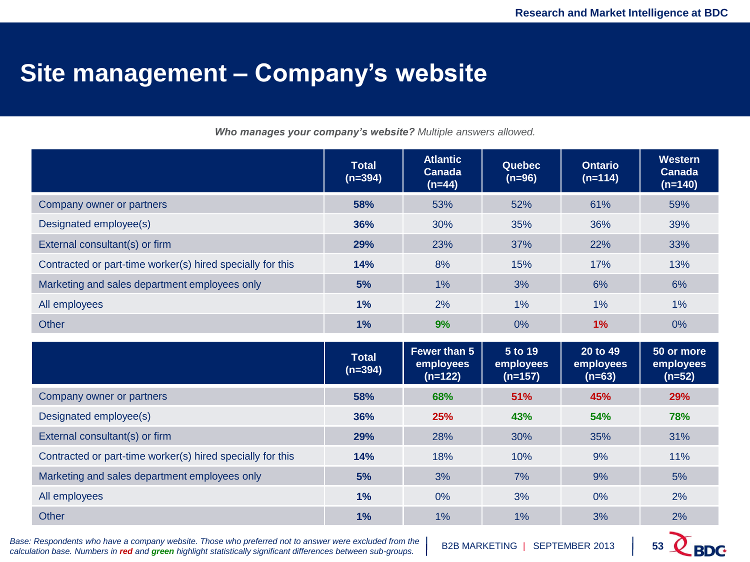# Site management – Company's website

***Who manages your company's website?*** *Multiple answers allowed.*

| | Total (n=394) | Atlantic Canada (n=44) | Quebec (n=96) | Ontario (n=114) | Western Canada (n=140) |
|---|---|---|---|---|---|
| Company owner or partners | **58%** | 53% | 52% | 61% | 59% |
| Designated employee(s) | **36%** | 30% | 35% | 36% | 39% |
| External consultant(s) or firm | **29%** | 23% | 37% | 22% | 33% |
| Contracted or part-time worker(s) hired specially for this | **14%** | 8% | 15% | 17% | 13% |
| Marketing and sales department employees only | **5%** | 1% | 3% | 6% | 6% |
| All employees | **1%** | 2% | 1% | 1% | 1% |
| Other | **1%** | **9%** | 0% | **1%** | 0% |

| | Total (n=394) | Fewer than 5 employees (n=122) | 5 to 19 employees (n=157) | 20 to 49 employees (n=63) | 50 or more employees (n=52) |
|---|---|---|---|---|---|
| Company owner or partners | **58%** | **68%** | **51%** | **45%** | **29%** |
| Designated employee(s) | **36%** | **25%** | **43%** | **54%** | **78%** |
| External consultant(s) or firm | **29%** | 28% | 30% | 35% | 31% |
| Contracted or part-time worker(s) hired specially for this | **14%** | 18% | 10% | 9% | 11% |
| Marketing and sales department employees only | **5%** | 3% | 7% | 9% | 5% |
| All employees | **1%** | 0% | 3% | 0% | 2% |
| Other | **1%** | 1% | 1% | 3% | 2% |

*Base: Respondents who have a company website. Those who preferred not to answer were excluded from the calculation base. Numbers in **red** and **green** highlight statistically significant differences between sub-groups.*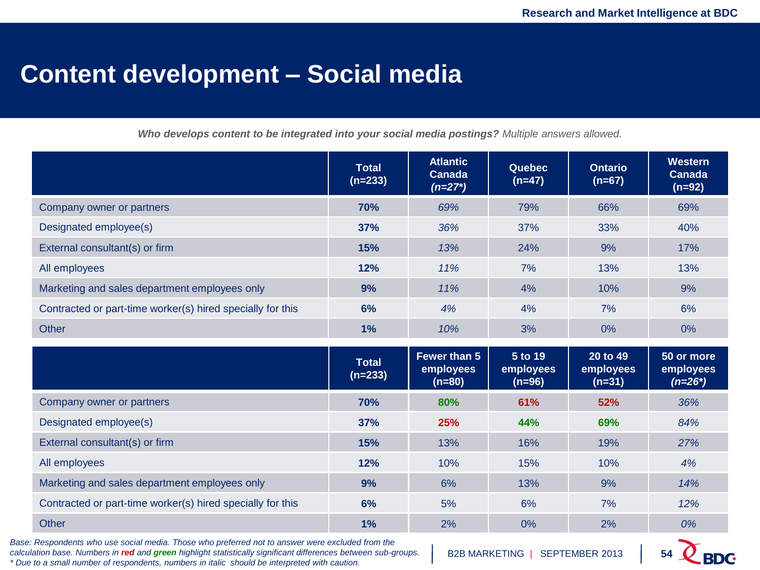# Content development – Social media

***Who develops content to be integrated into your social media postings?*** *Multiple answers allowed.*

| | Total (n=233) | Atlantic Canada *(n=27*)* | Quebec (n=47) | Ontario (n=67) | Western Canada (n=92) |
|---|---|---|---|---|---|
| Company owner or partners | **70%** | *69%* | 79% | 66% | 69% |
| Designated employee(s) | **37%** | *36%* | 37% | 33% | 40% |
| External consultant(s) or firm | **15%** | *13%* | 24% | 9% | 17% |
| All employees | **12%** | *11%* | 7% | 13% | 13% |
| Marketing and sales department employees only | **9%** | *11%* | 4% | 10% | 9% |
| Contracted or part-time worker(s) hired specially for this | **6%** | *4%* | 4% | 7% | 6% |
| Other | **1%** | *10%* | 3% | 0% | 0% |

| | Total (n=233) | Fewer than 5 employees (n=80) | 5 to 19 employees (n=96) | 20 to 49 employees (n=31) | 50 or more employees *(n=26*)* |
|---|---|---|---|---|---|
| Company owner or partners | **70%** | **80%** | **61%** | **52%** | *36%* |
| Designated employee(s) | **37%** | **25%** | **44%** | **69%** | *84%* |
| External consultant(s) or firm | **15%** | 13% | 16% | 19% | *27%* |
| All employees | **12%** | 10% | 15% | 10% | *4%* |
| Marketing and sales department employees only | **9%** | 6% | 13% | 9% | *14%* |
| Contracted or part-time worker(s) hired specially for this | **6%** | 5% | 6% | 7% | *12%* |
| Other | **1%** | 2% | 0% | 2% | *0%* |

*Base: Respondents who use social media. Those who preferred not to answer were excluded from the calculation base. Numbers in* ***red*** *and* ***green*** *highlight statistically significant differences between sub-groups.*
** Due to a small number of respondents, numbers in italic should be interpreted with caution.*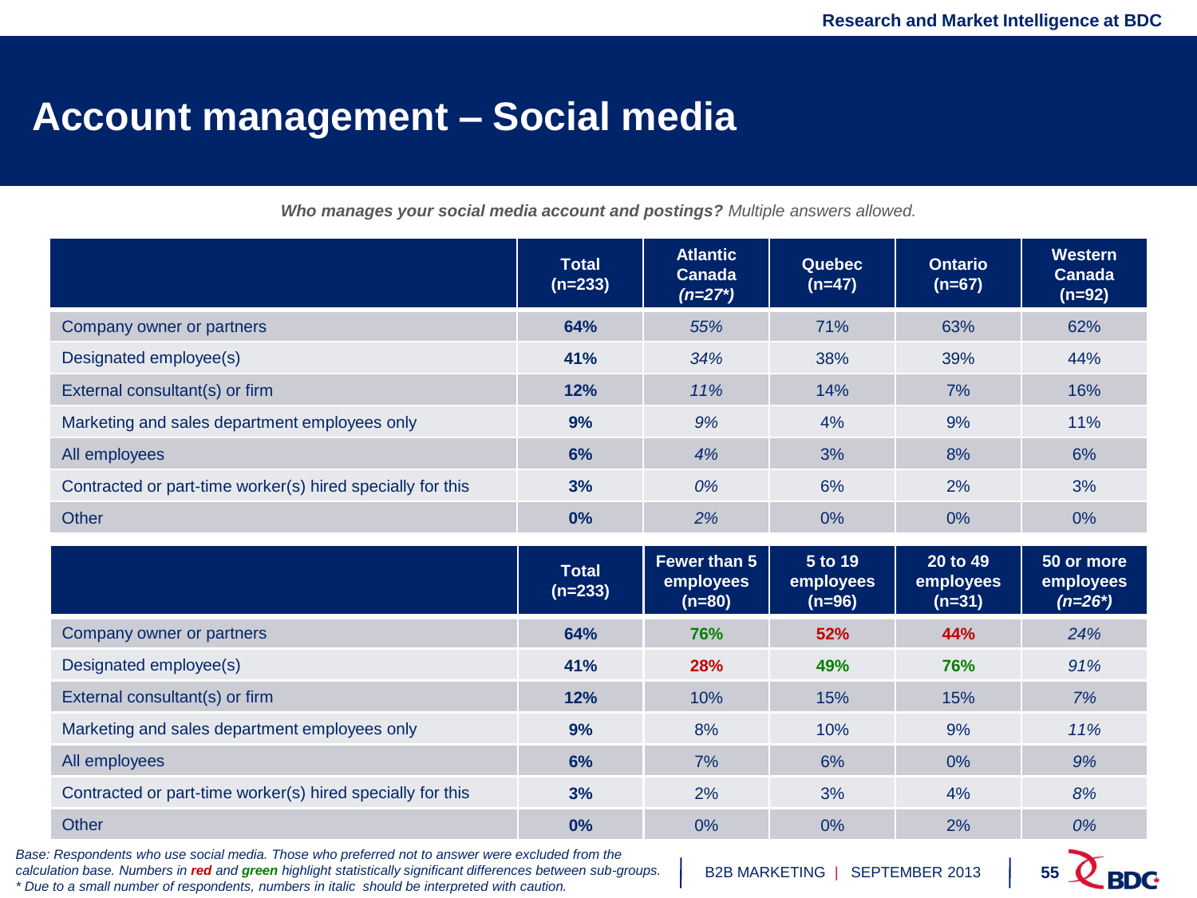# Account management – Social media

***Who manages your social media account and postings?*** *Multiple answers allowed.*

| | Total (n=233) | Atlantic Canada *(n=27*)* | Quebec (n=47) | Ontario (n=67) | Western Canada (n=92) |
|---|---|---|---|---|---|
| Company owner or partners | **64%** | *55%* | 71% | 63% | 62% |
| Designated employee(s) | **41%** | *34%* | 38% | 39% | 44% |
| External consultant(s) or firm | **12%** | *11%* | 14% | 7% | 16% |
| Marketing and sales department employees only | **9%** | *9%* | 4% | 9% | 11% |
| All employees | **6%** | *4%* | 3% | 8% | 6% |
| Contracted or part-time worker(s) hired specially for this | **3%** | *0%* | 6% | 2% | 3% |
| Other | **0%** | *2%* | 0% | 0% | 0% |

| | Total (n=233) | Fewer than 5 employees (n=80) | 5 to 19 employees (n=96) | 20 to 49 employees (n=31) | 50 or more employees *(n=26*)* |
|---|---|---|---|---|---|
| Company owner or partners | **64%** | 76% | 52% | 44% | *24%* |
| Designated employee(s) | **41%** | 28% | 49% | 76% | *91%* |
| External consultant(s) or firm | **12%** | 10% | 15% | 15% | *7%* |
| Marketing and sales department employees only | **9%** | 8% | 10% | 9% | *11%* |
| All employees | **6%** | 7% | 6% | 0% | *9%* |
| Contracted or part-time worker(s) hired specially for this | **3%** | 2% | 3% | 4% | *8%* |
| Other | **0%** | 0% | 0% | 2% | *0%* |

*Base: Respondents who use social media. Those who preferred not to answer were excluded from the calculation base. Numbers in **red** and **green** highlight statistically significant differences between sub-groups.*
*\* Due to a small number of respondents, numbers in italic should be interpreted with caution.*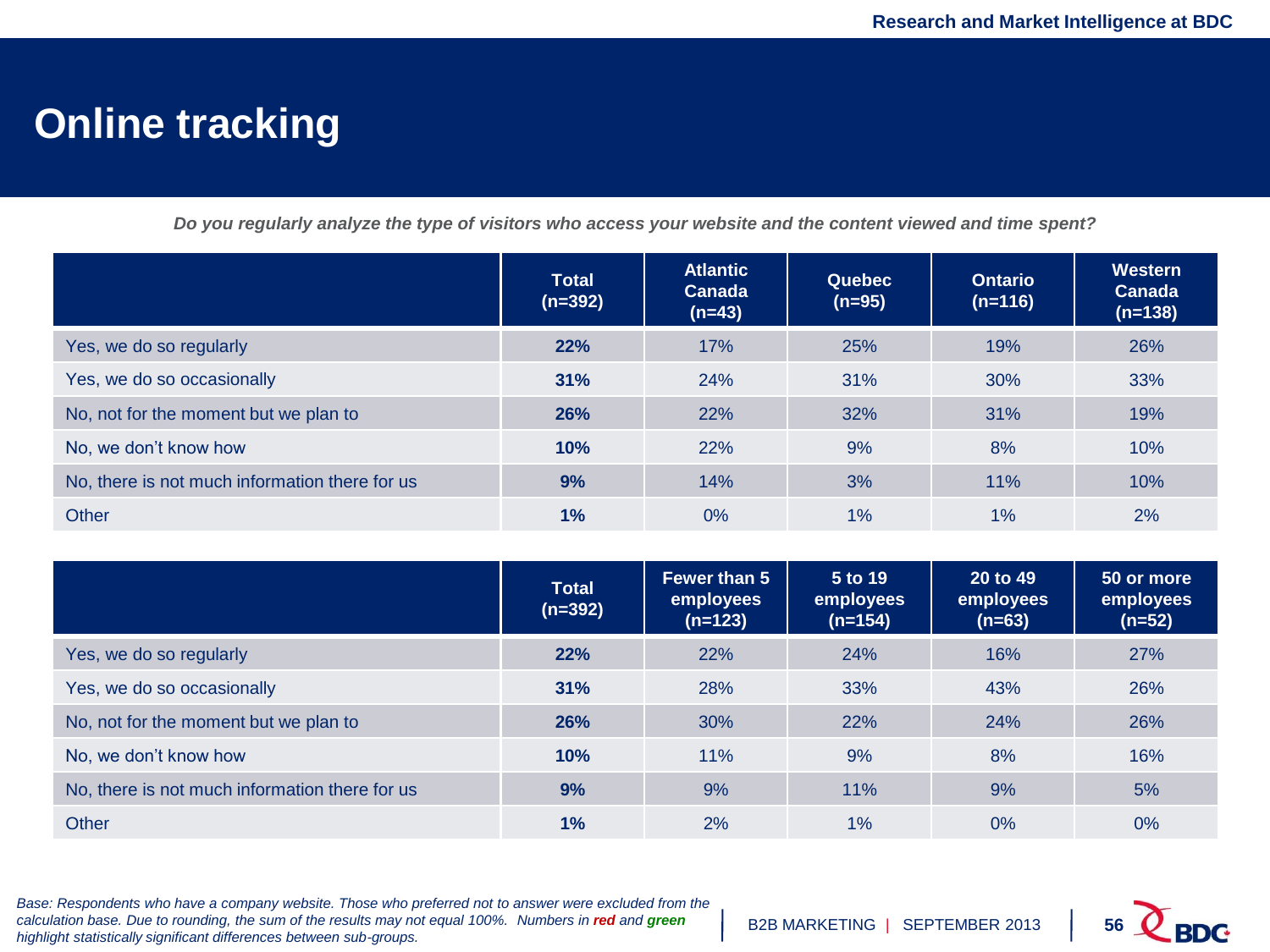# Online tracking

*Do you regularly analyze the type of visitors who access your website and the content viewed and time spent?*

| | Total (n=392) | Atlantic Canada (n=43) | Quebec (n=95) | Ontario (n=116) | Western Canada (n=138) |
|---|---|---|---|---|---|
| Yes, we do so regularly | **22%** | 17% | 25% | 19% | 26% |
| Yes, we do so occasionally | **31%** | 24% | 31% | 30% | 33% |
| No, not for the moment but we plan to | **26%** | 22% | 32% | 31% | 19% |
| No, we don't know how | **10%** | 22% | 9% | 8% | 10% |
| No, there is not much information there for us | **9%** | 14% | 3% | 11% | 10% |
| Other | **1%** | 0% | 1% | 1% | 2% |

| | Total (n=392) | Fewer than 5 employees (n=123) | 5 to 19 employees (n=154) | 20 to 49 employees (n=63) | 50 or more employees (n=52) |
|---|---|---|---|---|---|
| Yes, we do so regularly | **22%** | 22% | 24% | 16% | 27% |
| Yes, we do so occasionally | **31%** | 28% | 33% | 43% | 26% |
| No, not for the moment but we plan to | **26%** | 30% | 22% | 24% | 26% |
| No, we don't know how | **10%** | 11% | 9% | 8% | 16% |
| No, there is not much information there for us | **9%** | 9% | 11% | 9% | 5% |
| Other | **1%** | 2% | 1% | 0% | 0% |

*Base: Respondents who have a company website. Those who preferred not to answer were excluded from the calculation base. Due to rounding, the sum of the results may not equal 100%. Numbers in **red** and **green** highlight statistically significant differences between sub-groups.*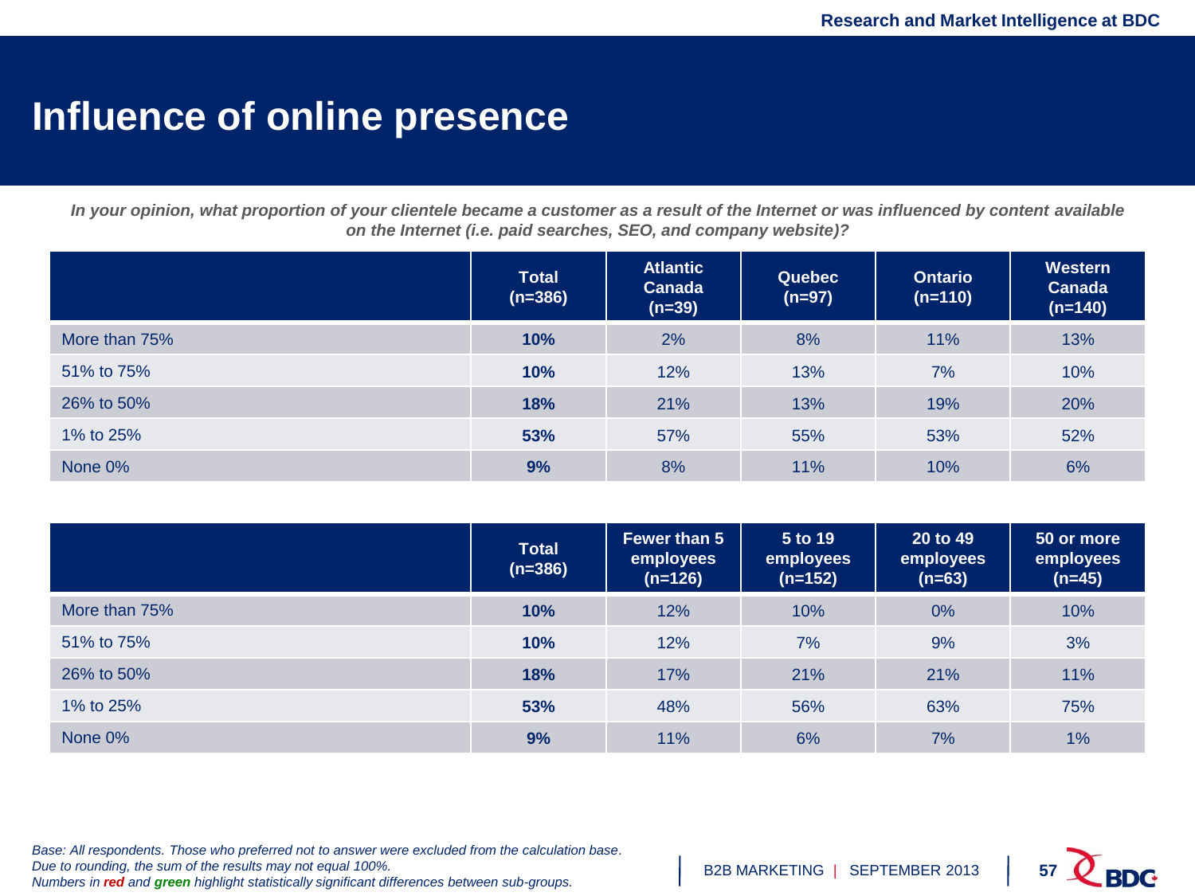# Influence of online presence

***In your opinion, what proportion of your clientele became a customer as a result of the Internet or was influenced by content available on the Internet (i.e. paid searches, SEO, and company website)?***

| | Total (n=386) | Atlantic Canada (n=39) | Quebec (n=97) | Ontario (n=110) | Western Canada (n=140) |
|---|---|---|---|---|---|
| More than 75% | **10%** | 2% | 8% | 11% | 13% |
| 51% to 75% | **10%** | 12% | 13% | 7% | 10% |
| 26% to 50% | **18%** | 21% | 13% | 19% | 20% |
| 1% to 25% | **53%** | 57% | 55% | 53% | 52% |
| None 0% | **9%** | 8% | 11% | 10% | 6% |

| | Total (n=386) | Fewer than 5 employees (n=126) | 5 to 19 employees (n=152) | 20 to 49 employees (n=63) | 50 or more employees (n=45) |
|---|---|---|---|---|---|
| More than 75% | **10%** | 12% | 10% | 0% | 10% |
| 51% to 75% | **10%** | 12% | 7% | 9% | 3% |
| 26% to 50% | **18%** | 17% | 21% | 21% | 11% |
| 1% to 25% | **53%** | 48% | 56% | 63% | 75% |
| None 0% | **9%** | 11% | 6% | 7% | 1% |

*Base: All respondents. Those who preferred not to answer were excluded from the calculation base.*
*Due to rounding, the sum of the results may not equal 100%.*
*Numbers in **red** and **green** highlight statistically significant differences between sub-groups.*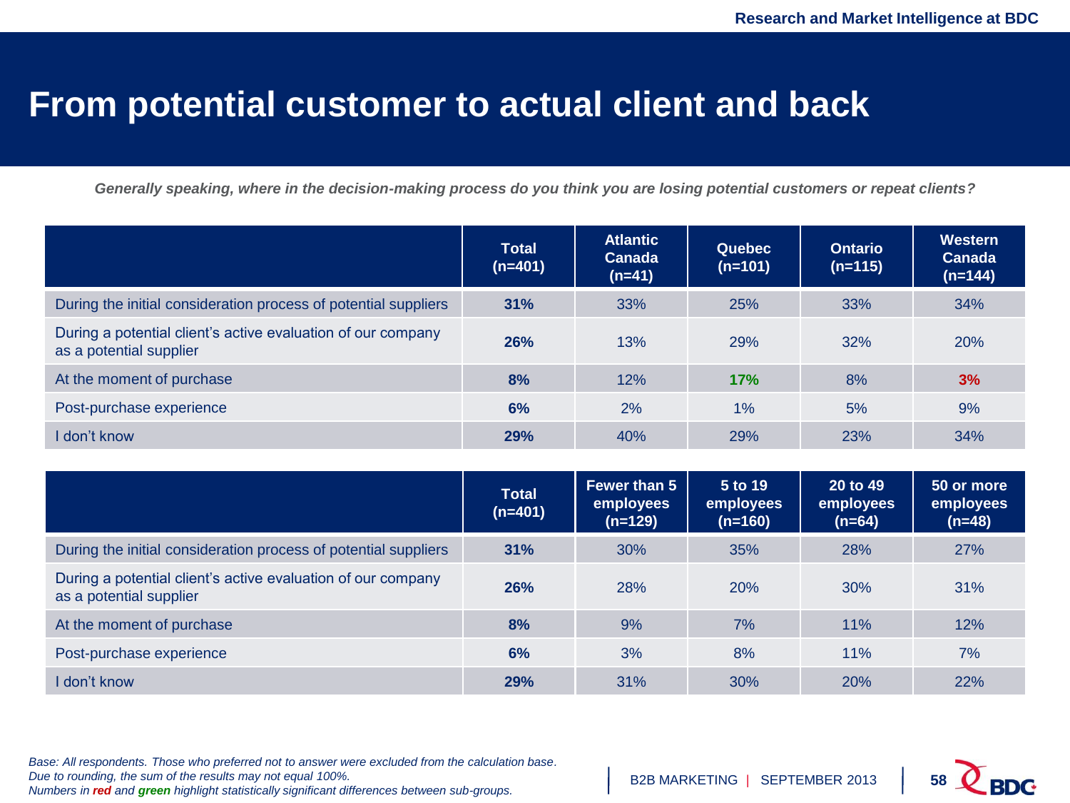# From potential customer to actual client and back

***Generally speaking, where in the decision-making process do you think you are losing potential customers or repeat clients?***

| | Total (n=401) | Atlantic Canada (n=41) | Quebec (n=101) | Ontario (n=115) | Western Canada (n=144) |
|---|---|---|---|---|---|
| During the initial consideration process of potential suppliers | **31%** | 33% | 25% | 33% | 34% |
| During a potential client's active evaluation of our company as a potential supplier | **26%** | 13% | 29% | 32% | 20% |
| At the moment of purchase | **8%** | 12% | **17%** | 8% | **3%** |
| Post-purchase experience | **6%** | 2% | 1% | 5% | 9% |
| I don't know | **29%** | 40% | 29% | 23% | 34% |

| | Total (n=401) | Fewer than 5 employees (n=129) | 5 to 19 employees (n=160) | 20 to 49 employees (n=64) | 50 or more employees (n=48) |
|---|---|---|---|---|---|
| During the initial consideration process of potential suppliers | **31%** | 30% | 35% | 28% | 27% |
| During a potential client's active evaluation of our company as a potential supplier | **26%** | 28% | 20% | 30% | 31% |
| At the moment of purchase | **8%** | 9% | 7% | 11% | 12% |
| Post-purchase experience | **6%** | 3% | 8% | 11% | 7% |
| I don't know | **29%** | 31% | 30% | 20% | 22% |

*Base: All respondents. Those who preferred not to answer were excluded from the calculation base.*
*Due to rounding, the sum of the results may not equal 100%.*
*Numbers in **red** and **green** highlight statistically significant differences between sub-groups.*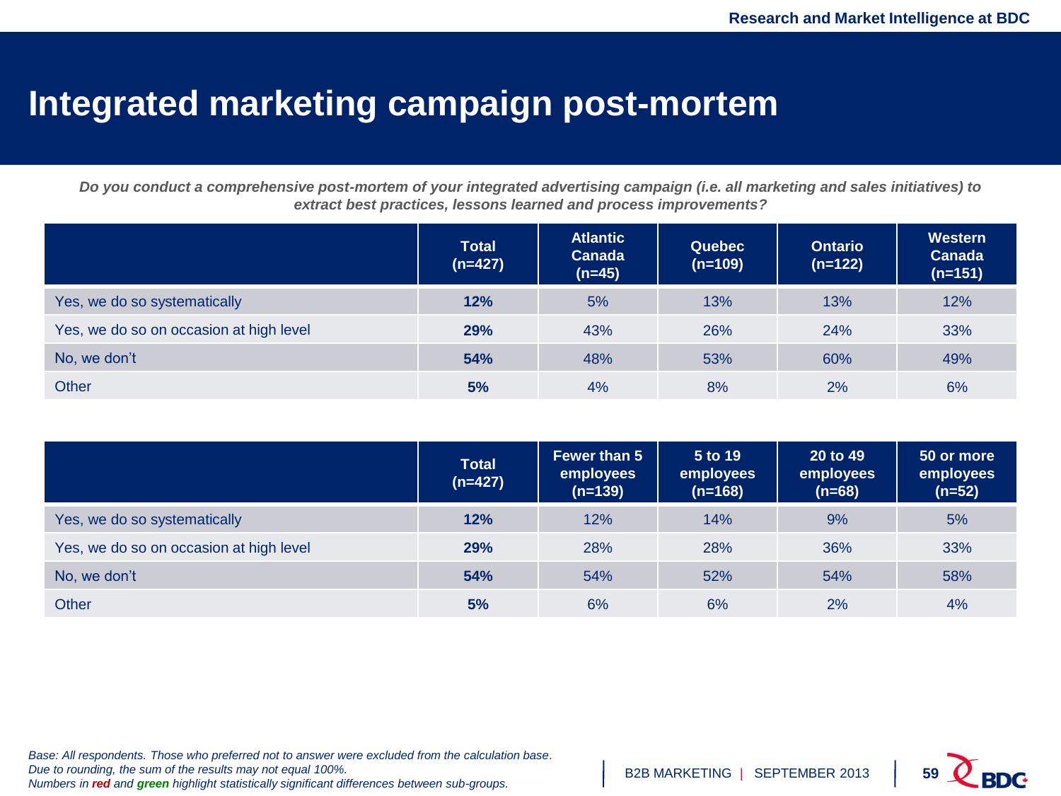# Integrated marketing campaign post-mortem

***Do you conduct a comprehensive post-mortem of your integrated advertising campaign (i.e. all marketing and sales initiatives) to extract best practices, lessons learned and process improvements?***

| | Total (n=427) | Atlantic Canada (n=45) | Quebec (n=109) | Ontario (n=122) | Western Canada (n=151) |
|---|---|---|---|---|---|
| Yes, we do so systematically | **12%** | 5% | 13% | 13% | 12% |
| Yes, we do so on occasion at high level | **29%** | 43% | 26% | 24% | 33% |
| No, we don't | **54%** | 48% | 53% | 60% | 49% |
| Other | **5%** | 4% | 8% | 2% | 6% |

| | Total (n=427) | Fewer than 5 employees (n=139) | 5 to 19 employees (n=168) | 20 to 49 employees (n=68) | 50 or more employees (n=52) |
|---|---|---|---|---|---|
| Yes, we do so systematically | **12%** | 12% | 14% | 9% | 5% |
| Yes, we do so on occasion at high level | **29%** | 28% | 28% | 36% | 33% |
| No, we don't | **54%** | 54% | 52% | 54% | 58% |
| Other | **5%** | 6% | 6% | 2% | 4% |

*Base: All respondents. Those who preferred not to answer were excluded from the calculation base.*
*Due to rounding, the sum of the results may not equal 100%.*
*Numbers in **red** and **green** highlight statistically significant differences between sub-groups.*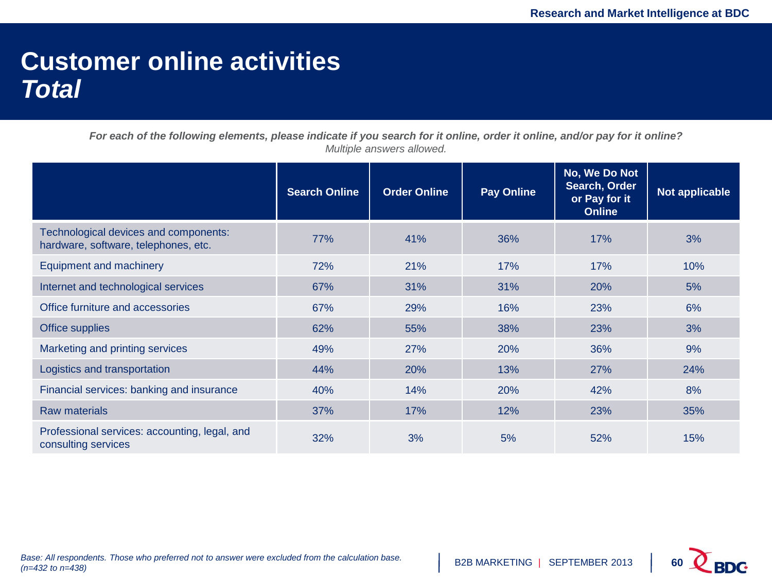# Customer online activities
## *Total*

***For each of the following elements, please indicate if you search for it online, order it online, and/or pay for it online?***
*Multiple answers allowed.*

| | Search Online | Order Online | Pay Online | No, We Do Not Search, Order or Pay for it Online | Not applicable |
|---|---|---|---|---|---|
| Technological devices and components: hardware, software, telephones, etc. | 77% | 41% | 36% | 17% | 3% |
| Equipment and machinery | 72% | 21% | 17% | 17% | 10% |
| Internet and technological services | 67% | 31% | 31% | 20% | 5% |
| Office furniture and accessories | 67% | 29% | 16% | 23% | 6% |
| Office supplies | 62% | 55% | 38% | 23% | 3% |
| Marketing and printing services | 49% | 27% | 20% | 36% | 9% |
| Logistics and transportation | 44% | 20% | 13% | 27% | 24% |
| Financial services: banking and insurance | 40% | 14% | 20% | 42% | 8% |
| Raw materials | 37% | 17% | 12% | 23% | 35% |
| Professional services: accounting, legal, and consulting services | 32% | 3% | 5% | 52% | 15% |

*Base: All respondents. Those who preferred not to answer were excluded from the calculation base. (n=432 to n=438)*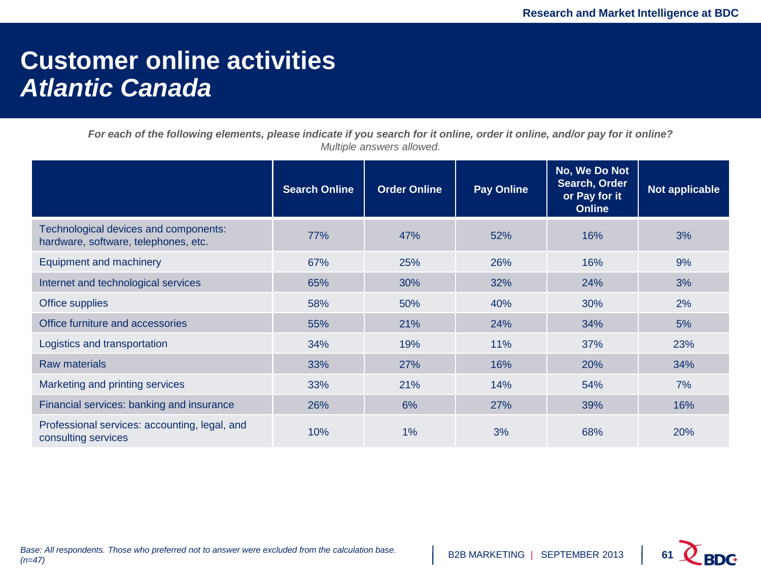# Customer online activities
## *Atlantic Canada*

***For each of the following elements, please indicate if you search for it online, order it online, and/or pay for it online?***
*Multiple answers allowed.*

| | Search Online | Order Online | Pay Online | No, We Do Not Search, Order or Pay for it Online | Not applicable |
|---|---|---|---|---|---|
| Technological devices and components: hardware, software, telephones, etc. | 77% | 47% | 52% | 16% | 3% |
| Equipment and machinery | 67% | 25% | 26% | 16% | 9% |
| Internet and technological services | 65% | 30% | 32% | 24% | 3% |
| Office supplies | 58% | 50% | 40% | 30% | 2% |
| Office furniture and accessories | 55% | 21% | 24% | 34% | 5% |
| Logistics and transportation | 34% | 19% | 11% | 37% | 23% |
| Raw materials | 33% | 27% | 16% | 20% | 34% |
| Marketing and printing services | 33% | 21% | 14% | 54% | 7% |
| Financial services: banking and insurance | 26% | 6% | 27% | 39% | 16% |
| Professional services: accounting, legal, and consulting services | 10% | 1% | 3% | 68% | 20% |

*Base: All respondents. Those who preferred not to answer were excluded from the calculation base. (n=47)*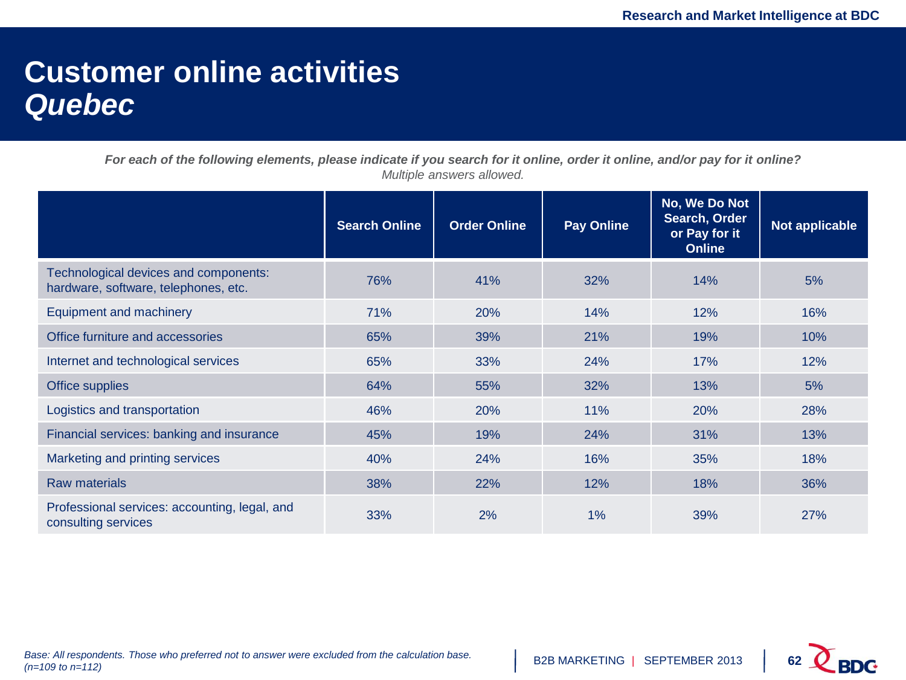# Customer online activities *Quebec*

***For each of the following elements, please indicate if you search for it online, order it online, and/or pay for it online?***
*Multiple answers allowed.*

| | Search Online | Order Online | Pay Online | No, We Do Not Search, Order or Pay for it Online | Not applicable |
|---|---|---|---|---|---|
| Technological devices and components: hardware, software, telephones, etc. | 76% | 41% | 32% | 14% | 5% |
| Equipment and machinery | 71% | 20% | 14% | 12% | 16% |
| Office furniture and accessories | 65% | 39% | 21% | 19% | 10% |
| Internet and technological services | 65% | 33% | 24% | 17% | 12% |
| Office supplies | 64% | 55% | 32% | 13% | 5% |
| Logistics and transportation | 46% | 20% | 11% | 20% | 28% |
| Financial services: banking and insurance | 45% | 19% | 24% | 31% | 13% |
| Marketing and printing services | 40% | 24% | 16% | 35% | 18% |
| Raw materials | 38% | 22% | 12% | 18% | 36% |
| Professional services: accounting, legal, and consulting services | 33% | 2% | 1% | 39% | 27% |

*Base: All respondents. Those who preferred not to answer were excluded from the calculation base. (n=109 to n=112)*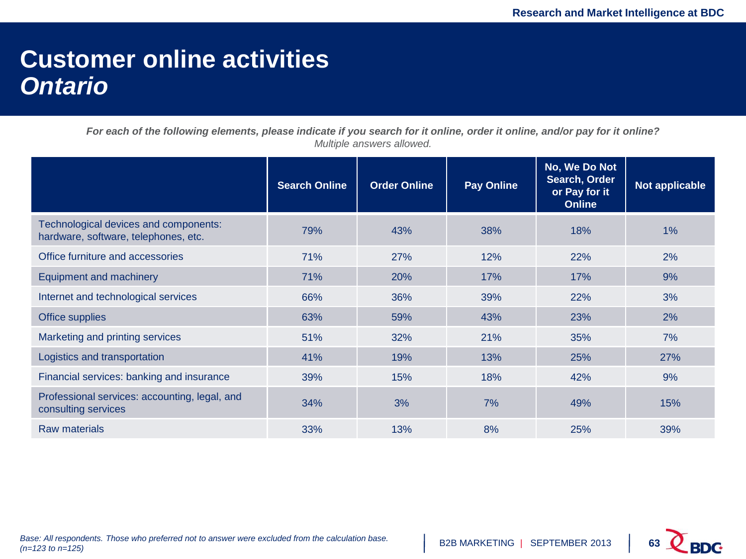# Customer online activities
## *Ontario*

***For each of the following elements, please indicate if you search for it online, order it online, and/or pay for it online?***
*Multiple answers allowed.*

| | Search Online | Order Online | Pay Online | No, We Do Not Search, Order or Pay for it Online | Not applicable |
|---|---|---|---|---|---|
| Technological devices and components: hardware, software, telephones, etc. | 79% | 43% | 38% | 18% | 1% |
| Office furniture and accessories | 71% | 27% | 12% | 22% | 2% |
| Equipment and machinery | 71% | 20% | 17% | 17% | 9% |
| Internet and technological services | 66% | 36% | 39% | 22% | 3% |
| Office supplies | 63% | 59% | 43% | 23% | 2% |
| Marketing and printing services | 51% | 32% | 21% | 35% | 7% |
| Logistics and transportation | 41% | 19% | 13% | 25% | 27% |
| Financial services: banking and insurance | 39% | 15% | 18% | 42% | 9% |
| Professional services: accounting, legal, and consulting services | 34% | 3% | 7% | 49% | 15% |
| Raw materials | 33% | 13% | 8% | 25% | 39% |

*Base: All respondents. Those who preferred not to answer were excluded from the calculation base. (n=123 to n=125)*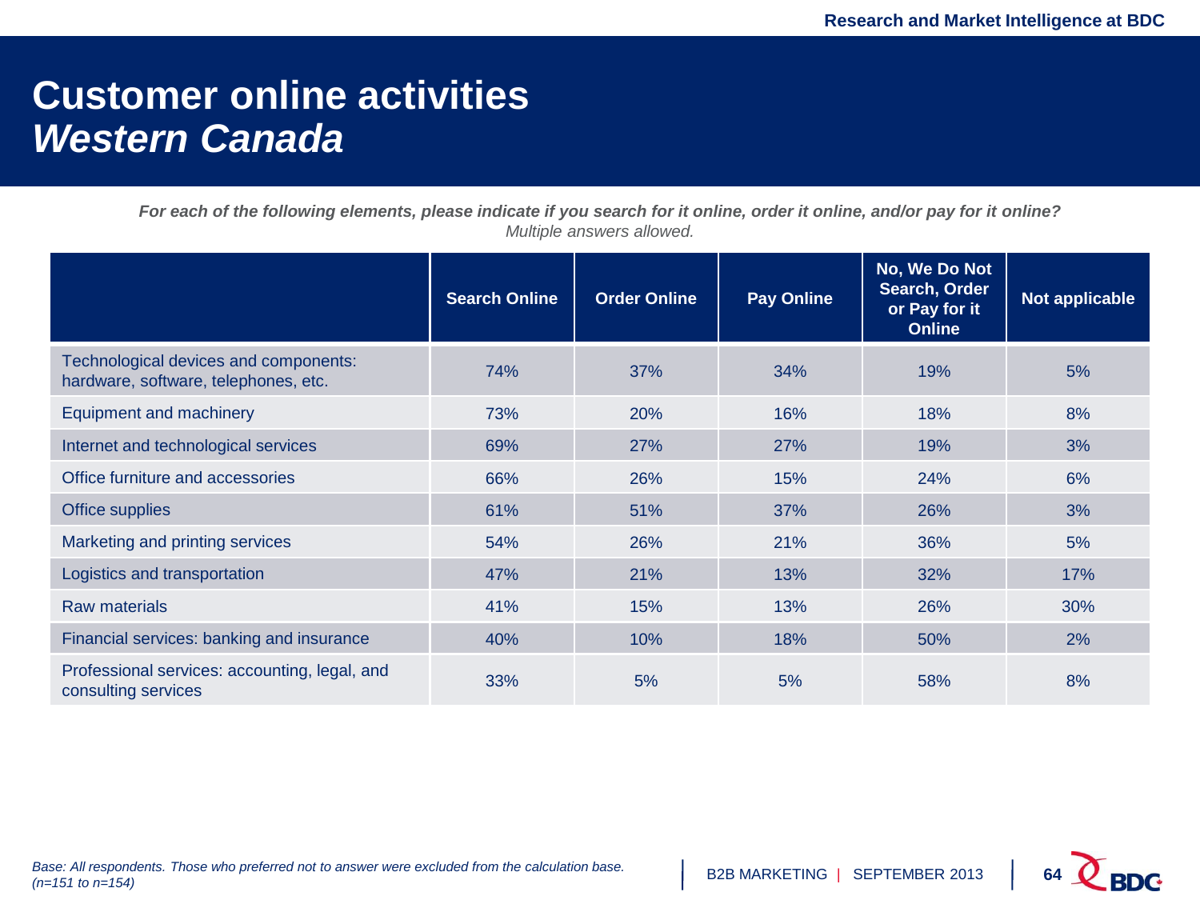# Customer online activities
## *Western Canada*

***For each of the following elements, please indicate if you search for it online, order it online, and/or pay for it online?***
*Multiple answers allowed.*

| | Search Online | Order Online | Pay Online | No, We Do Not Search, Order or Pay for it Online | Not applicable |
|---|---|---|---|---|---|
| Technological devices and components: hardware, software, telephones, etc. | 74% | 37% | 34% | 19% | 5% |
| Equipment and machinery | 73% | 20% | 16% | 18% | 8% |
| Internet and technological services | 69% | 27% | 27% | 19% | 3% |
| Office furniture and accessories | 66% | 26% | 15% | 24% | 6% |
| Office supplies | 61% | 51% | 37% | 26% | 3% |
| Marketing and printing services | 54% | 26% | 21% | 36% | 5% |
| Logistics and transportation | 47% | 21% | 13% | 32% | 17% |
| Raw materials | 41% | 15% | 13% | 26% | 30% |
| Financial services: banking and insurance | 40% | 10% | 18% | 50% | 2% |
| Professional services: accounting, legal, and consulting services | 33% | 5% | 5% | 58% | 8% |

*Base: All respondents. Those who preferred not to answer were excluded from the calculation base. (n=151 to n=154)*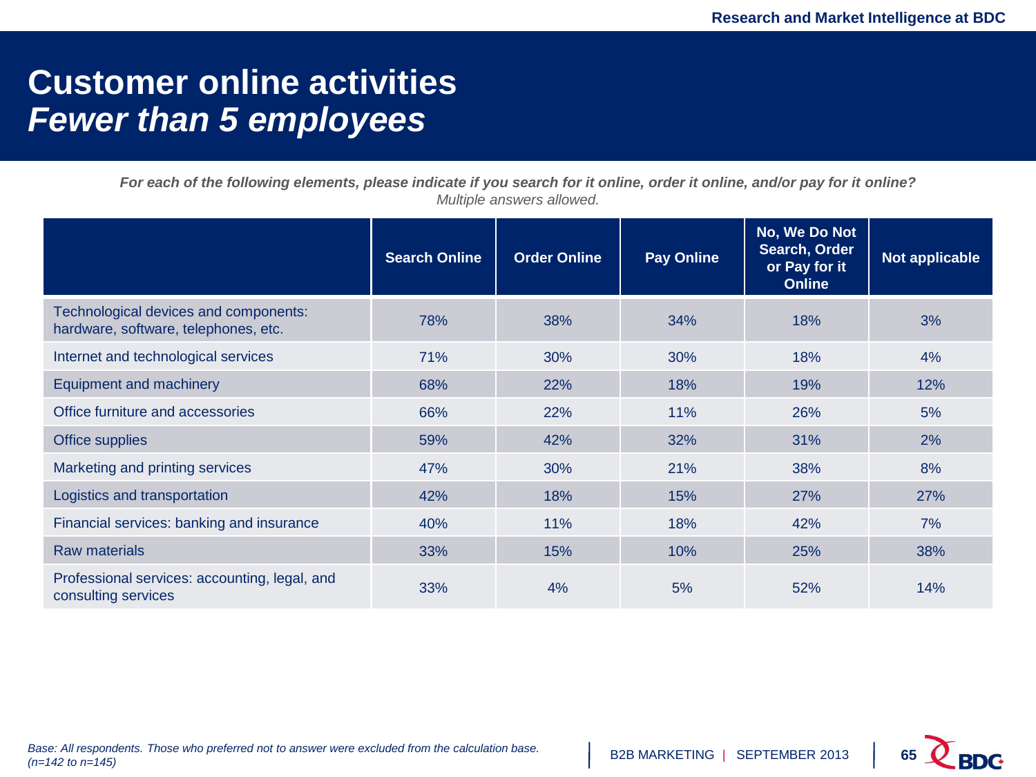# Customer online activities
## *Fewer than 5 employees*

***For each of the following elements, please indicate if you search for it online, order it online, and/or pay for it online?***
*Multiple answers allowed.*

| | Search Online | Order Online | Pay Online | No, We Do Not Search, Order or Pay for it Online | Not applicable |
|---|---|---|---|---|---|
| Technological devices and components: hardware, software, telephones, etc. | 78% | 38% | 34% | 18% | 3% |
| Internet and technological services | 71% | 30% | 30% | 18% | 4% |
| Equipment and machinery | 68% | 22% | 18% | 19% | 12% |
| Office furniture and accessories | 66% | 22% | 11% | 26% | 5% |
| Office supplies | 59% | 42% | 32% | 31% | 2% |
| Marketing and printing services | 47% | 30% | 21% | 38% | 8% |
| Logistics and transportation | 42% | 18% | 15% | 27% | 27% |
| Financial services: banking and insurance | 40% | 11% | 18% | 42% | 7% |
| Raw materials | 33% | 15% | 10% | 25% | 38% |
| Professional services: accounting, legal, and consulting services | 33% | 4% | 5% | 52% | 14% |

*Base: All respondents. Those who preferred not to answer were excluded from the calculation base. (n=142 to n=145)*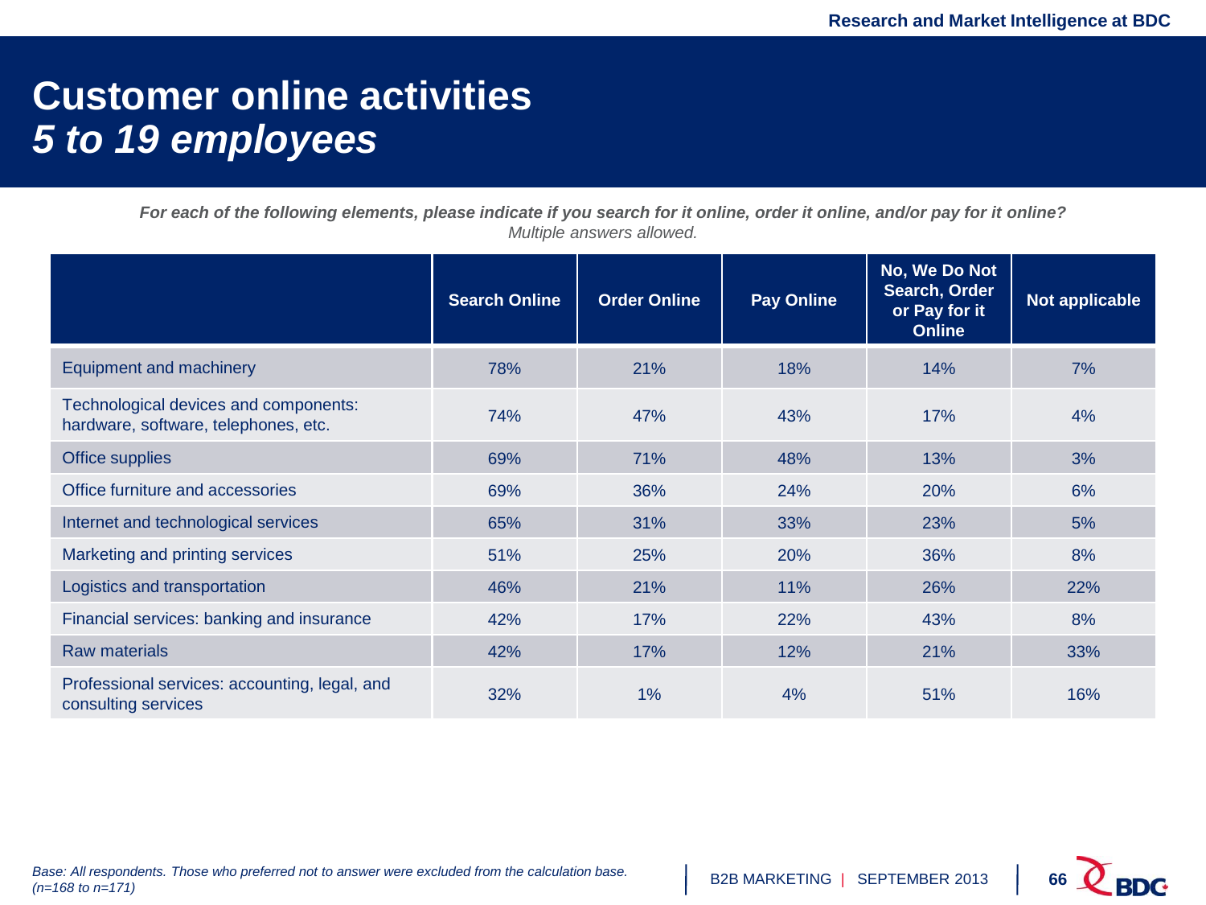# Customer online activities
## *5 to 19 employees*

***For each of the following elements, please indicate if you search for it online, order it online, and/or pay for it online?***
*Multiple answers allowed.*

| | Search Online | Order Online | Pay Online | No, We Do Not Search, Order or Pay for it Online | Not applicable |
|---|---|---|---|---|---|
| Equipment and machinery | 78% | 21% | 18% | 14% | 7% |
| Technological devices and components: hardware, software, telephones, etc. | 74% | 47% | 43% | 17% | 4% |
| Office supplies | 69% | 71% | 48% | 13% | 3% |
| Office furniture and accessories | 69% | 36% | 24% | 20% | 6% |
| Internet and technological services | 65% | 31% | 33% | 23% | 5% |
| Marketing and printing services | 51% | 25% | 20% | 36% | 8% |
| Logistics and transportation | 46% | 21% | 11% | 26% | 22% |
| Financial services: banking and insurance | 42% | 17% | 22% | 43% | 8% |
| Raw materials | 42% | 17% | 12% | 21% | 33% |
| Professional services: accounting, legal, and consulting services | 32% | 1% | 4% | 51% | 16% |

*Base: All respondents. Those who preferred not to answer were excluded from the calculation base. (n=168 to n=171)*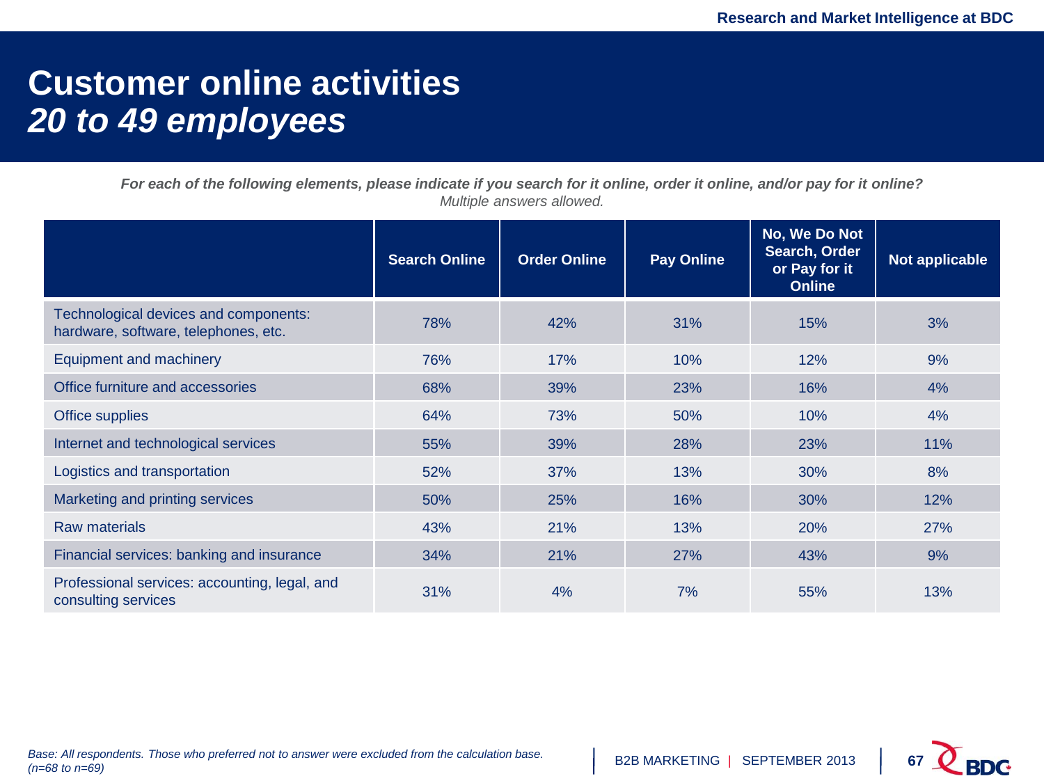# Customer online activities
## *20 to 49 employees*

***For each of the following elements, please indicate if you search for it online, order it online, and/or pay for it online?***
*Multiple answers allowed.*

| | Search Online | Order Online | Pay Online | No, We Do Not Search, Order or Pay for it Online | Not applicable |
|---|---|---|---|---|---|
| Technological devices and components: hardware, software, telephones, etc. | 78% | 42% | 31% | 15% | 3% |
| Equipment and machinery | 76% | 17% | 10% | 12% | 9% |
| Office furniture and accessories | 68% | 39% | 23% | 16% | 4% |
| Office supplies | 64% | 73% | 50% | 10% | 4% |
| Internet and technological services | 55% | 39% | 28% | 23% | 11% |
| Logistics and transportation | 52% | 37% | 13% | 30% | 8% |
| Marketing and printing services | 50% | 25% | 16% | 30% | 12% |
| Raw materials | 43% | 21% | 13% | 20% | 27% |
| Financial services: banking and insurance | 34% | 21% | 27% | 43% | 9% |
| Professional services: accounting, legal, and consulting services | 31% | 4% | 7% | 55% | 13% |

*Base: All respondents. Those who preferred not to answer were excluded from the calculation base. (n=68 to n=69)*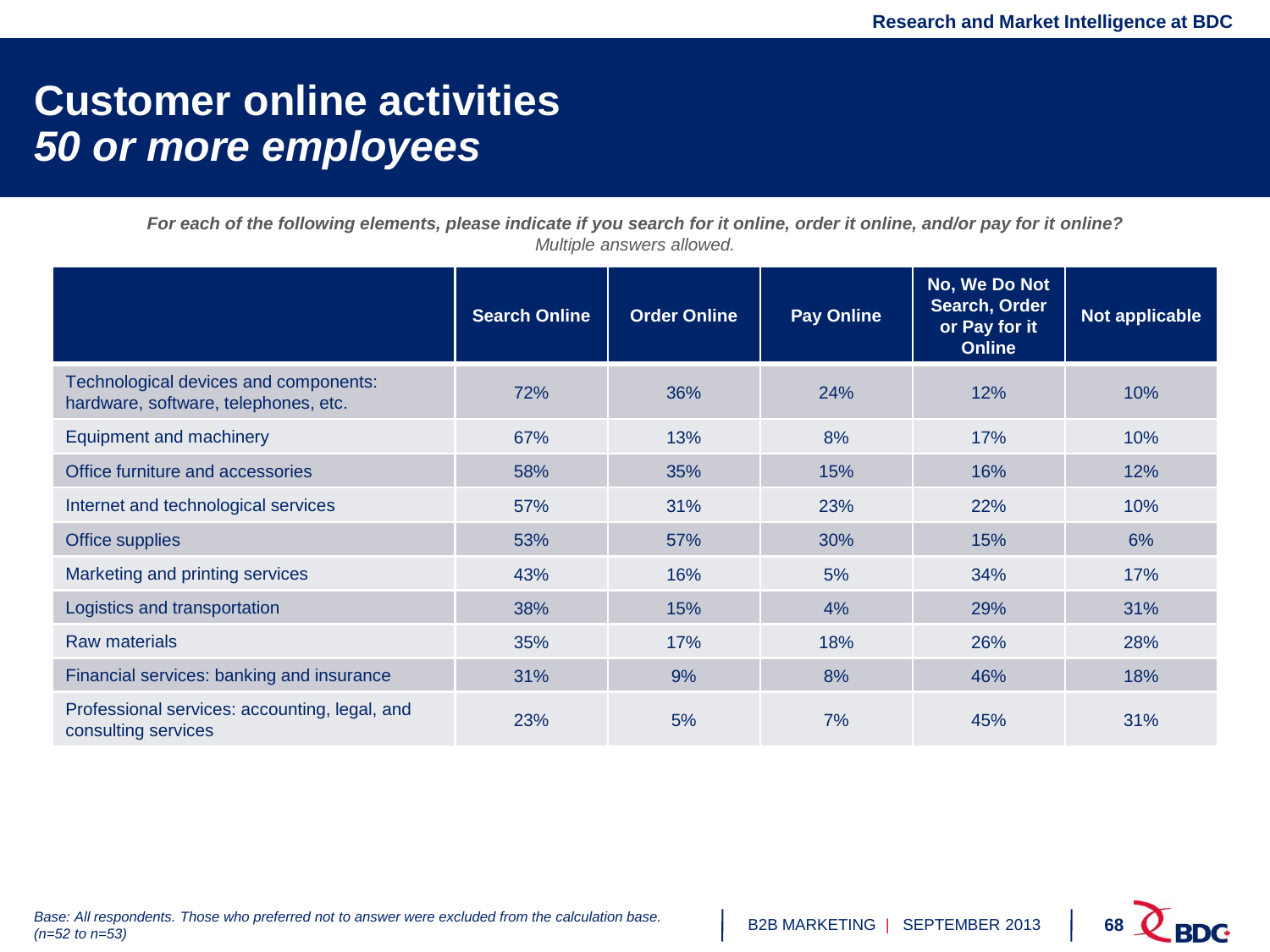# Customer online activities
## *50 or more employees*

***For each of the following elements, please indicate if you search for it online, order it online, and/or pay for it online?***
*Multiple answers allowed.*

| | Search Online | Order Online | Pay Online | No, We Do Not Search, Order or Pay for it Online | Not applicable |
|---|---|---|---|---|---|
| Technological devices and components: hardware, software, telephones, etc. | 72% | 36% | 24% | 12% | 10% |
| Equipment and machinery | 67% | 13% | 8% | 17% | 10% |
| Office furniture and accessories | 58% | 35% | 15% | 16% | 12% |
| Internet and technological services | 57% | 31% | 23% | 22% | 10% |
| Office supplies | 53% | 57% | 30% | 15% | 6% |
| Marketing and printing services | 43% | 16% | 5% | 34% | 17% |
| Logistics and transportation | 38% | 15% | 4% | 29% | 31% |
| Raw materials | 35% | 17% | 18% | 26% | 28% |
| Financial services: banking and insurance | 31% | 9% | 8% | 46% | 18% |
| Professional services: accounting, legal, and consulting services | 23% | 5% | 7% | 45% | 31% |

*Base: All respondents. Those who preferred not to answer were excluded from the calculation base. (n=52 to n=53)*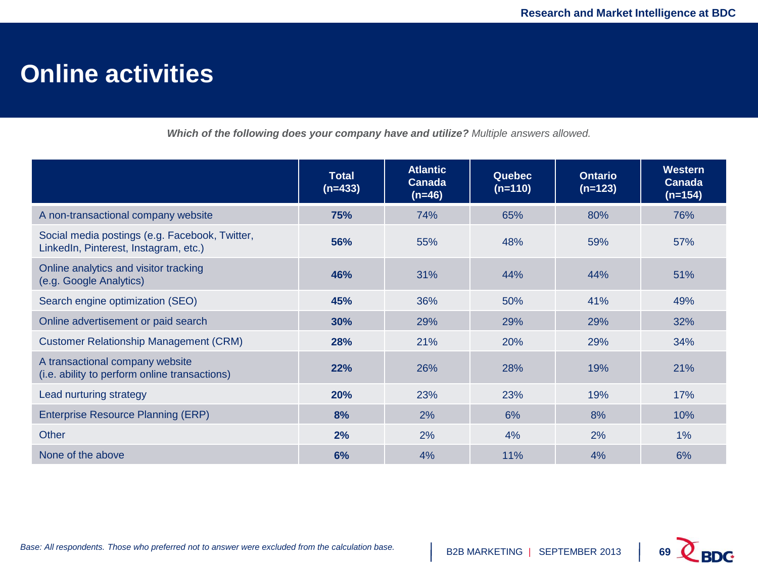# Online activities

***Which of the following does your company have and utilize?*** *Multiple answers allowed.*

| | Total (n=433) | Atlantic Canada (n=46) | Quebec (n=110) | Ontario (n=123) | Western Canada (n=154) |
|---|---|---|---|---|---|
| A non-transactional company website | **75%** | 74% | 65% | 80% | 76% |
| Social media postings (e.g. Facebook, Twitter, LinkedIn, Pinterest, Instagram, etc.) | **56%** | 55% | 48% | 59% | 57% |
| Online analytics and visitor tracking (e.g. Google Analytics) | **46%** | 31% | 44% | 44% | 51% |
| Search engine optimization (SEO) | **45%** | 36% | 50% | 41% | 49% |
| Online advertisement or paid search | **30%** | 29% | 29% | 29% | 32% |
| Customer Relationship Management (CRM) | **28%** | 21% | 20% | 29% | 34% |
| A transactional company website (i.e. ability to perform online transactions) | **22%** | 26% | 28% | 19% | 21% |
| Lead nurturing strategy | **20%** | 23% | 23% | 19% | 17% |
| Enterprise Resource Planning (ERP) | **8%** | 2% | 6% | 8% | 10% |
| Other | **2%** | 2% | 4% | 2% | 1% |
| None of the above | **6%** | 4% | 11% | 4% | 6% |

*Base: All respondents. Those who preferred not to answer were excluded from the calculation base.*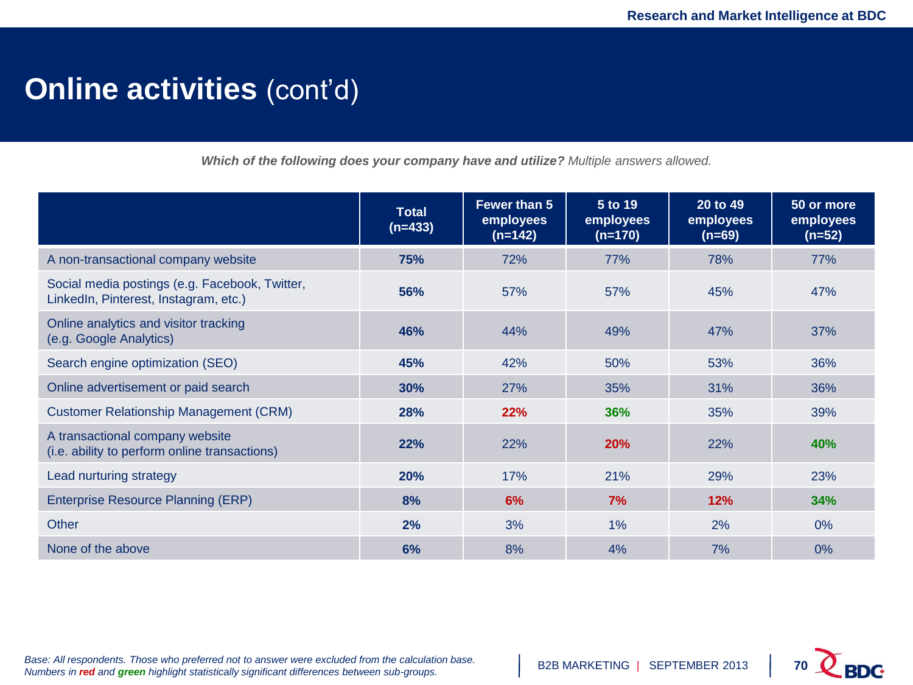# **Online activities** (cont'd)

***Which of the following does your company have and utilize?*** *Multiple answers allowed.*

| | Total (n=433) | Fewer than 5 employees (n=142) | 5 to 19 employees (n=170) | 20 to 49 employees (n=69) | 50 or more employees (n=52) |
|---|---|---|---|---|---|
| A non-transactional company website | **75%** | 72% | 77% | 78% | 77% |
| Social media postings (e.g. Facebook, Twitter, LinkedIn, Pinterest, Instagram, etc.) | **56%** | 57% | 57% | 45% | 47% |
| Online analytics and visitor tracking (e.g. Google Analytics) | **46%** | 44% | 49% | 47% | 37% |
| Search engine optimization (SEO) | **45%** | 42% | 50% | 53% | 36% |
| Online advertisement or paid search | **30%** | 27% | 35% | 31% | 36% |
| Customer Relationship Management (CRM) | **28%** | **22%** | **36%** | 35% | 39% |
| A transactional company website (i.e. ability to perform online transactions) | **22%** | 22% | **20%** | 22% | **40%** |
| Lead nurturing strategy | **20%** | 17% | 21% | 29% | 23% |
| Enterprise Resource Planning (ERP) | **8%** | **6%** | **7%** | **12%** | **34%** |
| Other | **2%** | 3% | 1% | 2% | 0% |
| None of the above | **6%** | 8% | 4% | 7% | 0% |

*Base: All respondents. Those who preferred not to answer were excluded from the calculation base.*
*Numbers in **red** and **green** highlight statistically significant differences between sub-groups.*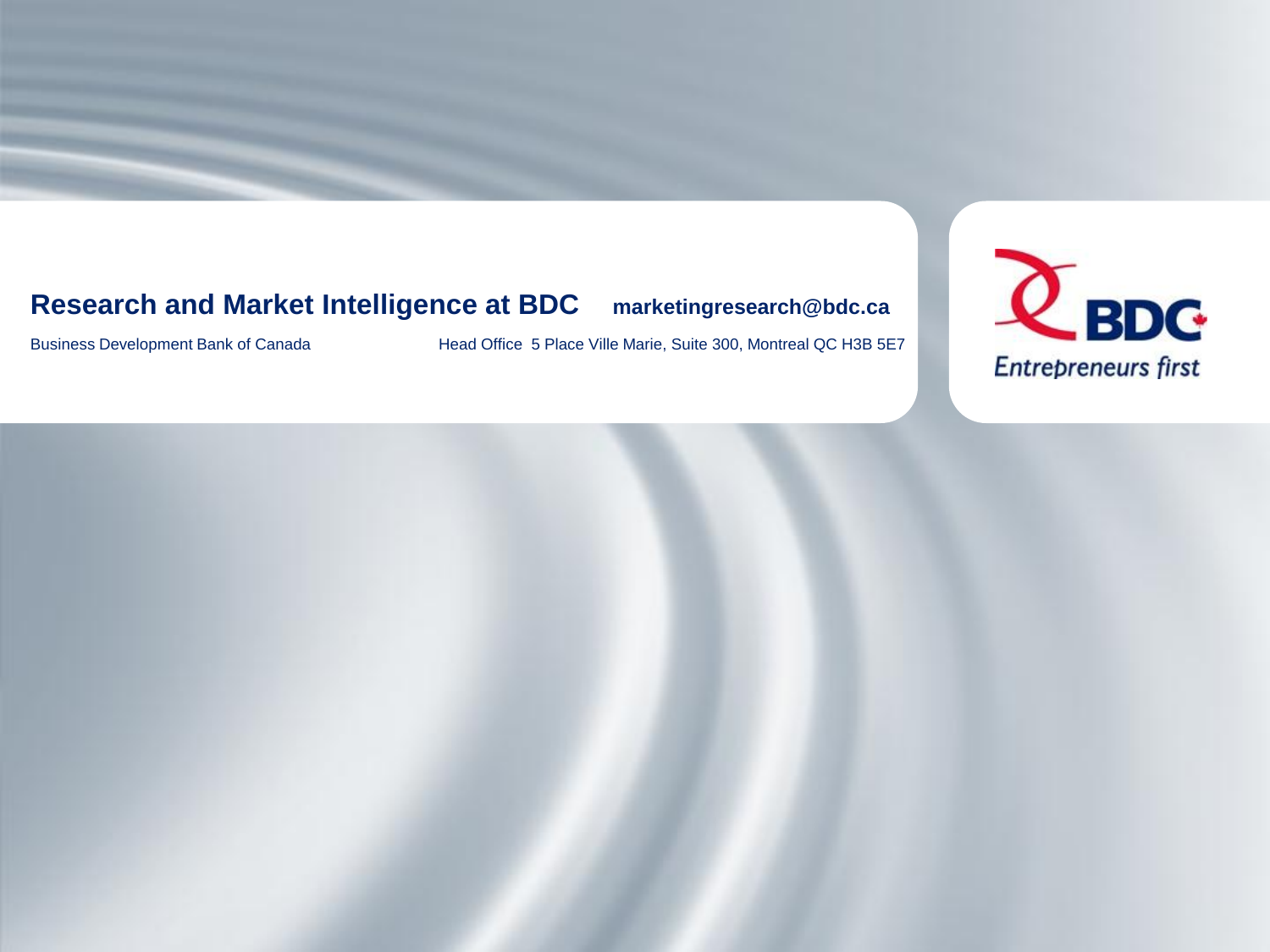**Research and Market Intelligence at BDC** **marketingresearch@bdc.ca**

Business Development Bank of Canada

Head Office 5 Place Ville Marie, Suite 300, Montreal QC H3B 5E7

BDC
Entrepreneurs first